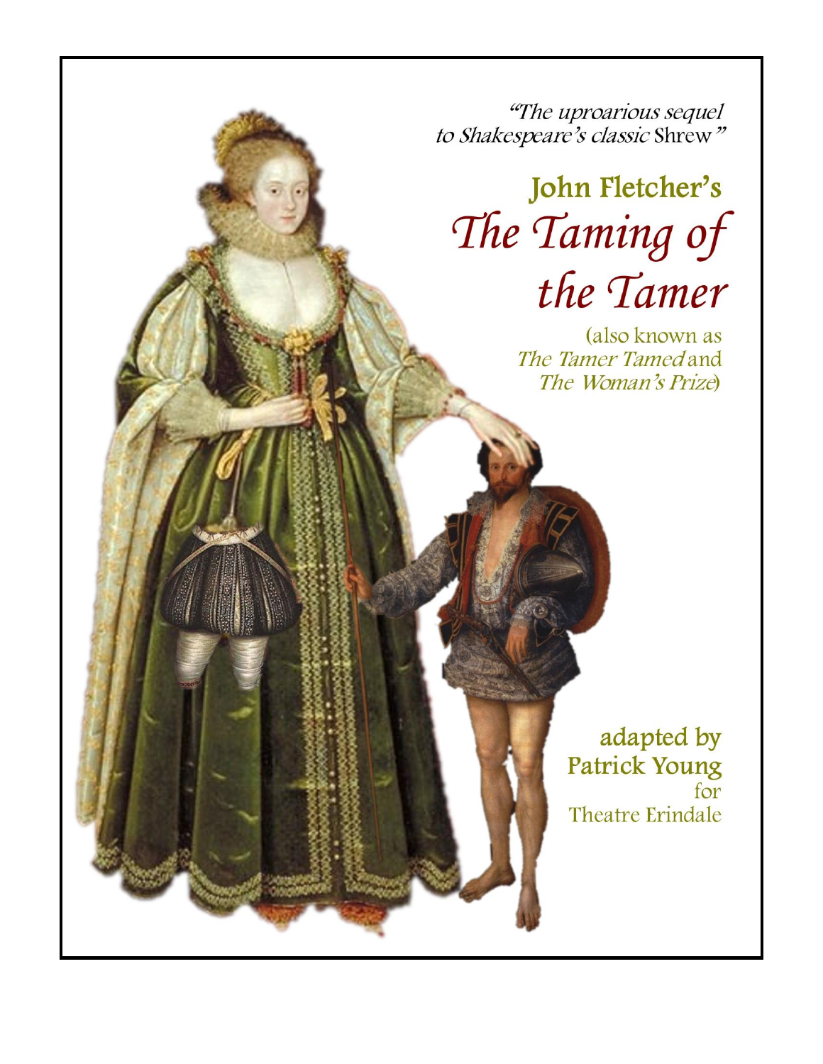*"The uproarious sequel to Shakespeare's classic* Shrew*"*

# John Fletcher's *The Taming of the Tamer*

(also known as *The Tamer Tamed* and *The Woman's Prize*)

adapted by
Patrick Young
for
Theatre Erindale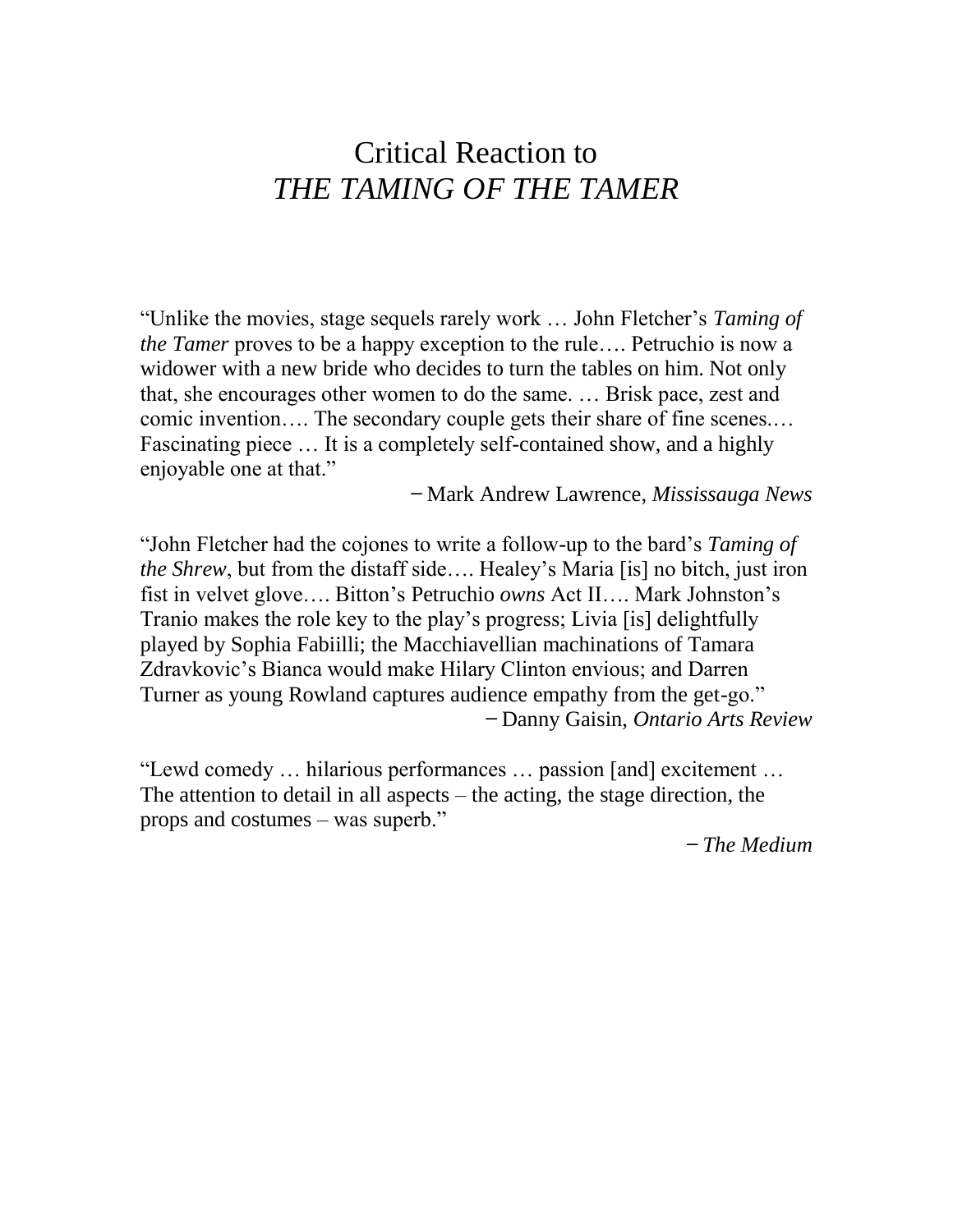# Critical Reaction to
# *THE TAMING OF THE TAMER*

"Unlike the movies, stage sequels rarely work … John Fletcher's *Taming of the Tamer* proves to be a happy exception to the rule…. Petruchio is now a widower with a new bride who decides to turn the tables on him. Not only that, she encourages other women to do the same. … Brisk pace, zest and comic invention…. The secondary couple gets their share of fine scenes.… Fascinating piece … It is a completely self-contained show, and a highly enjoyable one at that."

– Mark Andrew Lawrence, *Mississauga News*

"John Fletcher had the cojones to write a follow-up to the bard's *Taming of the Shrew*, but from the distaff side…. Healey's Maria [is] no bitch, just iron fist in velvet glove…. Bitton's Petruchio *owns* Act II…. Mark Johnston's Tranio makes the role key to the play's progress; Livia [is] delightfully played by Sophia Fabiilli; the Macchiavellian machinations of Tamara Zdravkovic's Bianca would make Hilary Clinton envious; and Darren Turner as young Rowland captures audience empathy from the get-go."

– Danny Gaisin, *Ontario Arts Review*

"Lewd comedy … hilarious performances … passion [and] excitement … The attention to detail in all aspects – the acting, the stage direction, the props and costumes – was superb."

– *The Medium*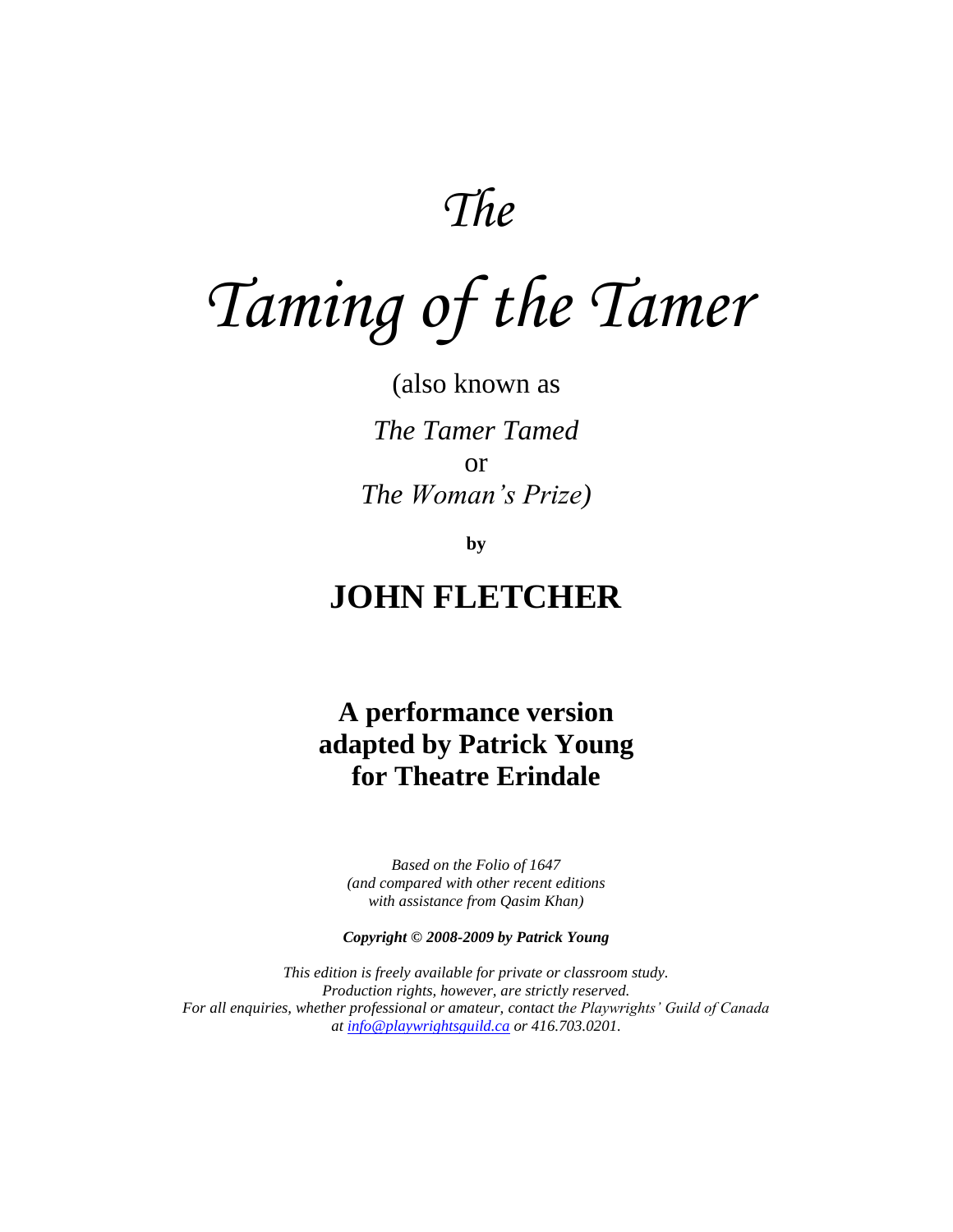# *The*

# *Taming of the Tamer*

(also known as

*The Tamer Tamed*

or

*The Woman's Prize)*

**by**

## JOHN FLETCHER

### A performance version adapted by Patrick Young for Theatre Erindale

*Based on the Folio of 1647*
*(and compared with other recent editions*
*with assistance from Qasim Khan)*

***Copyright © 2008-2009 by Patrick Young***

*This edition is freely available for private or classroom study.*
*Production rights, however, are strictly reserved.*
*For all enquiries, whether professional or amateur, contact the Playwrights' Guild of Canada*
*at info@playwrightsguild.ca or 416.703.0201.*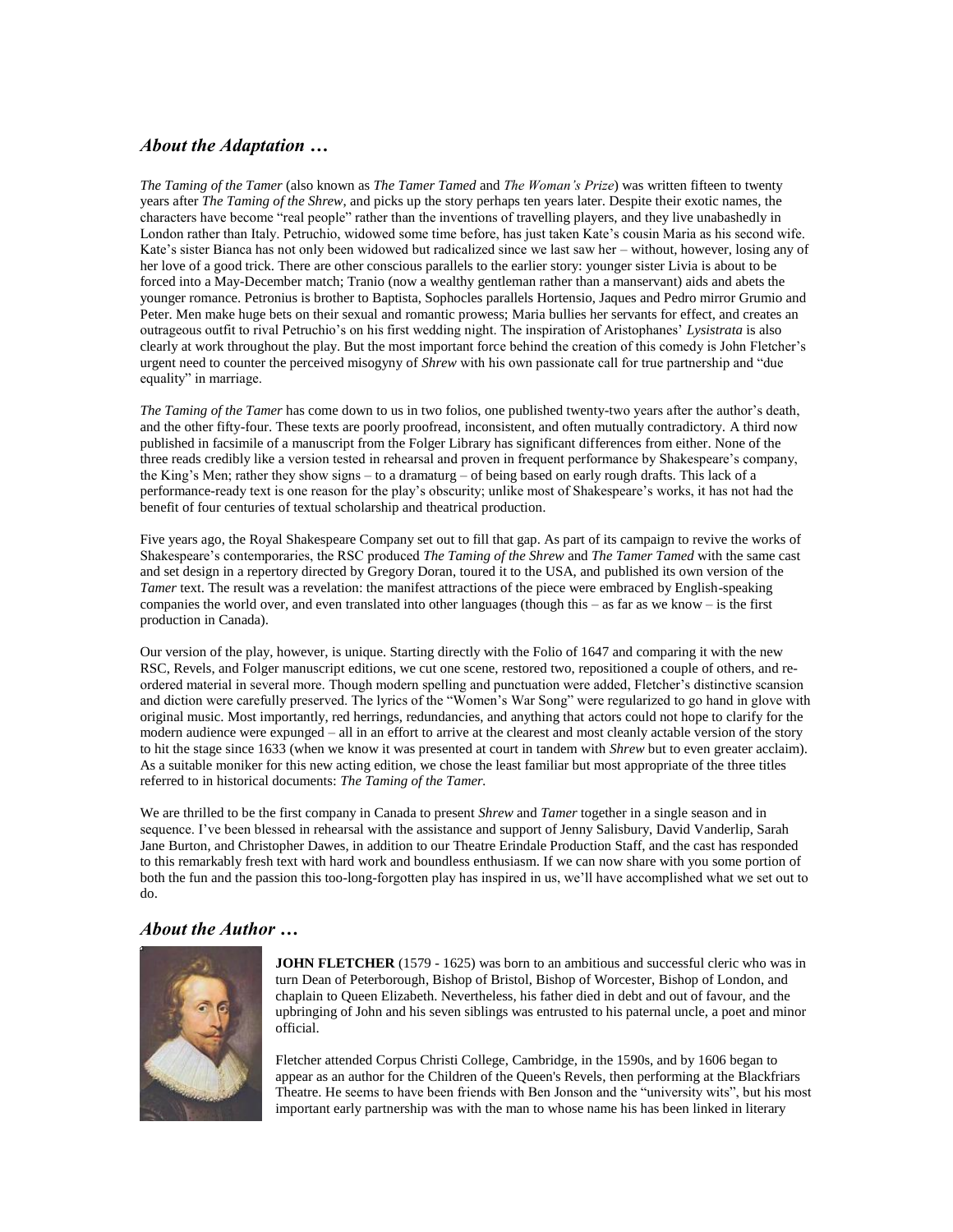## *About the Adaptation …*

*The Taming of the Tamer* (also known as *The Tamer Tamed* and *The Woman's Prize*) was written fifteen to twenty years after *The Taming of the Shrew*, and picks up the story perhaps ten years later. Despite their exotic names, the characters have become "real people" rather than the inventions of travelling players, and they live unabashedly in London rather than Italy. Petruchio, widowed some time before, has just taken Kate's cousin Maria as his second wife. Kate's sister Bianca has not only been widowed but radicalized since we last saw her – without, however, losing any of her love of a good trick. There are other conscious parallels to the earlier story: younger sister Livia is about to be forced into a May-December match; Tranio (now a wealthy gentleman rather than a manservant) aids and abets the younger romance. Petronius is brother to Baptista, Sophocles parallels Hortensio, Jaques and Pedro mirror Grumio and Peter. Men make huge bets on their sexual and romantic prowess; Maria bullies her servants for effect, and creates an outrageous outfit to rival Petruchio's on his first wedding night. The inspiration of Aristophanes' *Lysistrata* is also clearly at work throughout the play. But the most important force behind the creation of this comedy is John Fletcher's urgent need to counter the perceived misogyny of *Shrew* with his own passionate call for true partnership and "due equality" in marriage.

*The Taming of the Tamer* has come down to us in two folios, one published twenty-two years after the author's death, and the other fifty-four. These texts are poorly proofread, inconsistent, and often mutually contradictory. A third now published in facsimile of a manuscript from the Folger Library has significant differences from either. None of the three reads credibly like a version tested in rehearsal and proven in frequent performance by Shakespeare's company, the King's Men; rather they show signs – to a dramaturg – of being based on early rough drafts. This lack of a performance-ready text is one reason for the play's obscurity; unlike most of Shakespeare's works, it has not had the benefit of four centuries of textual scholarship and theatrical production.

Five years ago, the Royal Shakespeare Company set out to fill that gap. As part of its campaign to revive the works of Shakespeare's contemporaries, the RSC produced *The Taming of the Shrew* and *The Tamer Tamed* with the same cast and set design in a repertory directed by Gregory Doran, toured it to the USA, and published its own version of the *Tamer* text. The result was a revelation: the manifest attractions of the piece were embraced by English-speaking companies the world over, and even translated into other languages (though this – as far as we know – is the first production in Canada).

Our version of the play, however, is unique. Starting directly with the Folio of 1647 and comparing it with the new RSC, Revels, and Folger manuscript editions, we cut one scene, restored two, repositioned a couple of others, and re-ordered material in several more. Though modern spelling and punctuation were added, Fletcher's distinctive scansion and diction were carefully preserved. The lyrics of the "Women's War Song" were regularized to go hand in glove with original music. Most importantly, red herrings, redundancies, and anything that actors could not hope to clarify for the modern audience were expunged – all in an effort to arrive at the clearest and most cleanly actable version of the story to hit the stage since 1633 (when we know it was presented at court in tandem with *Shrew* but to even greater acclaim). As a suitable moniker for this new acting edition, we chose the least familiar but most appropriate of the three titles referred to in historical documents: *The Taming of the Tamer.*

We are thrilled to be the first company in Canada to present *Shrew* and *Tamer* together in a single season and in sequence. I've been blessed in rehearsal with the assistance and support of Jenny Salisbury, David Vanderlip, Sarah Jane Burton, and Christopher Dawes, in addition to our Theatre Erindale Production Staff, and the cast has responded to this remarkably fresh text with hard work and boundless enthusiasm. If we can now share with you some portion of both the fun and the passion this too-long-forgotten play has inspired in us, we'll have accomplished what we set out to do.

## *About the Author …*

**JOHN FLETCHER** (1579 - 1625) was born to an ambitious and successful cleric who was in turn Dean of Peterborough, Bishop of Bristol, Bishop of Worcester, Bishop of London, and chaplain to Queen Elizabeth. Nevertheless, his father died in debt and out of favour, and the upbringing of John and his seven siblings was entrusted to his paternal uncle, a poet and minor official.

Fletcher attended Corpus Christi College, Cambridge, in the 1590s, and by 1606 began to appear as an author for the Children of the Queen's Revels, then performing at the Blackfriars Theatre. He seems to have been friends with Ben Jonson and the "university wits", but his most important early partnership was with the man to whose name his has been linked in literary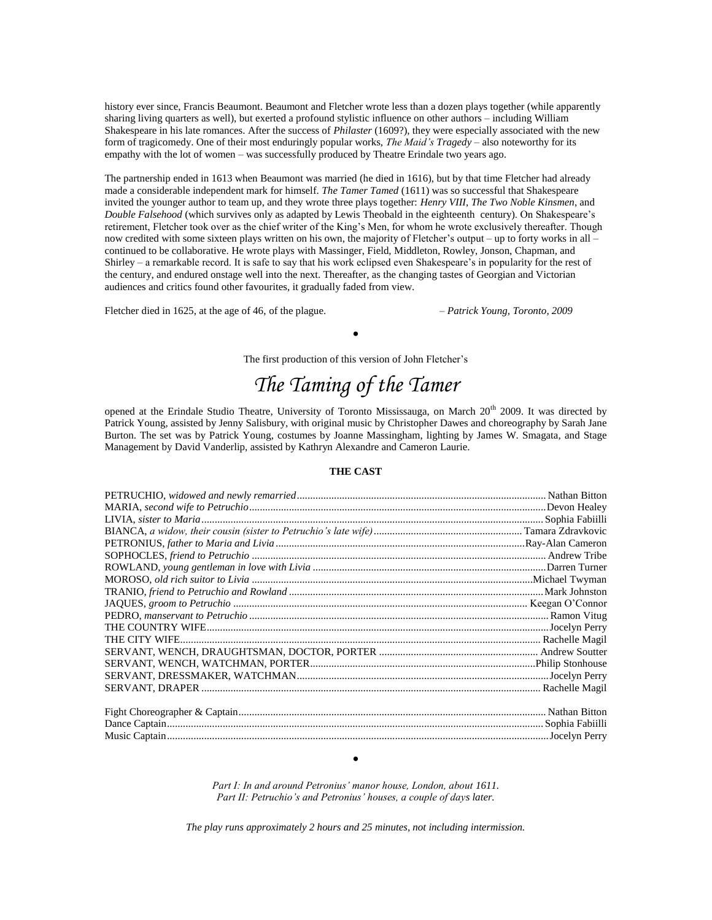history ever since, Francis Beaumont. Beaumont and Fletcher wrote less than a dozen plays together (while apparently sharing living quarters as well), but exerted a profound stylistic influence on other authors – including William Shakespeare in his late romances. After the success of *Philaster* (1609?), they were especially associated with the new form of tragicomedy. One of their most enduringly popular works, *The Maid's Tragedy* – also noteworthy for its empathy with the lot of women – was successfully produced by Theatre Erindale two years ago.

The partnership ended in 1613 when Beaumont was married (he died in 1616), but by that time Fletcher had already made a considerable independent mark for himself. *The Tamer Tamed* (1611) was so successful that Shakespeare invited the younger author to team up, and they wrote three plays together: *Henry VIII*, *The Two Noble Kinsmen*, and *Double Falsehood* (which survives only as adapted by Lewis Theobald in the eighteenth century). On Shakespeare's retirement, Fletcher took over as the chief writer of the King's Men, for whom he wrote exclusively thereafter. Though now credited with some sixteen plays written on his own, the majority of Fletcher's output – up to forty works in all – continued to be collaborative. He wrote plays with Massinger, Field, Middleton, Rowley, Jonson, Chapman, and Shirley – a remarkable record. It is safe to say that his work eclipsed even Shakespeare's in popularity for the rest of the century, and endured onstage well into the next. Thereafter, as the changing tastes of Georgian and Victorian audiences and critics found other favourites, it gradually faded from view.

Fletcher died in 1625, at the age of 46, of the plague. – *Patrick Young, Toronto, 2009*

•

The first production of this version of John Fletcher's

# *The Taming of the Tamer*

opened at the Erindale Studio Theatre, University of Toronto Mississauga, on March 20th 2009. It was directed by Patrick Young, assisted by Jenny Salisbury, with original music by Christopher Dawes and choreography by Sarah Jane Burton. The set was by Patrick Young, costumes by Joanne Massingham, lighting by James W. Smagata, and Stage Management by David Vanderlip, assisted by Kathryn Alexandre and Cameron Laurie.

**THE CAST**

| | |
|---|---|
| PETRUCHIO, *widowed and newly remarried* | Nathan Bitton |
| MARIA, *second wife to Petruchio* | Devon Healey |
| LIVIA, *sister to Maria* | Sophia Fabiilli |
| BIANCA, *a widow, their cousin (sister to Petruchio's late wife)* | Tamara Zdravkovic |
| PETRONIUS, *father to Maria and Livia* | Ray-Alan Cameron |
| SOPHOCLES, *friend to Petruchio* | Andrew Tribe |
| ROWLAND, *young gentleman in love with Livia* | Darren Turner |
| MOROSO, *old rich suitor to Livia* | Michael Twyman |
| TRANIO, *friend to Petruchio and Rowland* | Mark Johnston |
| JAQUES, *groom to Petruchio* | Keegan O'Connor |
| PEDRO, *manservant to Petruchio* | Ramon Vitug |
| THE COUNTRY WIFE | Jocelyn Perry |
| THE CITY WIFE | Rachelle Magil |
| SERVANT, WENCH, DRAUGHTSMAN, DOCTOR, PORTER | Andrew Soutter |
| SERVANT, WENCH, WATCHMAN, PORTER | Philip Stonhouse |
| SERVANT, DRESSMAKER, WATCHMAN | Jocelyn Perry |
| SERVANT, DRAPER | Rachelle Magil |
| | |
| Fight Choreographer & Captain | Nathan Bitton |
| Dance Captain | Sophia Fabiilli |
| Music Captain | Jocelyn Perry |

•

*Part I: In and around Petronius' manor house, London, about 1611.*
*Part II: Petruchio's and Petronius' houses, a couple of days later.*

*The play runs approximately 2 hours and 25 minutes, not including intermission.*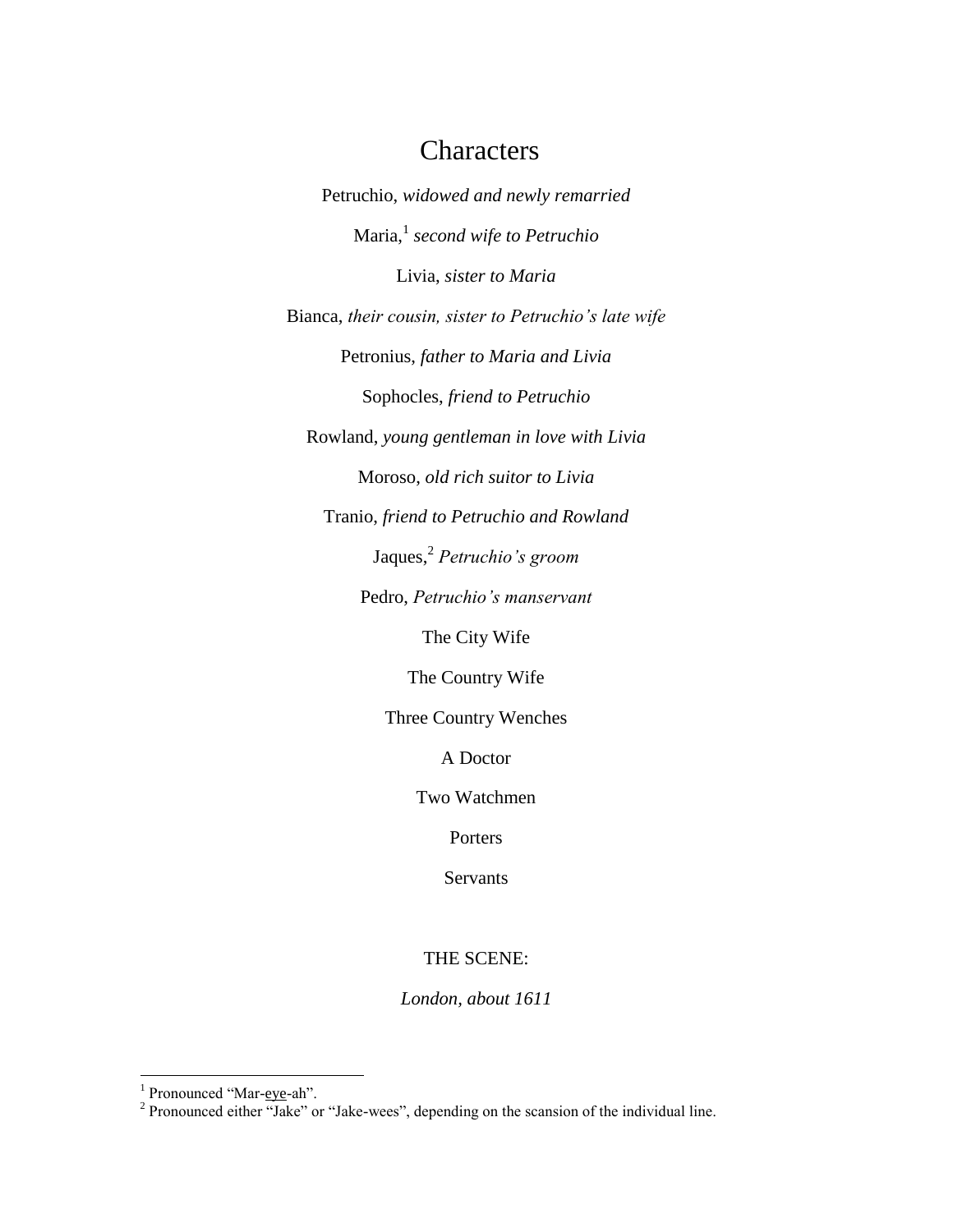# Characters

Petruchio, *widowed and newly remarried*

Maria,[1] *second wife to Petruchio*

Livia, *sister to Maria*

Bianca, *their cousin, sister to Petruchio's late wife*

Petronius, *father to Maria and Livia*

Sophocles, *friend to Petruchio*

Rowland, *young gentleman in love with Livia*

Moroso, *old rich suitor to Livia*

Tranio, *friend to Petruchio and Rowland*

Jaques,[2] *Petruchio's groom*

Pedro, *Petruchio's manservant*

The City Wife

The Country Wife

Three Country Wenches

A Doctor

Two Watchmen

Porters

Servants

THE SCENE:

*London, about 1611*

---

[1] Pronounced "Mar-eye-ah".

[2] Pronounced either "Jake" or "Jake-wees", depending on the scansion of the individual line.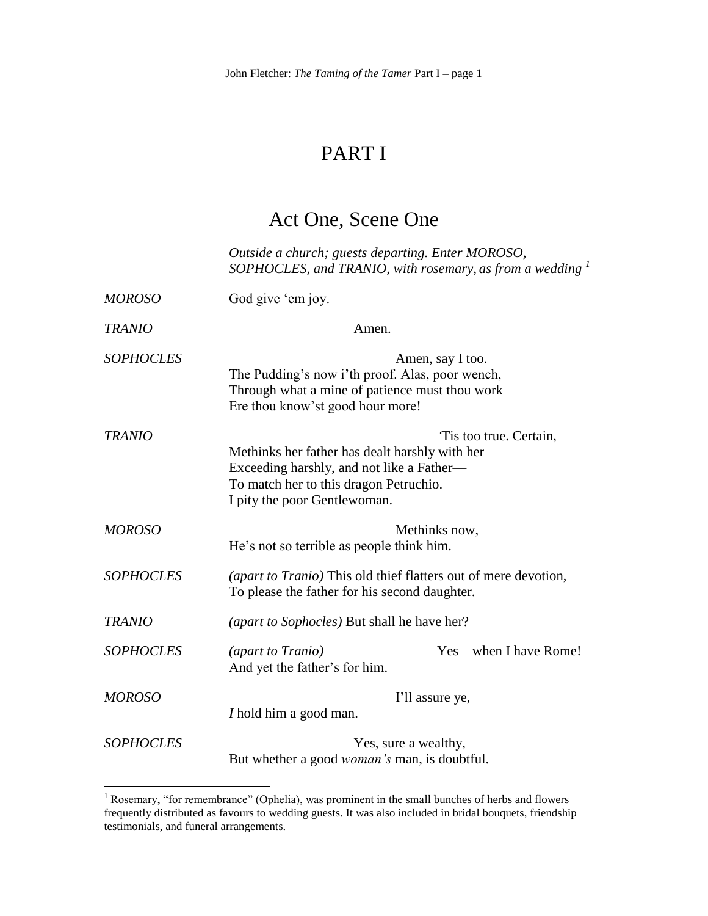# PART I

## Act One, Scene One

*Outside a church; guests departing. Enter MOROSO, SOPHOCLES, and TRANIO, with rosemary, as from a wedding* [1]

*MOROSO* — God give 'em joy.

*TRANIO* — Amen.

*SOPHOCLES* — Amen, say I too.
The Pudding's now i'th proof. Alas, poor wench,
Through what a mine of patience must thou work
Ere thou know'st good hour more!

*TRANIO* — 'Tis too true. Certain,
Methinks her father has dealt harshly with her—
Exceeding harshly, and not like a Father—
To match her to this dragon Petruchio.
I pity the poor Gentlewoman.

*MOROSO* — Methinks now,
He's not so terrible as people think him.

*SOPHOCLES* — *(apart to Tranio)* This old thief flatters out of mere devotion,
To please the father for his second daughter.

*TRANIO* — *(apart to Sophocles)* But shall he have her?

*SOPHOCLES* — *(apart to Tranio)* Yes—when I have Rome!
And yet the father's for him.

*MOROSO* — I'll assure ye,
*I* hold him a good man.

*SOPHOCLES* — Yes, sure a wealthy,
But whether a good *woman's* man, is doubtful.

---

[1] Rosemary, "for remembrance" (Ophelia), was prominent in the small bunches of herbs and flowers frequently distributed as favours to wedding guests. It was also included in bridal bouquets, friendship testimonials, and funeral arrangements.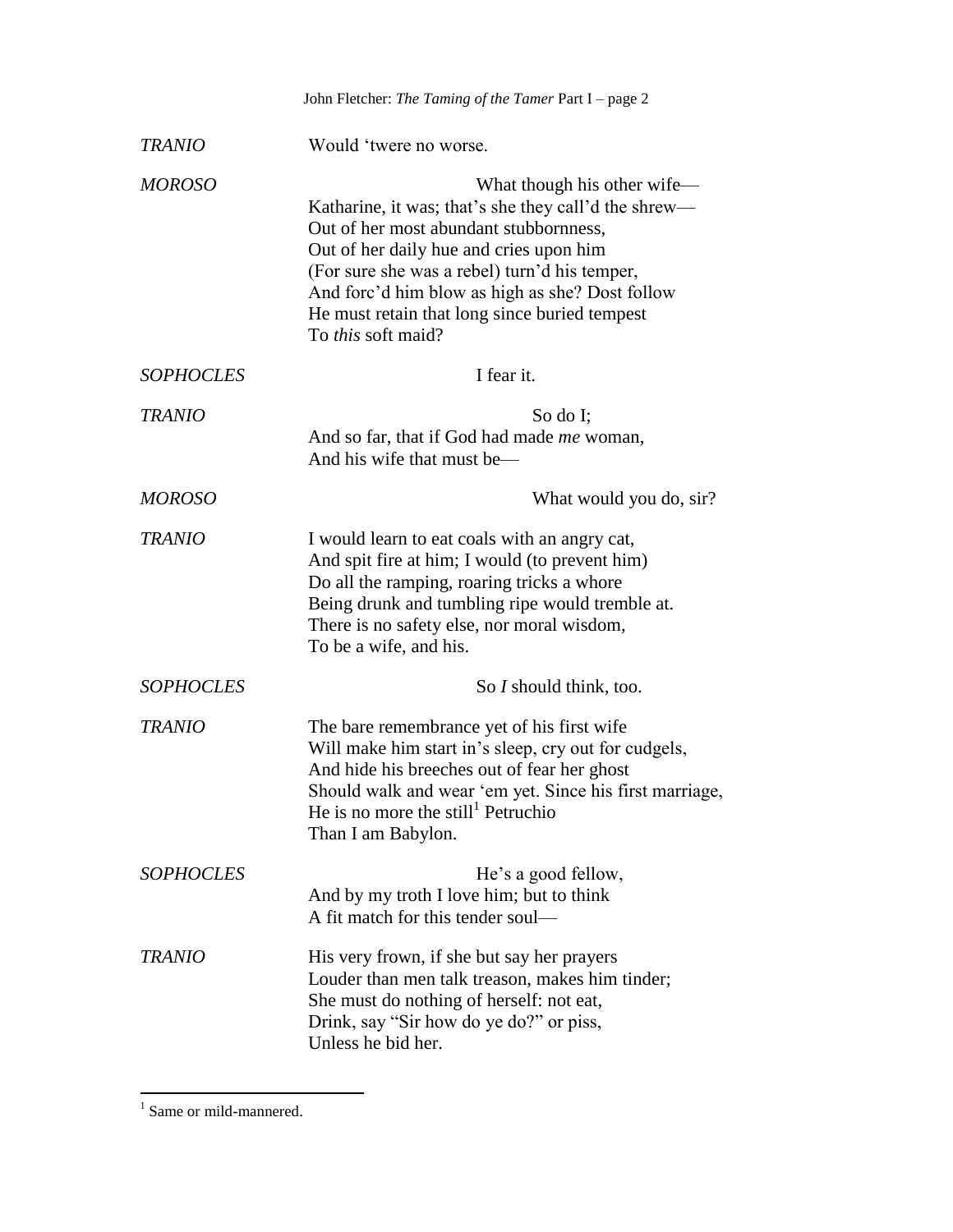*TRANIO* Would 'twere no worse.

*MOROSO* What though his other wife—
Katharine, it was; that's she they call'd the shrew—
Out of her most abundant stubbornness,
Out of her daily hue and cries upon him
(For sure she was a rebel) turn'd his temper,
And forc'd him blow as high as she? Dost follow
He must retain that long since buried tempest
To *this* soft maid?

*SOPHOCLES* I fear it.

*TRANIO* So do I;
And so far, that if God had made *me* woman,
And his wife that must be—

*MOROSO* What would you do, sir?

*TRANIO* I would learn to eat coals with an angry cat,
And spit fire at him; I would (to prevent him)
Do all the ramping, roaring tricks a whore
Being drunk and tumbling ripe would tremble at.
There is no safety else, nor moral wisdom,
To be a wife, and his.

*SOPHOCLES* So *I* should think, too.

*TRANIO* The bare remembrance yet of his first wife
Will make him start in's sleep, cry out for cudgels,
And hide his breeches out of fear her ghost
Should walk and wear 'em yet. Since his first marriage,
He is no more the still[1] Petruchio
Than I am Babylon.

*SOPHOCLES* He's a good fellow,
And by my troth I love him; but to think
A fit match for this tender soul—

*TRANIO* His very frown, if she but say her prayers
Louder than men talk treason, makes him tinder;
She must do nothing of herself: not eat,
Drink, say "Sir how do ye do?" or piss,
Unless he bid her.

---

[1] Same or mild-mannered.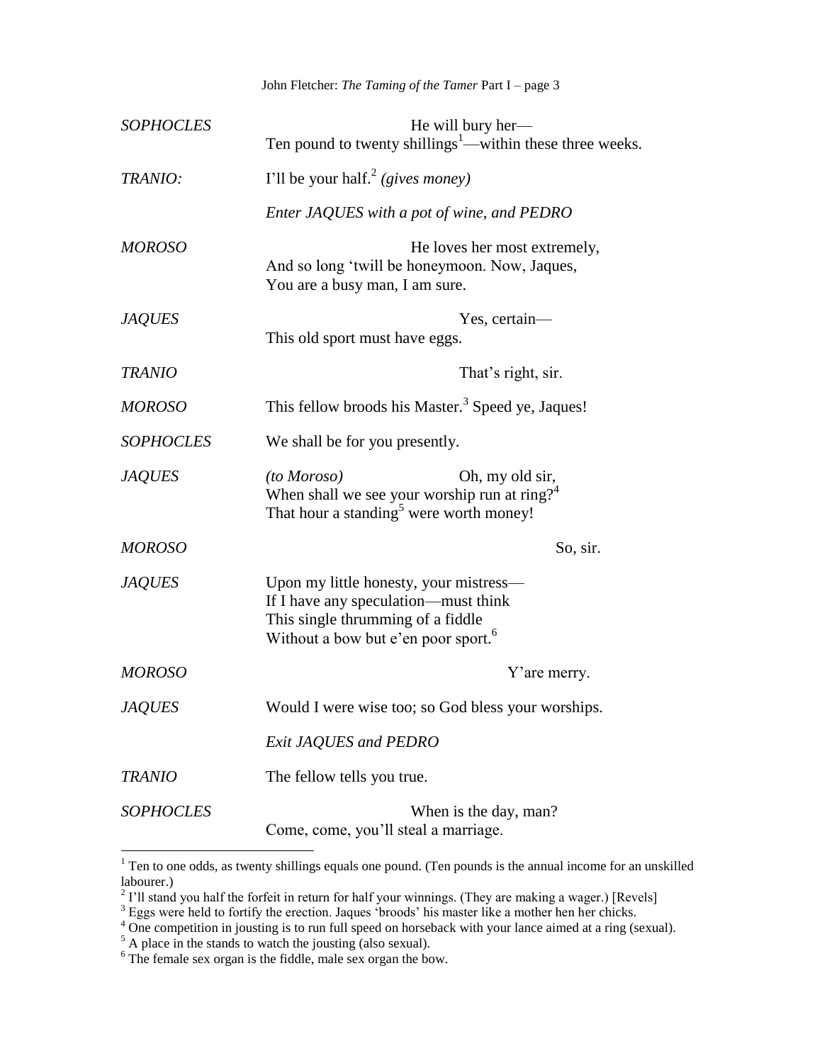*SOPHOCLES* He will bury her—
Ten pound to twenty shillings[1]—within these three weeks.

*TRANIO:* I'll be your half.[2] *(gives money)*

*Enter JAQUES with a pot of wine, and PEDRO*

*MOROSO* He loves her most extremely,
And so long 'twill be honeymoon. Now, Jaques,
You are a busy man, I am sure.

*JAQUES* Yes, certain—
This old sport must have eggs.

*TRANIO* That's right, sir.

*MOROSO* This fellow broods his Master.[3] Speed ye, Jaques!

*SOPHOCLES* We shall be for you presently.

*JAQUES* *(to Moroso)* Oh, my old sir,
When shall we see your worship run at ring?[4]
That hour a standing[5] were worth money!

*MOROSO* So, sir.

*JAQUES* Upon my little honesty, your mistress—
If I have any speculation—must think
This single thrumming of a fiddle
Without a bow but e'en poor sport.[6]

*MOROSO* Y'are merry.

*JAQUES* Would I were wise too; so God bless your worships.

*Exit JAQUES and PEDRO*

*TRANIO* The fellow tells you true.

*SOPHOCLES* When is the day, man?
Come, come, you'll steal a marriage.

---

[1] Ten to one odds, as twenty shillings equals one pound. (Ten pounds is the annual income for an unskilled labourer.)

[2] I'll stand you half the forfeit in return for half your winnings. (They are making a wager.) [Revels]

[3] Eggs were held to fortify the erection. Jaques 'broods' his master like a mother hen her chicks.

[4] One competition in jousting is to run full speed on horseback with your lance aimed at a ring (sexual).

[5] A place in the stands to watch the jousting (also sexual).

[6] The female sex organ is the fiddle, male sex organ the bow.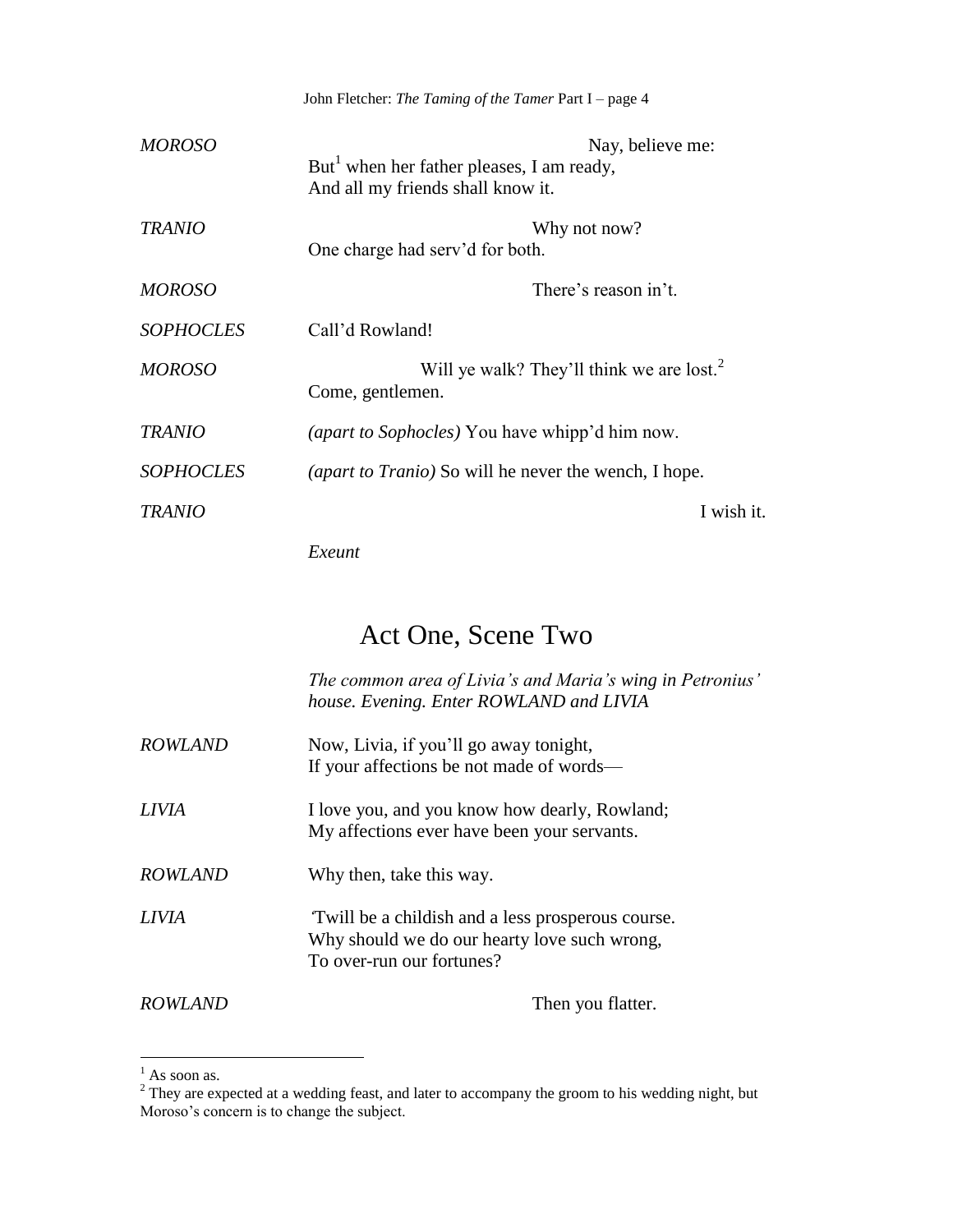*MOROSO* Nay, believe me:
But[1] when her father pleases, I am ready,
And all my friends shall know it.

*TRANIO* Why not now?
One charge had serv'd for both.

*MOROSO* There's reason in't.

*SOPHOCLES* Call'd Rowland!

*MOROSO* Will ye walk? They'll think we are lost.[2]
Come, gentlemen.

*TRANIO* *(apart to Sophocles)* You have whipp'd him now.

*SOPHOCLES* *(apart to Tranio)* So will he never the wench, I hope.

*TRANIO* I wish it.

*Exeunt*

## Act One, Scene Two

*The common area of Livia's and Maria's wing in Petronius' house. Evening. Enter ROWLAND and LIVIA*

*ROWLAND* Now, Livia, if you'll go away tonight,
If your affections be not made of words—

*LIVIA* I love you, and you know how dearly, Rowland;
My affections ever have been your servants.

*ROWLAND* Why then, take this way.

*LIVIA* 'Twill be a childish and a less prosperous course.
Why should we do our hearty love such wrong,
To over-run our fortunes?

*ROWLAND* Then you flatter.

---

[1] As soon as.

[2] They are expected at a wedding feast, and later to accompany the groom to his wedding night, but Moroso's concern is to change the subject.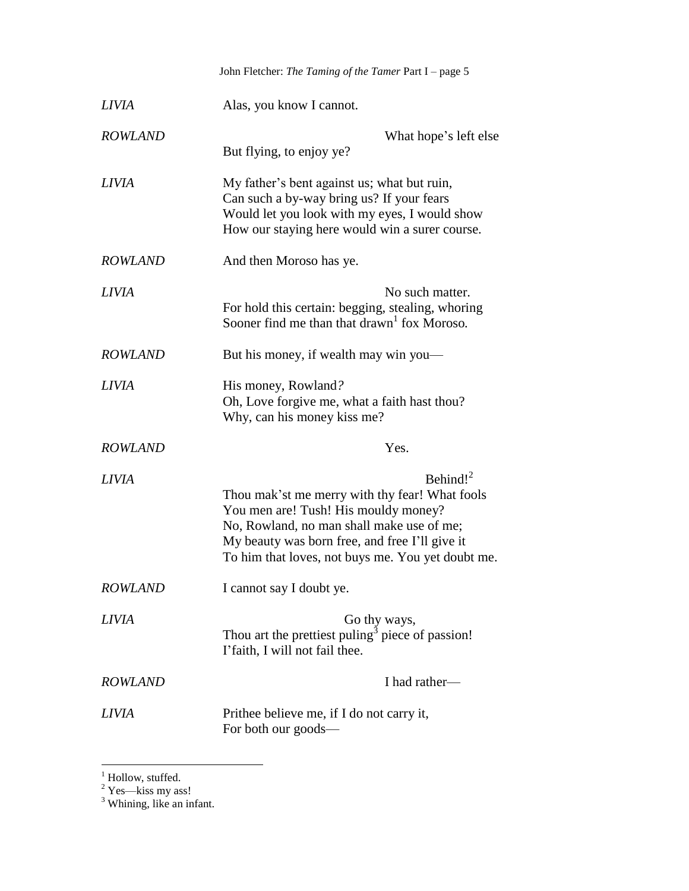*LIVIA* Alas, you know I cannot.

*ROWLAND* What hope's left else
But flying, to enjoy ye?

*LIVIA* My father's bent against us; what but ruin,
Can such a by-way bring us? If your fears
Would let you look with my eyes, I would show
How our staying here would win a surer course.

*ROWLAND* And then Moroso has ye.

*LIVIA* No such matter.
For hold this certain: begging, stealing, whoring
Sooner find me than that drawn[1] fox Moroso.

*ROWLAND* But his money, if wealth may win you—

*LIVIA* His money, Rowland?
Oh, Love forgive me, what a faith hast thou?
Why, can his money kiss me?

*ROWLAND* Yes.

*LIVIA* Behind![2]
Thou mak'st me merry with thy fear! What fools
You men are! Tush! His mouldy money?
No, Rowland, no man shall make use of me;
My beauty was born free, and free I'll give it
To him that loves, not buys me. You yet doubt me.

*ROWLAND* I cannot say I doubt ye.

*LIVIA* Go thy ways,
Thou art the prettiest puling[3] piece of passion!
I'faith, I will not fail thee.

*ROWLAND* I had rather—

*LIVIA* Prithee believe me, if I do not carry it,
For both our goods—

---

[1] Hollow, stuffed.
[2] Yes—kiss my ass!
[3] Whining, like an infant.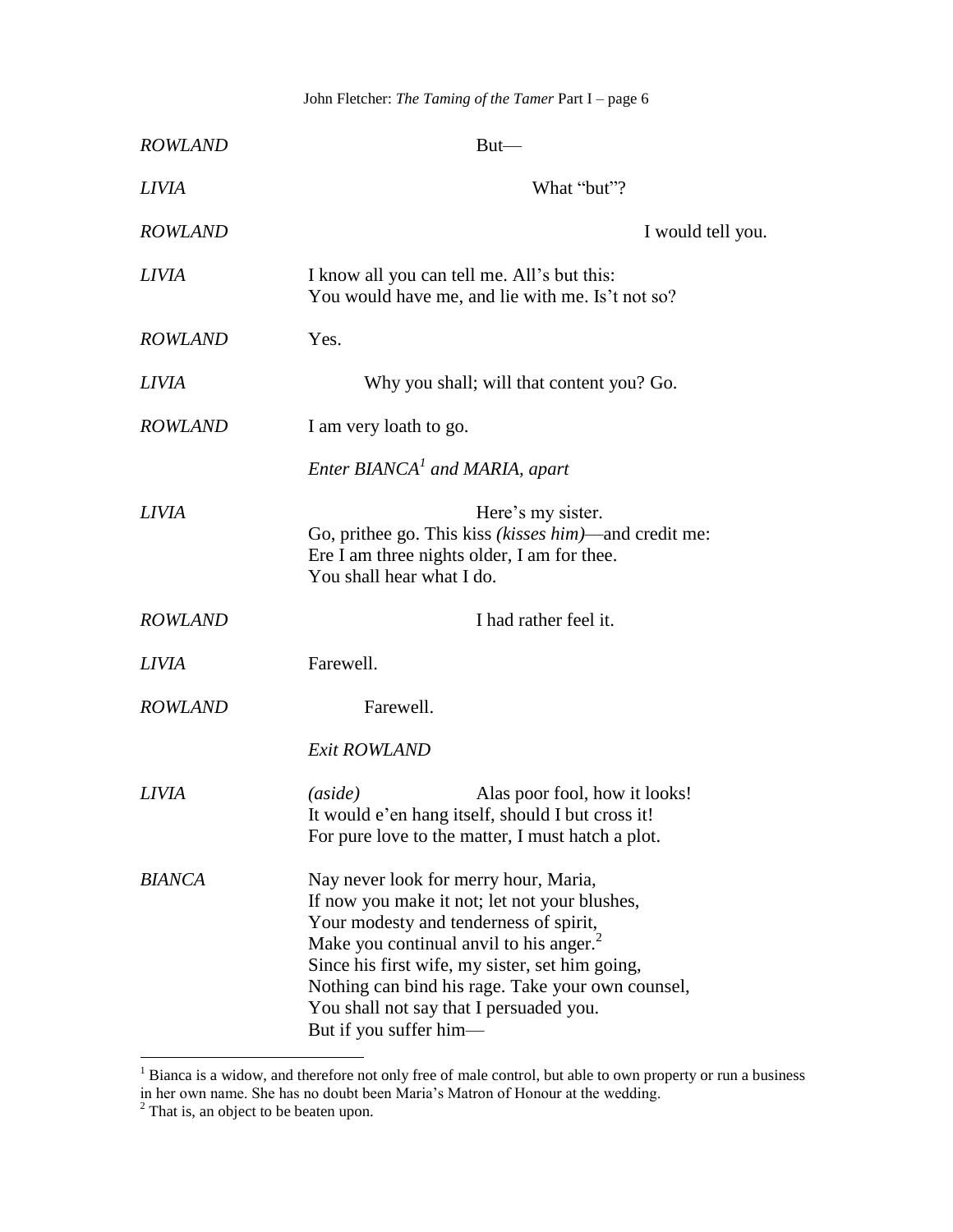**ROWLAND** But—

**LIVIA** What "but"?

**ROWLAND** I would tell you.

**LIVIA** I know all you can tell me. All's but this:
You would have me, and lie with me. Is't not so?

**ROWLAND** Yes.

**LIVIA** Why you shall; will that content you? Go.

**ROWLAND** I am very loath to go.

*Enter BIANCA[1] and MARIA, apart*

**LIVIA** Here's my sister.
Go, prithee go. This kiss *(kisses him)*—and credit me:
Ere I am three nights older, I am for thee.
You shall hear what I do.

**ROWLAND** I had rather feel it.

**LIVIA** Farewell.

**ROWLAND** Farewell.

*Exit ROWLAND*

**LIVIA** *(aside)* Alas poor fool, how it looks!
It would e'en hang itself, should I but cross it!
For pure love to the matter, I must hatch a plot.

**BIANCA** Nay never look for merry hour, Maria,
If now you make it not; let not your blushes,
Your modesty and tenderness of spirit,
Make you continual anvil to his anger.[2]
Since his first wife, my sister, set him going,
Nothing can bind his rage. Take your own counsel,
You shall not say that I persuaded you.
But if you suffer him—

---

[1] Bianca is a widow, and therefore not only free of male control, but able to own property or run a business in her own name. She has no doubt been Maria's Matron of Honour at the wedding.

[2] That is, an object to be beaten upon.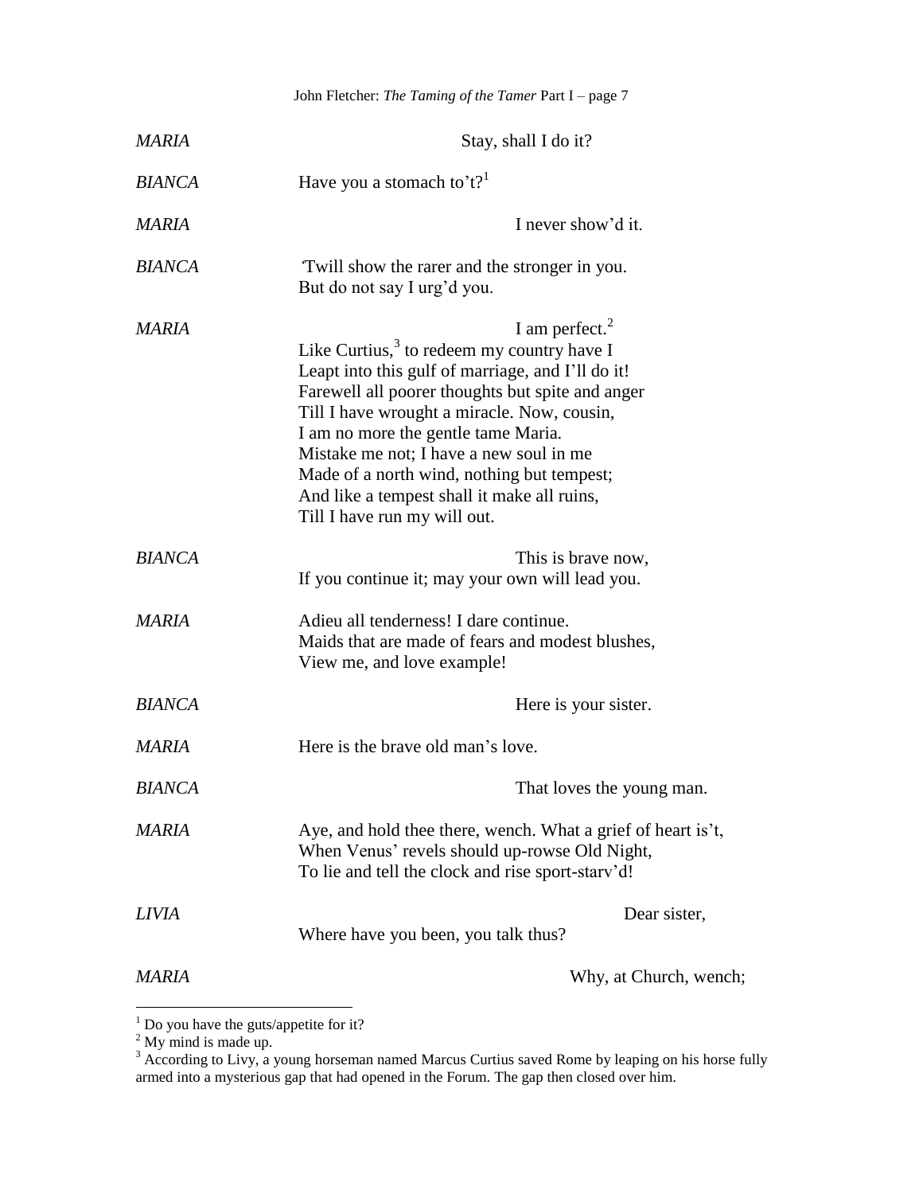*MARIA* Stay, shall I do it?

*BIANCA* Have you a stomach to't?[1]

*MARIA* I never show'd it.

*BIANCA* 'Twill show the rarer and the stronger in you.
But do not say I urg'd you.

*MARIA* I am perfect.[2]
Like Curtius,[3] to redeem my country have I
Leapt into this gulf of marriage, and I'll do it!
Farewell all poorer thoughts but spite and anger
Till I have wrought a miracle. Now, cousin,
I am no more the gentle tame Maria.
Mistake me not; I have a new soul in me
Made of a north wind, nothing but tempest;
And like a tempest shall it make all ruins,
Till I have run my will out.

*BIANCA* This is brave now,
If you continue it; may your own will lead you.

*MARIA* Adieu all tenderness! I dare continue.
Maids that are made of fears and modest blushes,
View me, and love example!

*BIANCA* Here is your sister.

*MARIA* Here is the brave old man's love.

*BIANCA* That loves the young man.

*MARIA* Aye, and hold thee there, wench. What a grief of heart is't,
When Venus' revels should up-rowse Old Night,
To lie and tell the clock and rise sport-starv'd!

*LIVIA* Dear sister,
Where have you been, you talk thus?

*MARIA* Why, at Church, wench;

---

[1] Do you have the guts/appetite for it?

[2] My mind is made up.

[3] According to Livy, a young horseman named Marcus Curtius saved Rome by leaping on his horse fully armed into a mysterious gap that had opened in the Forum. The gap then closed over him.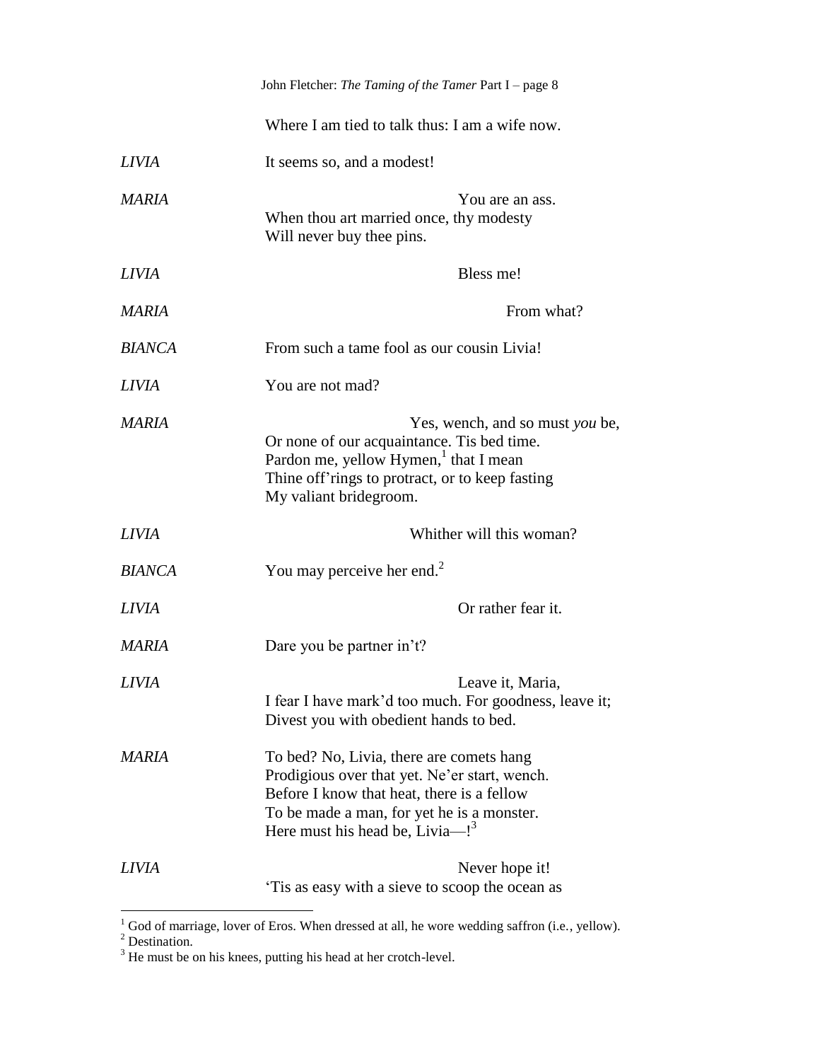Where I am tied to talk thus: I am a wife now.

*LIVIA* It seems so, and a modest!

*MARIA* You are an ass.
When thou art married once, thy modesty
Will never buy thee pins.

*LIVIA* Bless me!

*MARIA* From what?

*BIANCA* From such a tame fool as our cousin Livia!

*LIVIA* You are not mad?

*MARIA* Yes, wench, and so must *you* be,
Or none of our acquaintance. Tis bed time.
Pardon me, yellow Hymen,[1] that I mean
Thine off'rings to protract, or to keep fasting
My valiant bridegroom.

*LIVIA* Whither will this woman?

*BIANCA* You may perceive her end.[2]

*LIVIA* Or rather fear it.

*MARIA* Dare you be partner in't?

*LIVIA* Leave it, Maria,
I fear I have mark'd too much. For goodness, leave it;
Divest you with obedient hands to bed.

*MARIA* To bed? No, Livia, there are comets hang
Prodigious over that yet. Ne'er start, wench.
Before I know that heat, there is a fellow
To be made a man, for yet he is a monster.
Here must his head be, Livia—![3]

*LIVIA* Never hope it!
'Tis as easy with a sieve to scoop the ocean as

---

[1] God of marriage, lover of Eros. When dressed at all, he wore wedding saffron (i.e., yellow).

[2] Destination.

[3] He must be on his knees, putting his head at her crotch-level.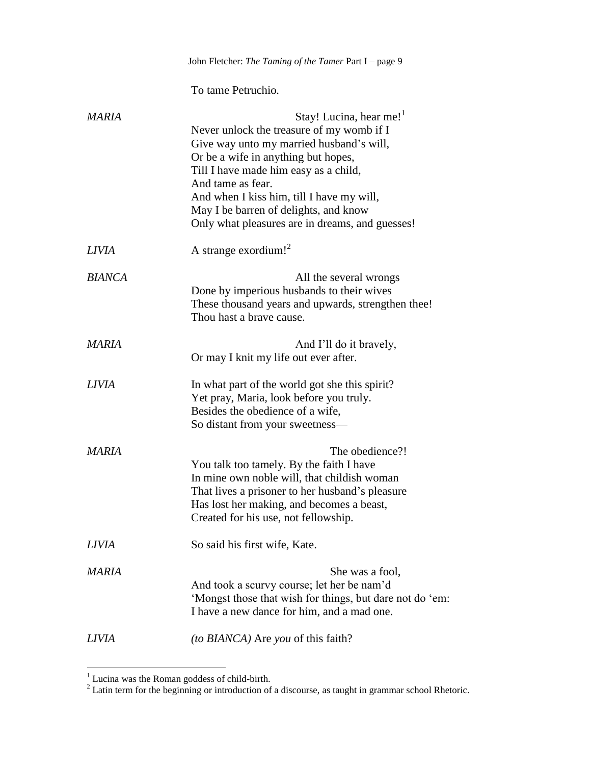To tame Petruchio.

*MARIA* Stay! Lucina, hear me![1]
Never unlock the treasure of my womb if I
Give way unto my married husband's will,
Or be a wife in anything but hopes,
Till I have made him easy as a child,
And tame as fear.
And when I kiss him, till I have my will,
May I be barren of delights, and know
Only what pleasures are in dreams, and guesses!

*LIVIA* A strange exordium![2]

*BIANCA* All the several wrongs
Done by imperious husbands to their wives
These thousand years and upwards, strengthen thee!
Thou hast a brave cause.

*MARIA* And I'll do it bravely,
Or may I knit my life out ever after.

*LIVIA* In what part of the world got she this spirit?
Yet pray, Maria, look before you truly.
Besides the obedience of a wife,
So distant from your sweetness—

*MARIA* The obedience?!
You talk too tamely. By the faith I have
In mine own noble will, that childish woman
That lives a prisoner to her husband's pleasure
Has lost her making, and becomes a beast,
Created for his use, not fellowship.

*LIVIA* So said his first wife, Kate.

*MARIA* She was a fool,
And took a scurvy course; let her be nam'd
'Mongst those that wish for things, but dare not do 'em:
I have a new dance for him, and a mad one.

*LIVIA* *(to BIANCA)* Are *you* of this faith?

---

[1] Lucina was the Roman goddess of child-birth.

[2] Latin term for the beginning or introduction of a discourse, as taught in grammar school Rhetoric.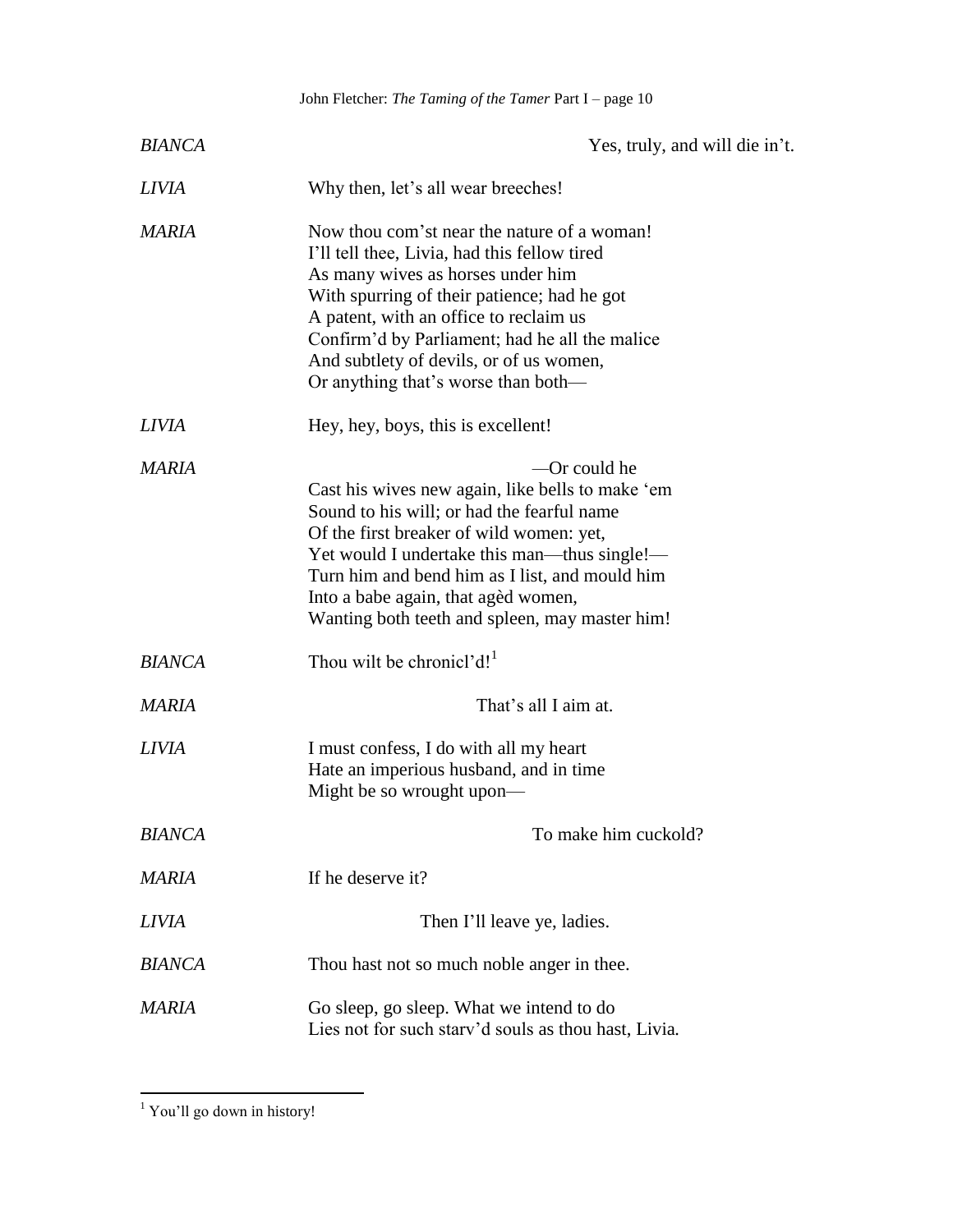*BIANCA* Yes, truly, and will die in't.

*LIVIA* Why then, let's all wear breeches!

*MARIA* Now thou com'st near the nature of a woman!
I'll tell thee, Livia, had this fellow tired
As many wives as horses under him
With spurring of their patience; had he got
A patent, with an office to reclaim us
Confirm'd by Parliament; had he all the malice
And subtlety of devils, or of us women,
Or anything that's worse than both—

*LIVIA* Hey, hey, boys, this is excellent!

*MARIA* —Or could he
Cast his wives new again, like bells to make 'em
Sound to his will; or had the fearful name
Of the first breaker of wild women: yet,
Yet would I undertake this man—thus single!—
Turn him and bend him as I list, and mould him
Into a babe again, that agèd women,
Wanting both teeth and spleen, may master him!

*BIANCA* Thou wilt be chronicl'd![1]

*MARIA* That's all I aim at.

*LIVIA* I must confess, I do with all my heart
Hate an imperious husband, and in time
Might be so wrought upon—

*BIANCA* To make him cuckold?

*MARIA* If he deserve it?

*LIVIA* Then I'll leave ye, ladies.

*BIANCA* Thou hast not so much noble anger in thee.

*MARIA* Go sleep, go sleep. What we intend to do
Lies not for such starv'd souls as thou hast, Livia.

---

[1] You'll go down in history!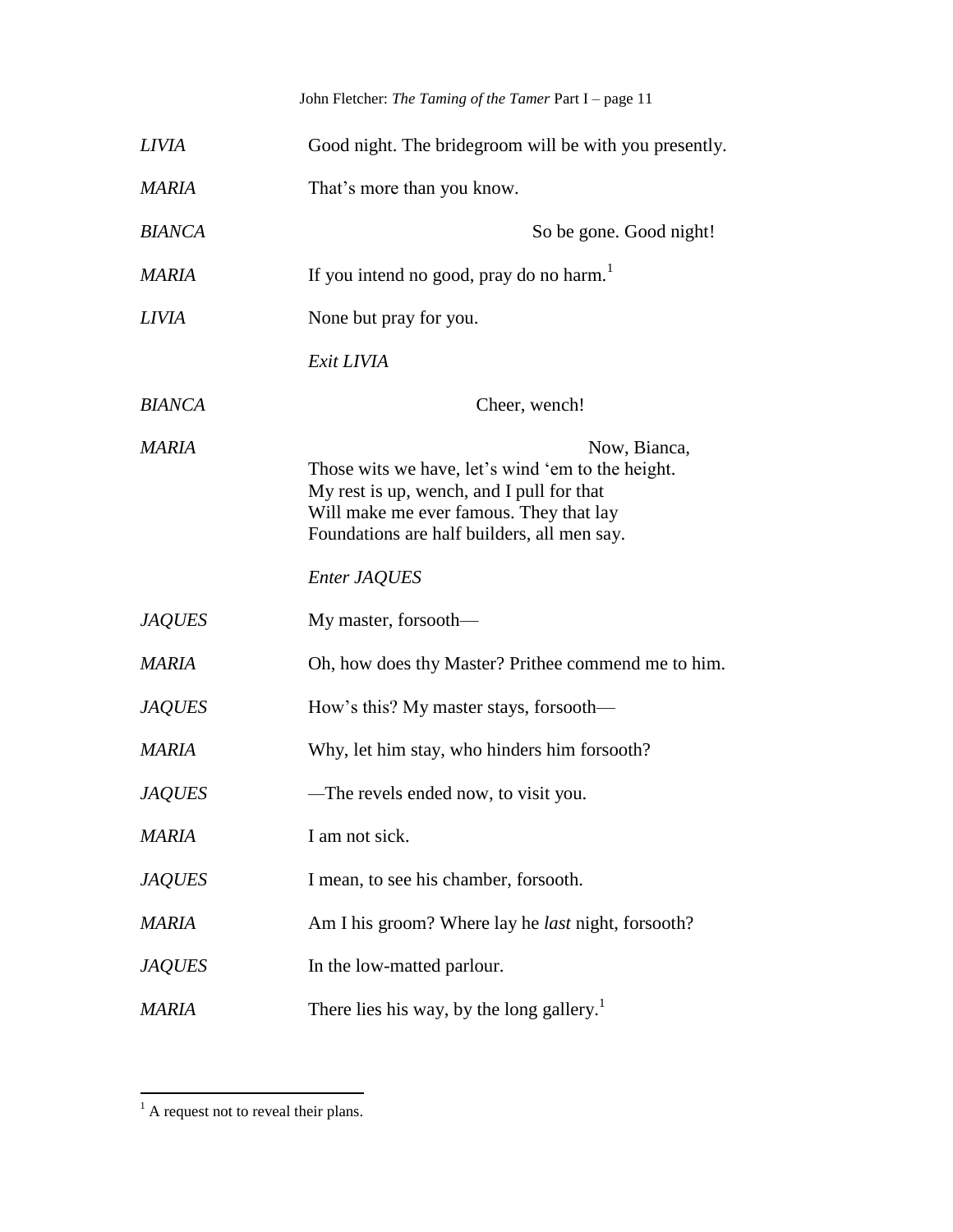*LIVIA* Good night. The bridegroom will be with you presently.

*MARIA* That's more than you know.

*BIANCA* So be gone. Good night!

*MARIA* If you intend no good, pray do no harm.[1]

*LIVIA* None but pray for you.

*Exit LIVIA*

*BIANCA* Cheer, wench!

*MARIA* Now, Bianca,
Those wits we have, let's wind 'em to the height.
My rest is up, wench, and I pull for that
Will make me ever famous. They that lay
Foundations are half builders, all men say.

*Enter JAQUES*

*JAQUES* My master, forsooth—

*MARIA* Oh, how does thy Master? Prithee commend me to him.

*JAQUES* How's this? My master stays, forsooth—

*MARIA* Why, let him stay, who hinders him forsooth?

*JAQUES* —The revels ended now, to visit you.

*MARIA* I am not sick.

*JAQUES* I mean, to see his chamber, forsooth.

*MARIA* Am I his groom? Where lay he *last* night, forsooth?

*JAQUES* In the low-matted parlour.

*MARIA* There lies his way, by the long gallery.[1]

---

[1] A request not to reveal their plans.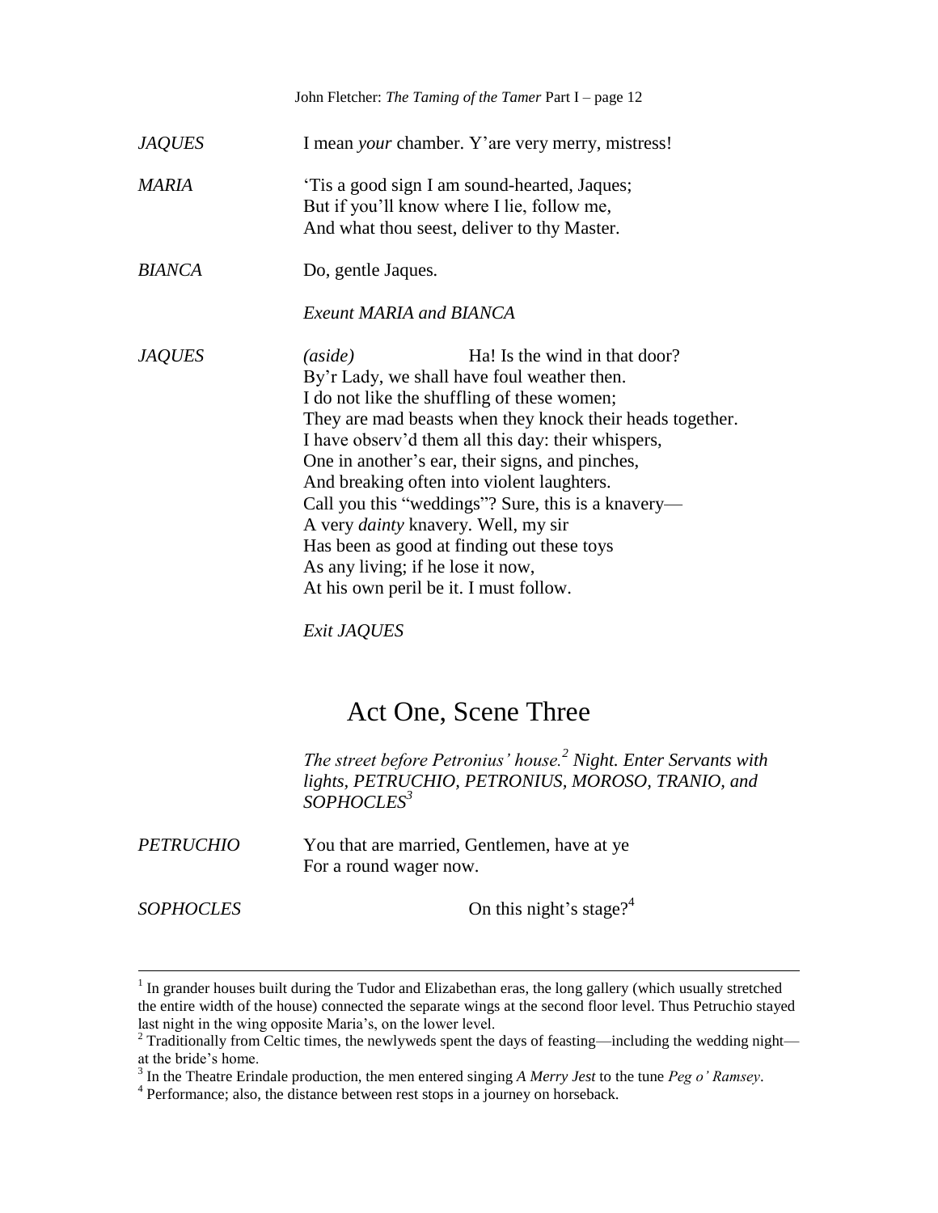*JAQUES* I mean *your* chamber. Y'are very merry, mistress!

*MARIA* 'Tis a good sign I am sound-hearted, Jaques;
But if you'll know where I lie, follow me,
And what thou seest, deliver to thy Master.

*BIANCA* Do, gentle Jaques.

*Exeunt MARIA and BIANCA*

*JAQUES* *(aside)* Ha! Is the wind in that door?
By'r Lady, we shall have foul weather then.
I do not like the shuffling of these women;
They are mad beasts when they knock their heads together.
I have observ'd them all this day: their whispers,
One in another's ear, their signs, and pinches,
And breaking often into violent laughters.
Call you this "weddings"? Sure, this is a knavery—
A very *dainty* knavery. Well, my sir
Has been as good at finding out these toys
As any living; if he lose it now,
At his own peril be it. I must follow.

*Exit JAQUES*

## Act One, Scene Three

*The street before Petronius' house.[2] Night. Enter Servants with lights, PETRUCHIO, PETRONIUS, MOROSO, TRANIO, and SOPHOCLES[3]*

*PETRUCHIO* You that are married, Gentlemen, have at ye
For a round wager now.

*SOPHOCLES* On this night's stage?[4]

---

[1] In grander houses built during the Tudor and Elizabethan eras, the long gallery (which usually stretched the entire width of the house) connected the separate wings at the second floor level. Thus Petruchio stayed last night in the wing opposite Maria's, on the lower level.

[2] Traditionally from Celtic times, the newlyweds spent the days of feasting—including the wedding night—at the bride's home.

[3] In the Theatre Erindale production, the men entered singing *A Merry Jest* to the tune *Peg o' Ramsey*.

[4] Performance; also, the distance between rest stops in a journey on horseback.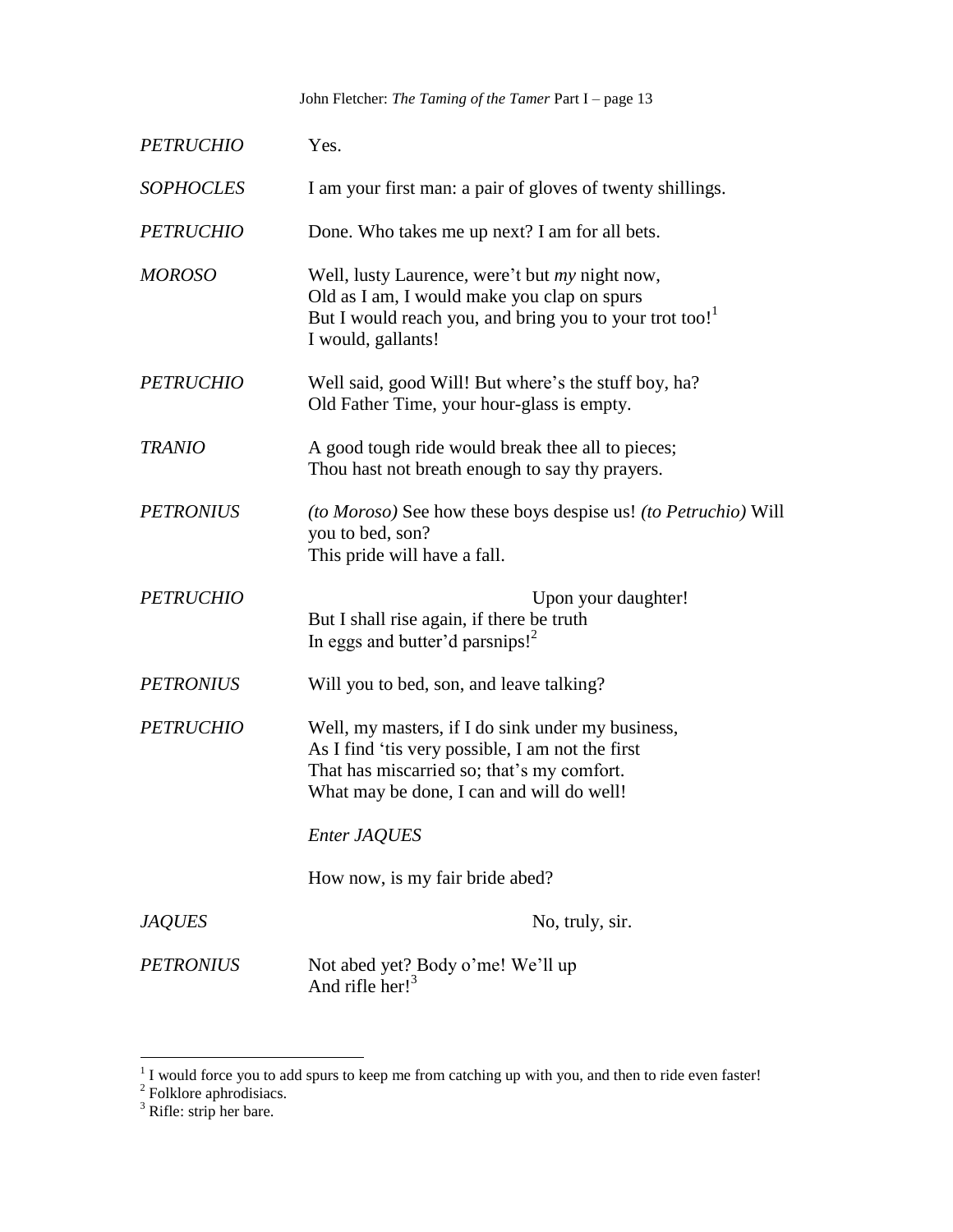*PETRUCHIO* Yes.

*SOPHOCLES* I am your first man: a pair of gloves of twenty shillings.

*PETRUCHIO* Done. Who takes me up next? I am for all bets.

*MOROSO* Well, lusty Laurence, were't but *my* night now,
Old as I am, I would make you clap on spurs
But I would reach you, and bring you to your trot too![1]
I would, gallants!

*PETRUCHIO* Well said, good Will! But where's the stuff boy, ha?
Old Father Time, your hour-glass is empty.

*TRANIO* A good tough ride would break thee all to pieces;
Thou hast not breath enough to say thy prayers.

*PETRONIUS* *(to Moroso)* See how these boys despise us! *(to Petruchio)* Will you to bed, son?
This pride will have a fall.

*PETRUCHIO* Upon your daughter!
But I shall rise again, if there be truth
In eggs and butter'd parsnips![2]

*PETRONIUS* Will you to bed, son, and leave talking?

*PETRUCHIO* Well, my masters, if I do sink under my business,
As I find 'tis very possible, I am not the first
That has miscarried so; that's my comfort.
What may be done, I can and will do well!

*Enter JAQUES*

How now, is my fair bride abed?

*JAQUES* No, truly, sir.

*PETRONIUS* Not abed yet? Body o'me! We'll up
And rifle her![3]

---

[1] I would force you to add spurs to keep me from catching up with you, and then to ride even faster!

[2] Folklore aphrodisiacs.

[3] Rifle: strip her bare.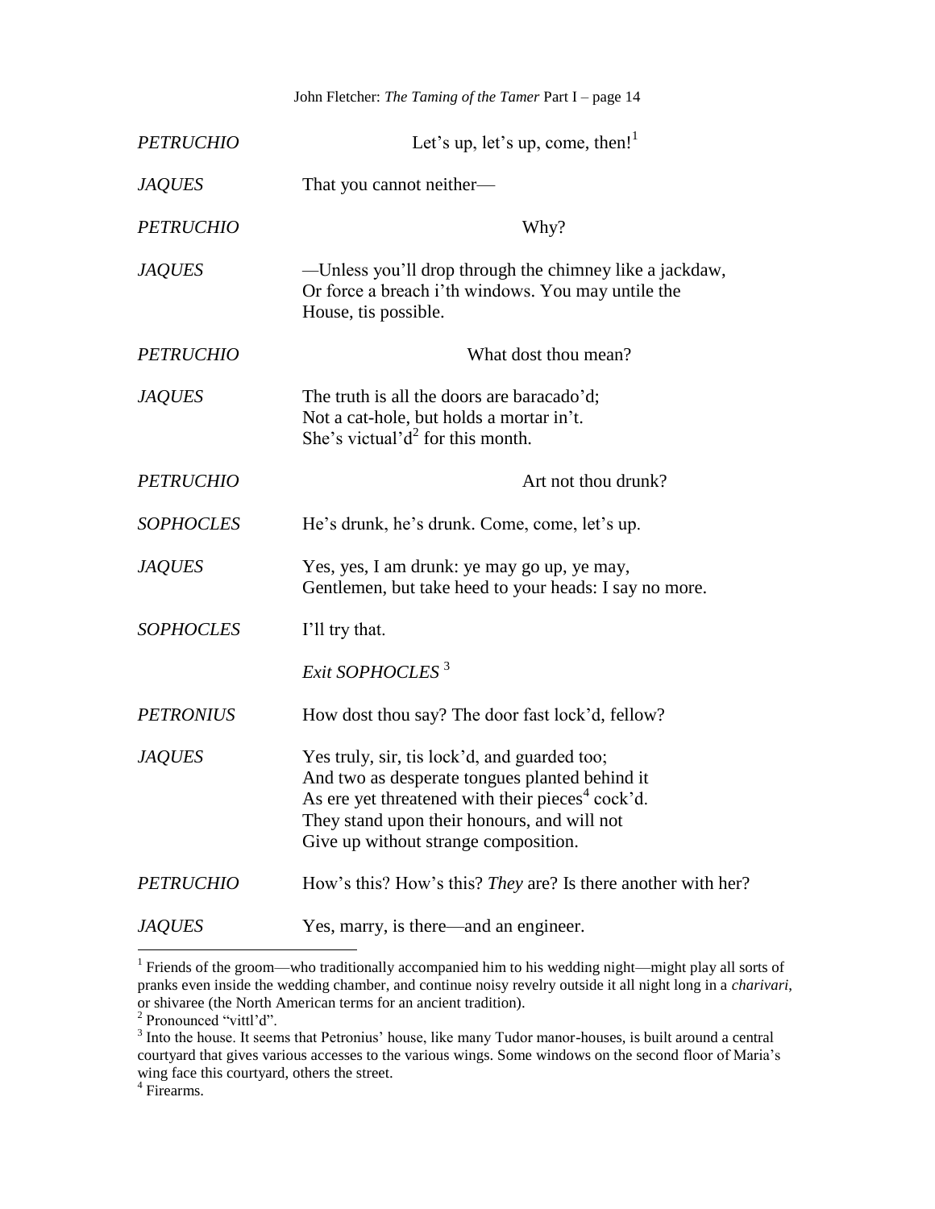*PETRUCHIO* Let's up, let's up, come, then![1]

*JAQUES* That you cannot neither—

*PETRUCHIO* Why?

*JAQUES* —Unless you'll drop through the chimney like a jackdaw,
Or force a breach i'th windows. You may untile the
House, tis possible.

*PETRUCHIO* What dost thou mean?

*JAQUES* The truth is all the doors are baracado'd;
Not a cat-hole, but holds a mortar in't.
She's victual'd[2] for this month.

*PETRUCHIO* Art not thou drunk?

*SOPHOCLES* He's drunk, he's drunk. Come, come, let's up.

*JAQUES* Yes, yes, I am drunk: ye may go up, ye may,
Gentlemen, but take heed to your heads: I say no more.

*SOPHOCLES* I'll try that.

*Exit SOPHOCLES* [3]

*PETRONIUS* How dost thou say? The door fast lock'd, fellow?

*JAQUES* Yes truly, sir, tis lock'd, and guarded too;
And two as desperate tongues planted behind it
As ere yet threatened with their pieces[4] cock'd.
They stand upon their honours, and will not
Give up without strange composition.

*PETRUCHIO* How's this? How's this? *They* are? Is there another with her?

*JAQUES* Yes, marry, is there—and an engineer.

---

[1] Friends of the groom—who traditionally accompanied him to his wedding night—might play all sorts of pranks even inside the wedding chamber, and continue noisy revelry outside it all night long in a *charivari*, or shivaree (the North American terms for an ancient tradition).

[2] Pronounced "vittl'd".

[3] Into the house. It seems that Petronius' house, like many Tudor manor-houses, is built around a central courtyard that gives various accesses to the various wings. Some windows on the second floor of Maria's wing face this courtyard, others the street.

[4] Firearms.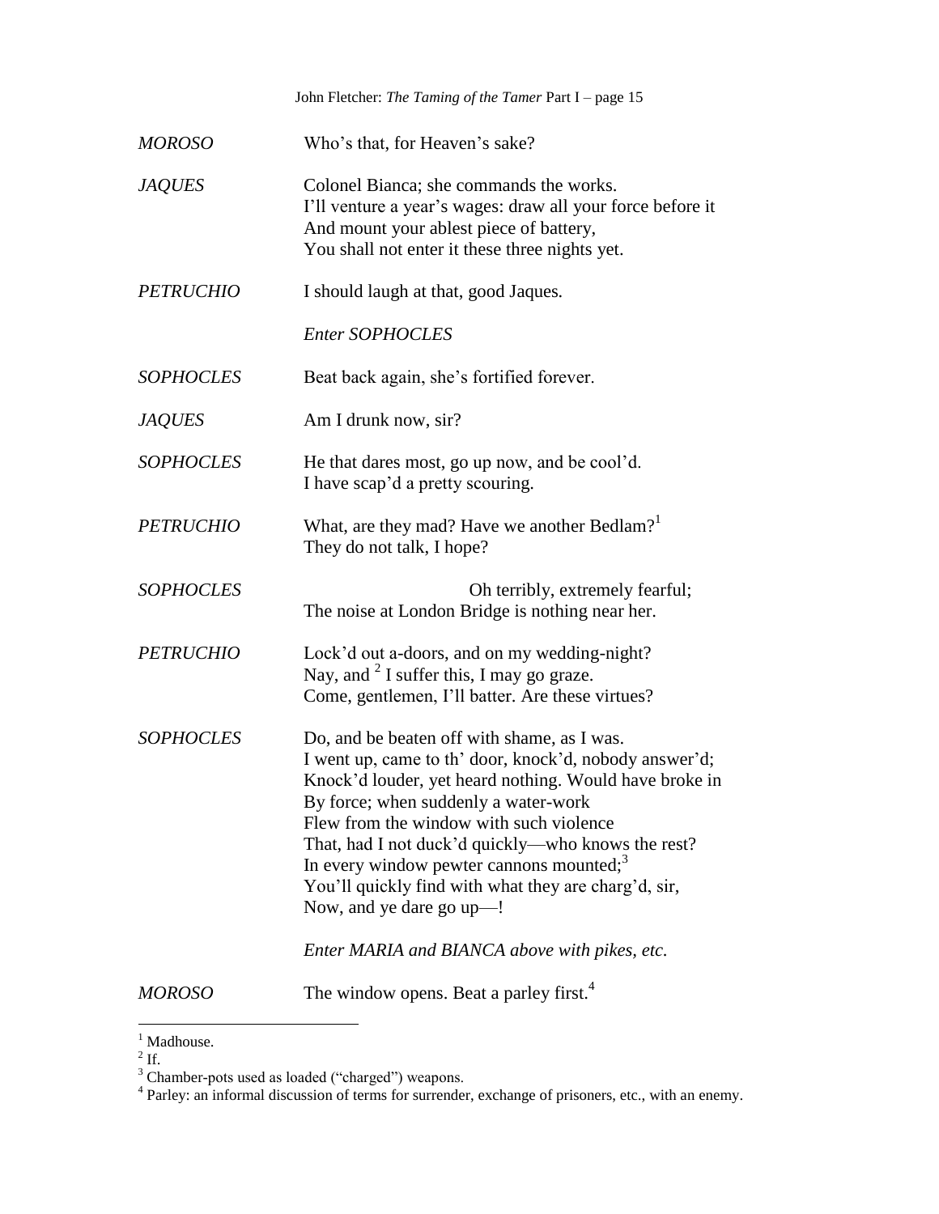*MOROSO* Who's that, for Heaven's sake?

*JAQUES* Colonel Bianca; she commands the works.
I'll venture a year's wages: draw all your force before it
And mount your ablest piece of battery,
You shall not enter it these three nights yet.

*PETRUCHIO* I should laugh at that, good Jaques.

*Enter SOPHOCLES*

*SOPHOCLES* Beat back again, she's fortified forever.

*JAQUES* Am I drunk now, sir?

*SOPHOCLES* He that dares most, go up now, and be cool'd.
I have scap'd a pretty scouring.

*PETRUCHIO* What, are they mad? Have we another Bedlam?[1]
They do not talk, I hope?

*SOPHOCLES* Oh terribly, extremely fearful;
The noise at London Bridge is nothing near her.

*PETRUCHIO* Lock'd out a-doors, and on my wedding-night?
Nay, and [2] I suffer this, I may go graze.
Come, gentlemen, I'll batter. Are these virtues?

*SOPHOCLES* Do, and be beaten off with shame, as I was.
I went up, came to th' door, knock'd, nobody answer'd;
Knock'd louder, yet heard nothing. Would have broke in
By force; when suddenly a water-work
Flew from the window with such violence
That, had I not duck'd quickly—who knows the rest?
In every window pewter cannons mounted;[3]
You'll quickly find with what they are charg'd, sir,
Now, and ye dare go up—!

*Enter MARIA and BIANCA above with pikes, etc.*

*MOROSO* The window opens. Beat a parley first.[4]

---

[1] Madhouse.
[2] If.
[3] Chamber-pots used as loaded ("charged") weapons.
[4] Parley: an informal discussion of terms for surrender, exchange of prisoners, etc., with an enemy.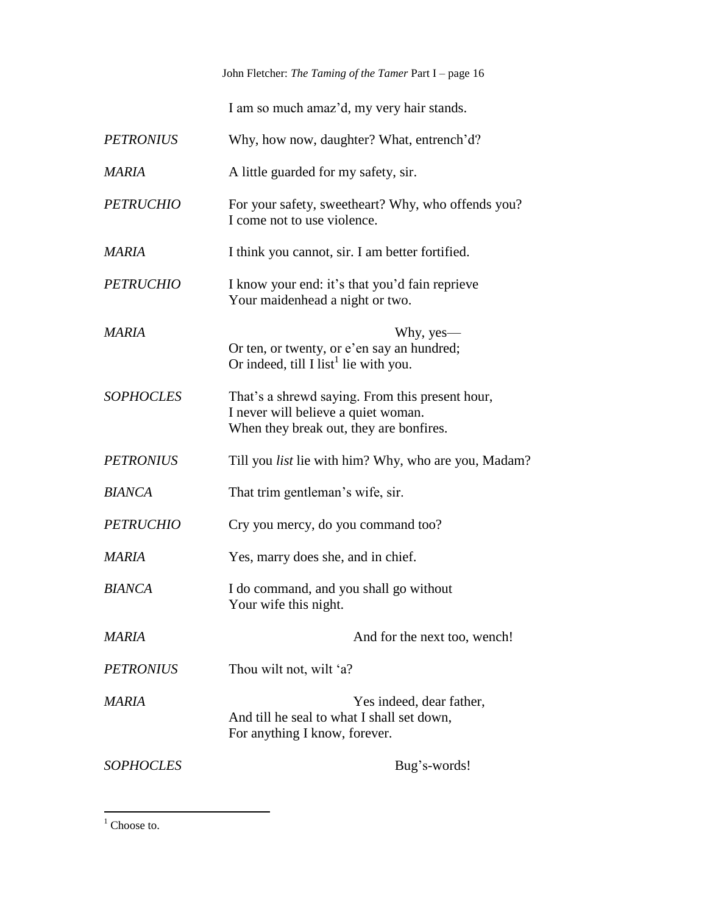I am so much amaz'd, my very hair stands.

*PETRONIUS* Why, how now, daughter? What, entrench'd?

*MARIA* A little guarded for my safety, sir.

*PETRUCHIO* For your safety, sweetheart? Why, who offends you?
I come not to use violence.

*MARIA* I think you cannot, sir. I am better fortified.

*PETRUCHIO* I know your end: it's that you'd fain reprieve
Your maidenhead a night or two.

*MARIA* Why, yes—
Or ten, or twenty, or e'en say an hundred;
Or indeed, till I list[1] lie with you.

*SOPHOCLES* That's a shrewd saying. From this present hour,
I never will believe a quiet woman.
When they break out, they are bonfires.

*PETRONIUS* Till you *list* lie with him? Why, who are you, Madam?

*BIANCA* That trim gentleman's wife, sir.

*PETRUCHIO* Cry you mercy, do you command too?

*MARIA* Yes, marry does she, and in chief.

*BIANCA* I do command, and you shall go without
Your wife this night.

*MARIA* And for the next too, wench!

*PETRONIUS* Thou wilt not, wilt 'a?

*MARIA* Yes indeed, dear father,
And till he seal to what I shall set down,
For anything I know, forever.

*SOPHOCLES* Bug's-words!

---

[1] Choose to.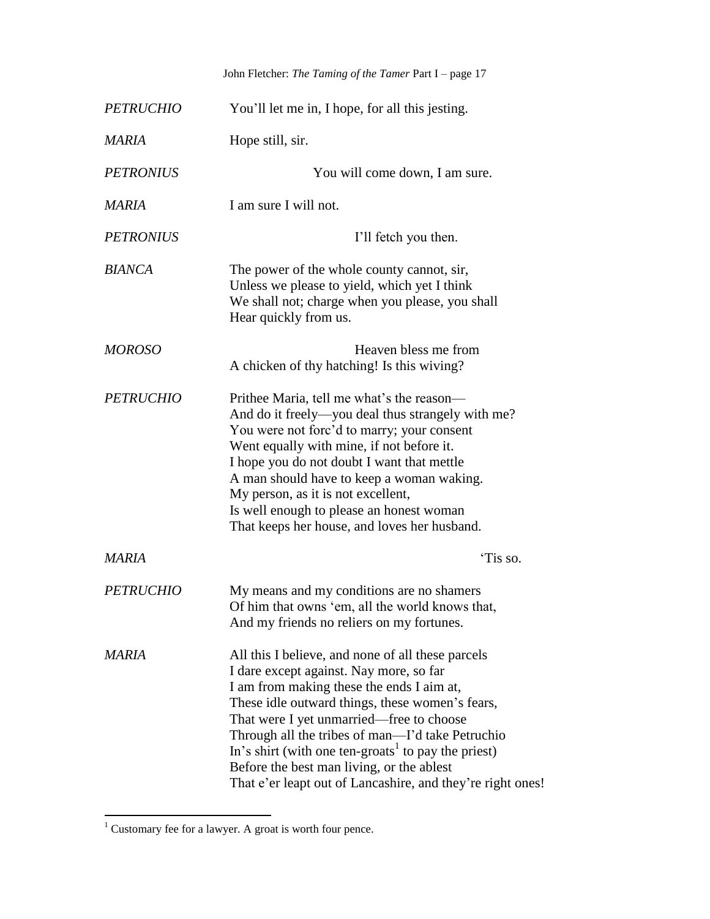*PETRUCHIO* You'll let me in, I hope, for all this jesting.

*MARIA* Hope still, sir.

*PETRONIUS* You will come down, I am sure.

*MARIA* I am sure I will not.

*PETRONIUS* I'll fetch you then.

*BIANCA* The power of the whole county cannot, sir,
Unless we please to yield, which yet I think
We shall not; charge when you please, you shall
Hear quickly from us.

*MOROSO* Heaven bless me from
A chicken of thy hatching! Is this wiving?

*PETRUCHIO* Prithee Maria, tell me what's the reason—
And do it freely—you deal thus strangely with me?
You were not forc'd to marry; your consent
Went equally with mine, if not before it.
I hope you do not doubt I want that mettle
A man should have to keep a woman waking.
My person, as it is not excellent,
Is well enough to please an honest woman
That keeps her house, and loves her husband.

*MARIA* 'Tis so.

*PETRUCHIO* My means and my conditions are no shamers
Of him that owns 'em, all the world knows that,
And my friends no reliers on my fortunes.

*MARIA* All this I believe, and none of all these parcels
I dare except against. Nay more, so far
I am from making these the ends I aim at,
These idle outward things, these women's fears,
That were I yet unmarried—free to choose
Through all the tribes of man—I'd take Petruchio
In's shirt (with one ten-groats[1] to pay the priest)
Before the best man living, or the ablest
That e'er leapt out of Lancashire, and they're right ones!

---

[1] Customary fee for a lawyer. A groat is worth four pence.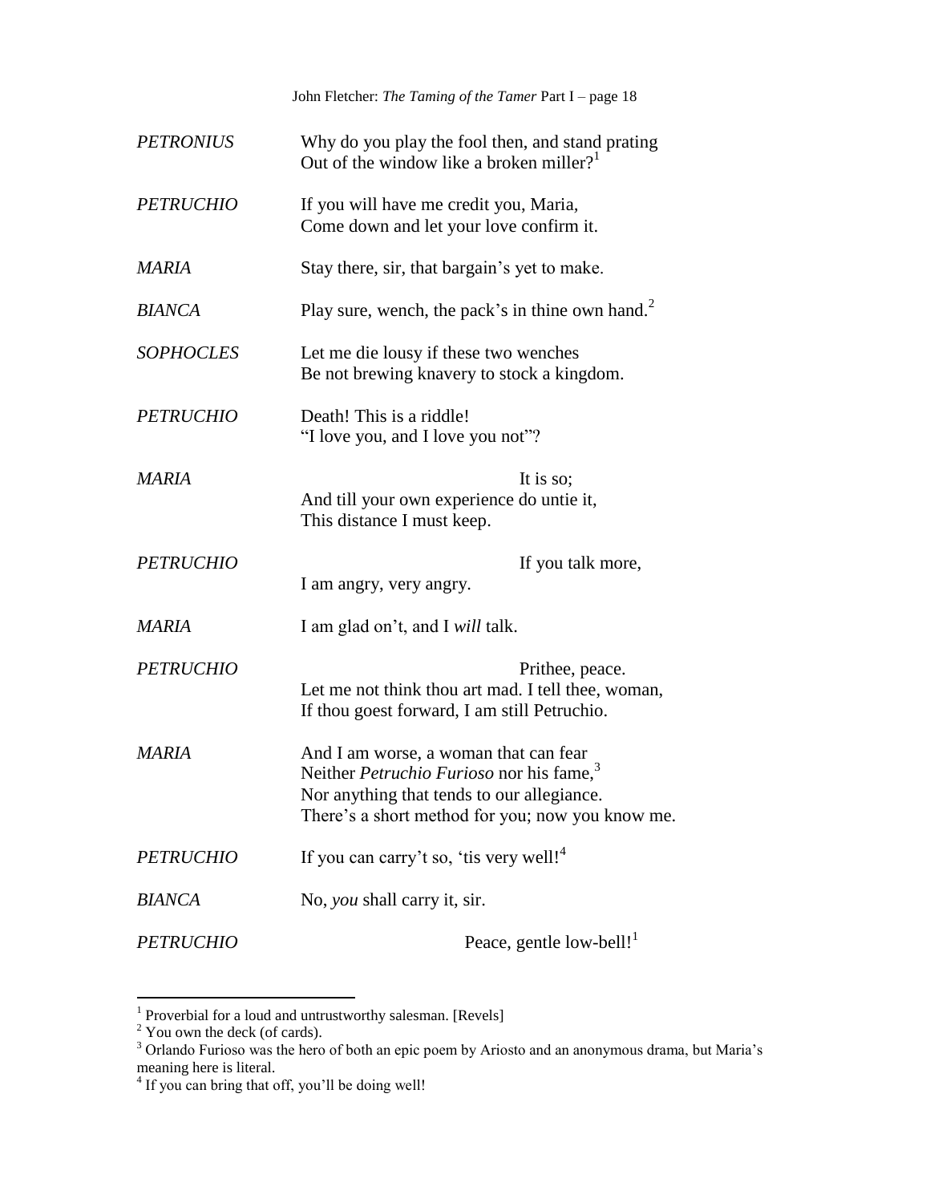*PETRONIUS* Why do you play the fool then, and stand prating
Out of the window like a broken miller?[1]

*PETRUCHIO* If you will have me credit you, Maria,
Come down and let your love confirm it.

*MARIA* Stay there, sir, that bargain's yet to make.

*BIANCA* Play sure, wench, the pack's in thine own hand.[2]

*SOPHOCLES* Let me die lousy if these two wenches
Be not brewing knavery to stock a kingdom.

*PETRUCHIO* Death! This is a riddle!
"I love you, and I love you not"?

*MARIA* It is so;
And till your own experience do untie it,
This distance I must keep.

*PETRUCHIO* If you talk more,
I am angry, very angry.

*MARIA* I am glad on't, and I *will* talk.

*PETRUCHIO* Prithee, peace.
Let me not think thou art mad. I tell thee, woman,
If thou goest forward, I am still Petruchio.

*MARIA* And I am worse, a woman that can fear
Neither *Petruchio Furioso* nor his fame,[3]
Nor anything that tends to our allegiance.
There's a short method for you; now you know me.

*PETRUCHIO* If you can carry't so, 'tis very well![4]

*BIANCA* No, *you* shall carry it, sir.

*PETRUCHIO* Peace, gentle low-bell![1]

---

[1] Proverbial for a loud and untrustworthy salesman. [Revels]

[2] You own the deck (of cards).

[3] Orlando Furioso was the hero of both an epic poem by Ariosto and an anonymous drama, but Maria's meaning here is literal.

[4] If you can bring that off, you'll be doing well!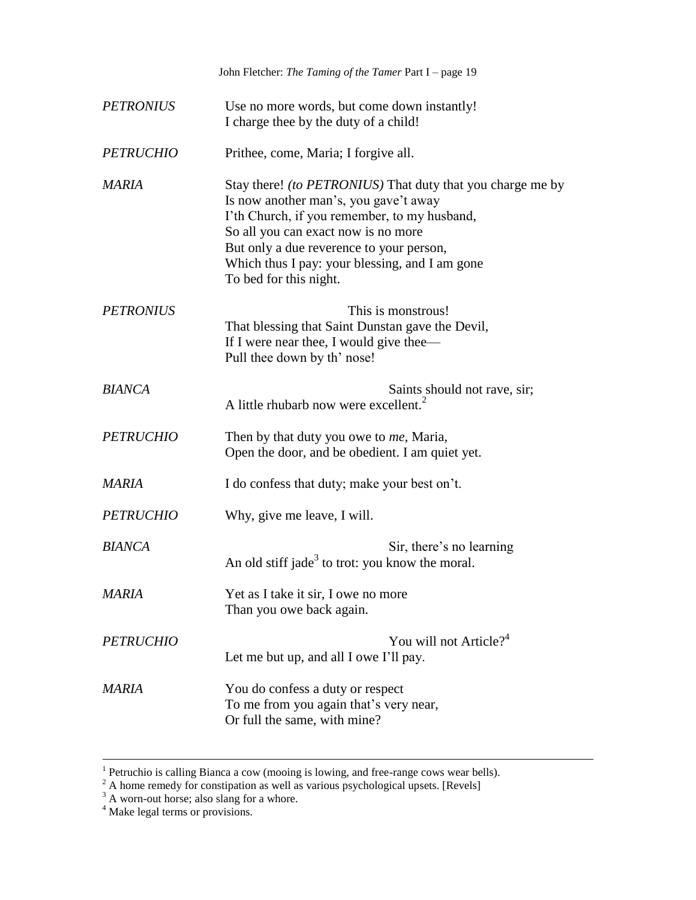*PETRONIUS* Use no more words, but come down instantly!
I charge thee by the duty of a child!

*PETRUCHIO* Prithee, come, Maria; I forgive all.

*MARIA* Stay there! *(to PETRONIUS)* That duty that you charge me by
Is now another man's, you gave't away
I'th Church, if you remember, to my husband,
So all you can exact now is no more
But only a due reverence to your person,
Which thus I pay: your blessing, and I am gone
To bed for this night.

*PETRONIUS* This is monstrous!
That blessing that Saint Dunstan gave the Devil,
If I were near thee, I would give thee—
Pull thee down by th' nose!

*BIANCA* Saints should not rave, sir;
A little rhubarb now were excellent.[2]

*PETRUCHIO* Then by that duty you owe to *me*, Maria,
Open the door, and be obedient. I am quiet yet.

*MARIA* I do confess that duty; make your best on't.

*PETRUCHIO* Why, give me leave, I will.

*BIANCA* Sir, there's no learning
An old stiff jade[3] to trot: you know the moral.

*MARIA* Yet as I take it sir, I owe no more
Than you owe back again.

*PETRUCHIO* You will not Article?[4]
Let me but up, and all I owe I'll pay.

*MARIA* You do confess a duty or respect
To me from you again that's very near,
Or full the same, with mine?

---

[1] Petruchio is calling Bianca a cow (mooing is lowing, and free-range cows wear bells).
[2] A home remedy for constipation as well as various psychological upsets. [Revels]
[3] A worn-out horse; also slang for a whore.
[4] Make legal terms or provisions.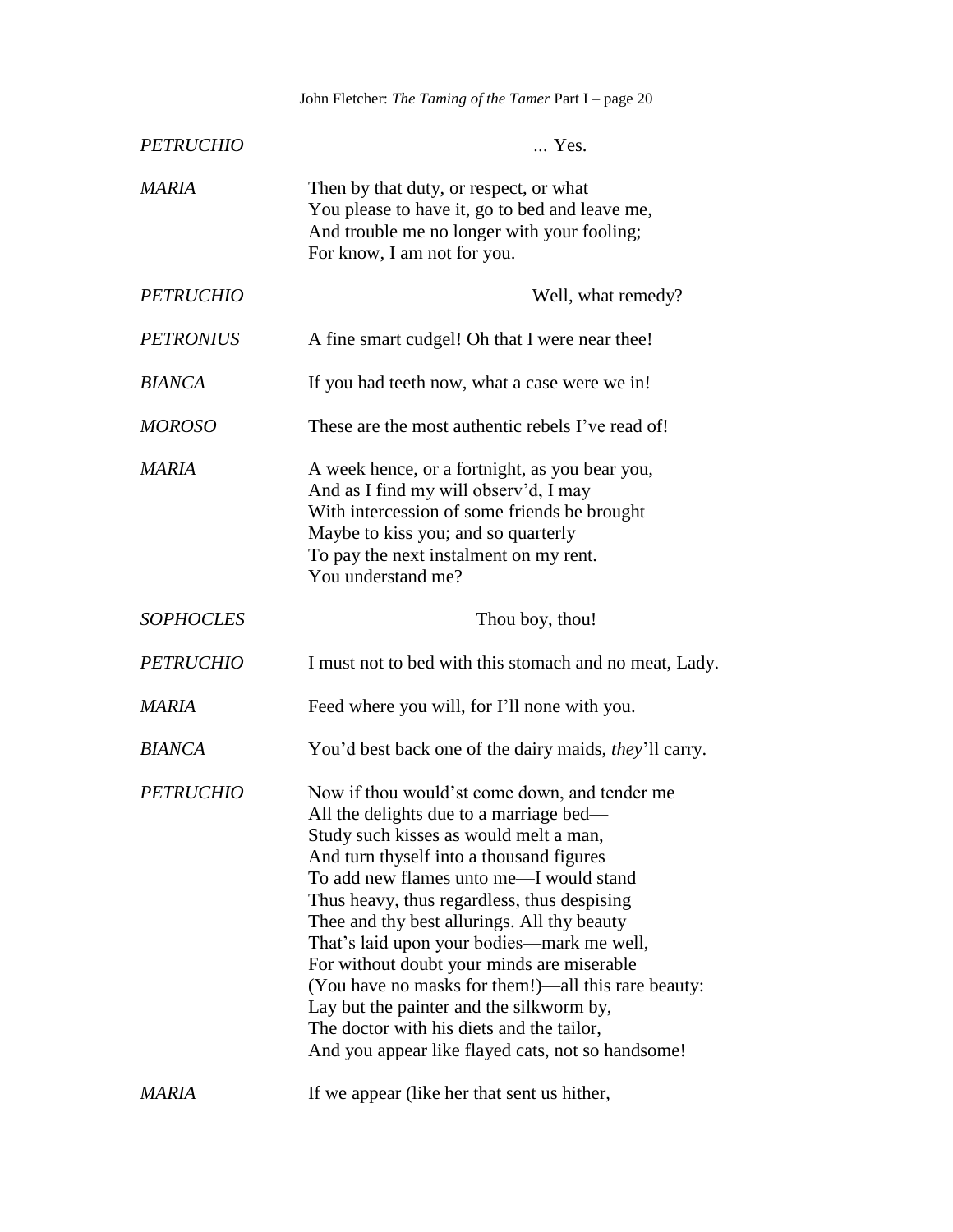*PETRUCHIO* ... Yes.

*MARIA* Then by that duty, or respect, or what
You please to have it, go to bed and leave me,
And trouble me no longer with your fooling;
For know, I am not for you.

*PETRUCHIO* Well, what remedy?

*PETRONIUS* A fine smart cudgel! Oh that I were near thee!

*BIANCA* If you had teeth now, what a case were we in!

*MOROSO* These are the most authentic rebels I've read of!

*MARIA* A week hence, or a fortnight, as you bear you,
And as I find my will observ'd, I may
With intercession of some friends be brought
Maybe to kiss you; and so quarterly
To pay the next instalment on my rent.
You understand me?

*SOPHOCLES* Thou boy, thou!

*PETRUCHIO* I must not to bed with this stomach and no meat, Lady.

*MARIA* Feed where you will, for I'll none with you.

*BIANCA* You'd best back one of the dairy maids, *they*'ll carry.

*PETRUCHIO* Now if thou would'st come down, and tender me
All the delights due to a marriage bed—
Study such kisses as would melt a man,
And turn thyself into a thousand figures
To add new flames unto me—I would stand
Thus heavy, thus regardless, thus despising
Thee and thy best allurings. All thy beauty
That's laid upon your bodies—mark me well,
For without doubt your minds are miserable
(You have no masks for them!)—all this rare beauty:
Lay but the painter and the silkworm by,
The doctor with his diets and the tailor,
And you appear like flayed cats, not so handsome!

*MARIA* If we appear (like her that sent us hither,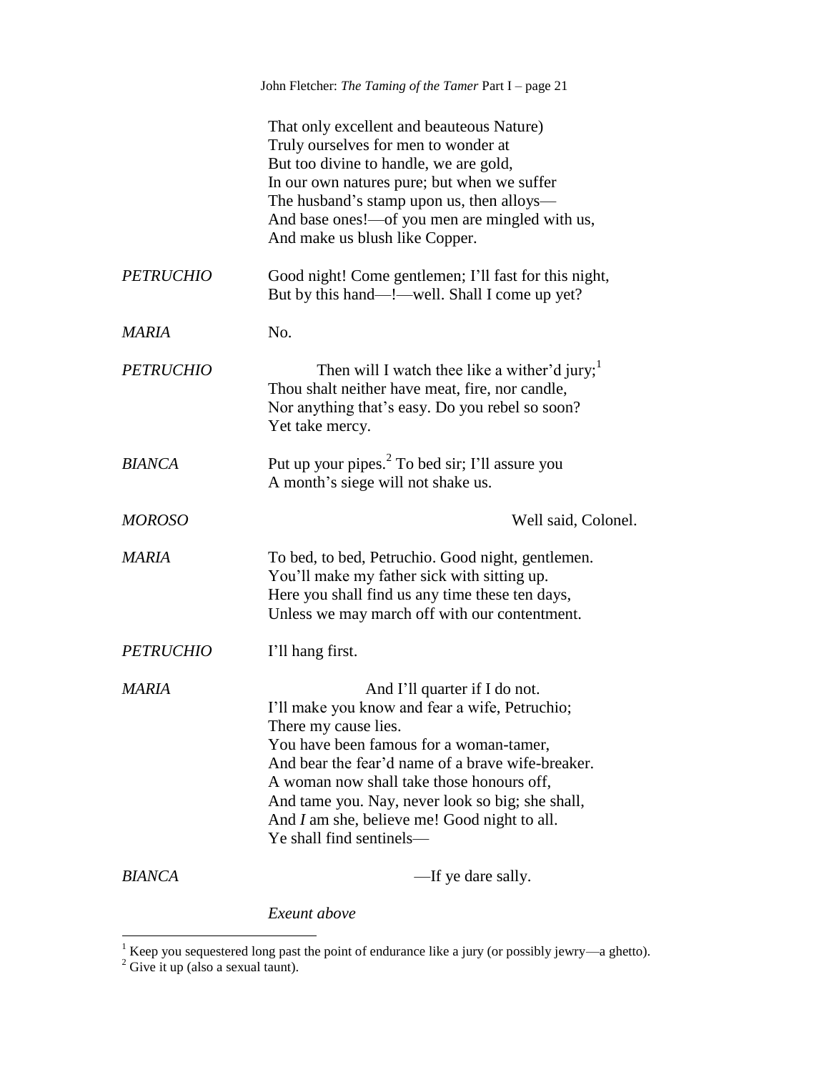That only excellent and beauteous Nature)
Truly ourselves for men to wonder at
But too divine to handle, we are gold,
In our own natures pure; but when we suffer
The husband's stamp upon us, then alloys—
And base ones!—of you men are mingled with us,
And make us blush like Copper.

*PETRUCHIO* Good night! Come gentlemen; I'll fast for this night,
But by this hand—!—well. Shall I come up yet?

*MARIA* No.

*PETRUCHIO* Then will I watch thee like a wither'd jury;[1]
Thou shalt neither have meat, fire, nor candle,
Nor anything that's easy. Do you rebel so soon?
Yet take mercy.

*BIANCA* Put up your pipes.[2] To bed sir; I'll assure you
A month's siege will not shake us.

*MOROSO* Well said, Colonel.

*MARIA* To bed, to bed, Petruchio. Good night, gentlemen.
You'll make my father sick with sitting up.
Here you shall find us any time these ten days,
Unless we may march off with our contentment.

*PETRUCHIO* I'll hang first.

*MARIA* And I'll quarter if I do not.
I'll make you know and fear a wife, Petruchio;
There my cause lies.
You have been famous for a woman-tamer,
And bear the fear'd name of a brave wife-breaker.
A woman now shall take those honours off,
And tame you. Nay, never look so big; she shall,
And *I* am she, believe me! Good night to all.
Ye shall find sentinels—

*BIANCA* —If ye dare sally.

*Exeunt above*

---

[1] Keep you sequestered long past the point of endurance like a jury (or possibly jewry—a ghetto).

[2] Give it up (also a sexual taunt).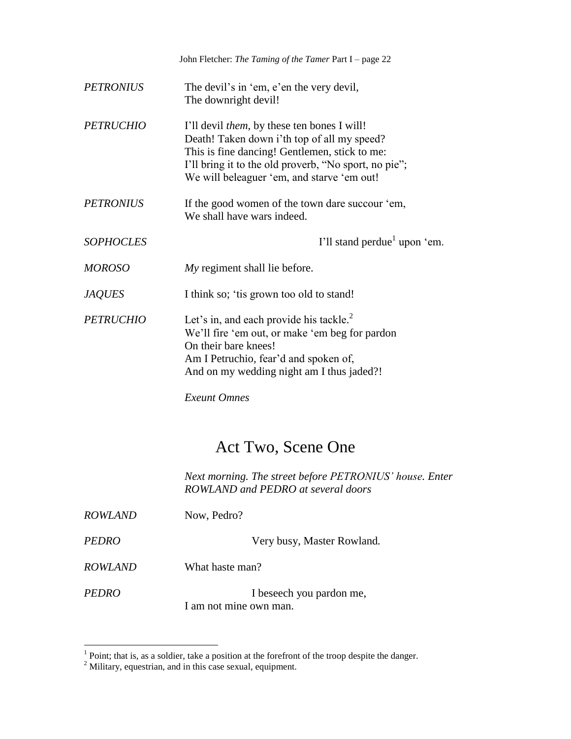*PETRONIUS* The devil's in 'em, e'en the very devil,
The downright devil!

*PETRUCHIO* I'll devil *them*, by these ten bones I will!
Death! Taken down i'th top of all my speed?
This is fine dancing! Gentlemen, stick to me:
I'll bring it to the old proverb, "No sport, no pie";
We will beleaguer 'em, and starve 'em out!

*PETRONIUS* If the good women of the town dare succour 'em,
We shall have wars indeed.

*SOPHOCLES* I'll stand perdue[1] upon 'em.

*MOROSO* *My* regiment shall lie before.

*JAQUES* I think so; 'tis grown too old to stand!

*PETRUCHIO* Let's in, and each provide his tackle.[2]
We'll fire 'em out, or make 'em beg for pardon
On their bare knees!
Am I Petruchio, fear'd and spoken of,
And on my wedding night am I thus jaded?!

*Exeunt Omnes*

## Act Two, Scene One

*Next morning. The street before PETRONIUS' house. Enter ROWLAND and PEDRO at several doors*

*ROWLAND* Now, Pedro?

*PEDRO* Very busy, Master Rowland.

*ROWLAND* What haste man?

*PEDRO* I beseech you pardon me,
I am not mine own man.

---

[1] Point; that is, as a soldier, take a position at the forefront of the troop despite the danger.

[2] Military, equestrian, and in this case sexual, equipment.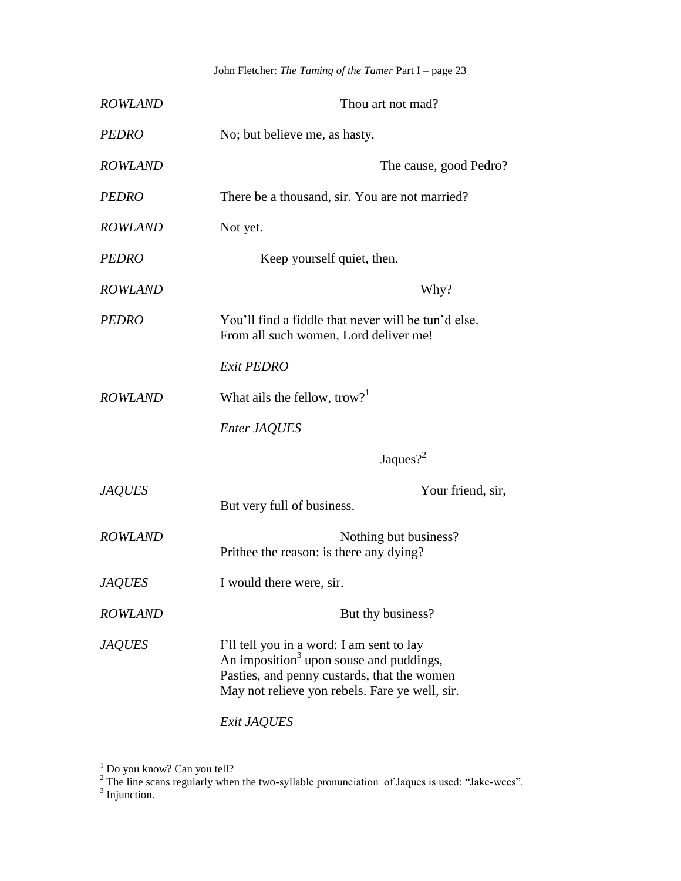*ROWLAND* Thou art not mad?

*PEDRO* No; but believe me, as hasty.

*ROWLAND* The cause, good Pedro?

*PEDRO* There be a thousand, sir. You are not married?

*ROWLAND* Not yet.

*PEDRO* Keep yourself quiet, then.

*ROWLAND* Why?

*PEDRO* You'll find a fiddle that never will be tun'd else.
From all such women, Lord deliver me!

*Exit PEDRO*

*ROWLAND* What ails the fellow, trow?[1]

*Enter JAQUES*

Jaques?[2]

*JAQUES* Your friend, sir,
But very full of business.

*ROWLAND* Nothing but business?
Prithee the reason: is there any dying?

*JAQUES* I would there were, sir.

*ROWLAND* But thy business?

*JAQUES* I'll tell you in a word: I am sent to lay
An imposition[3] upon souse and puddings,
Pasties, and penny custards, that the women
May not relieve yon rebels. Fare ye well, sir.

*Exit JAQUES*

---

[1] Do you know? Can you tell?

[2] The line scans regularly when the two-syllable pronunciation of Jaques is used: "Jake-wees".

[3] Injunction.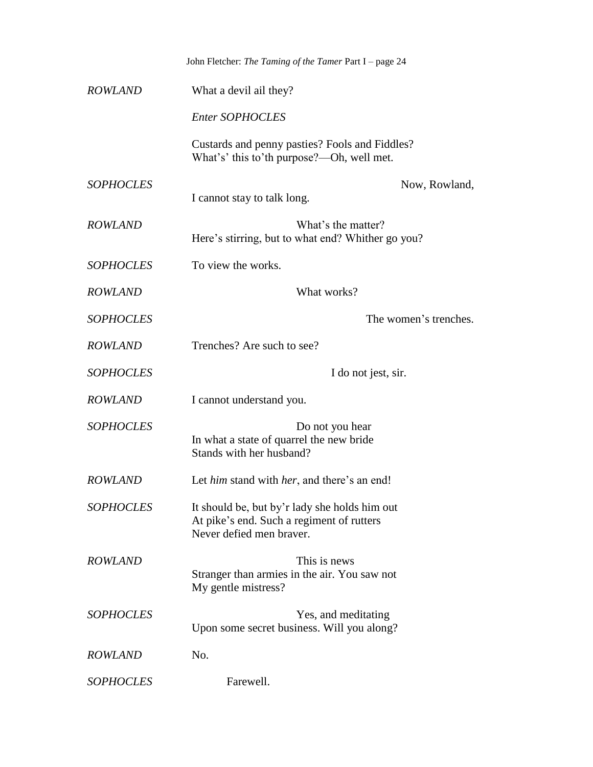*ROWLAND* What a devil ail they?

*Enter SOPHOCLES*

Custards and penny pasties? Fools and Fiddles?
What's' this to'th purpose?—Oh, well met.

*SOPHOCLES* Now, Rowland,
I cannot stay to talk long.

*ROWLAND* What's the matter?
Here's stirring, but to what end? Whither go you?

*SOPHOCLES* To view the works.

*ROWLAND* What works?

*SOPHOCLES* The women's trenches.

*ROWLAND* Trenches? Are such to see?

*SOPHOCLES* I do not jest, sir.

*ROWLAND* I cannot understand you.

*SOPHOCLES* Do not you hear
In what a state of quarrel the new bride
Stands with her husband?

*ROWLAND* Let *him* stand with *her*, and there's an end!

*SOPHOCLES* It should be, but by'r lady she holds him out
At pike's end. Such a regiment of rutters
Never defied men braver.

*ROWLAND* This is news
Stranger than armies in the air. You saw not
My gentle mistress?

*SOPHOCLES* Yes, and meditating
Upon some secret business. Will you along?

*ROWLAND* No.

*SOPHOCLES* Farewell.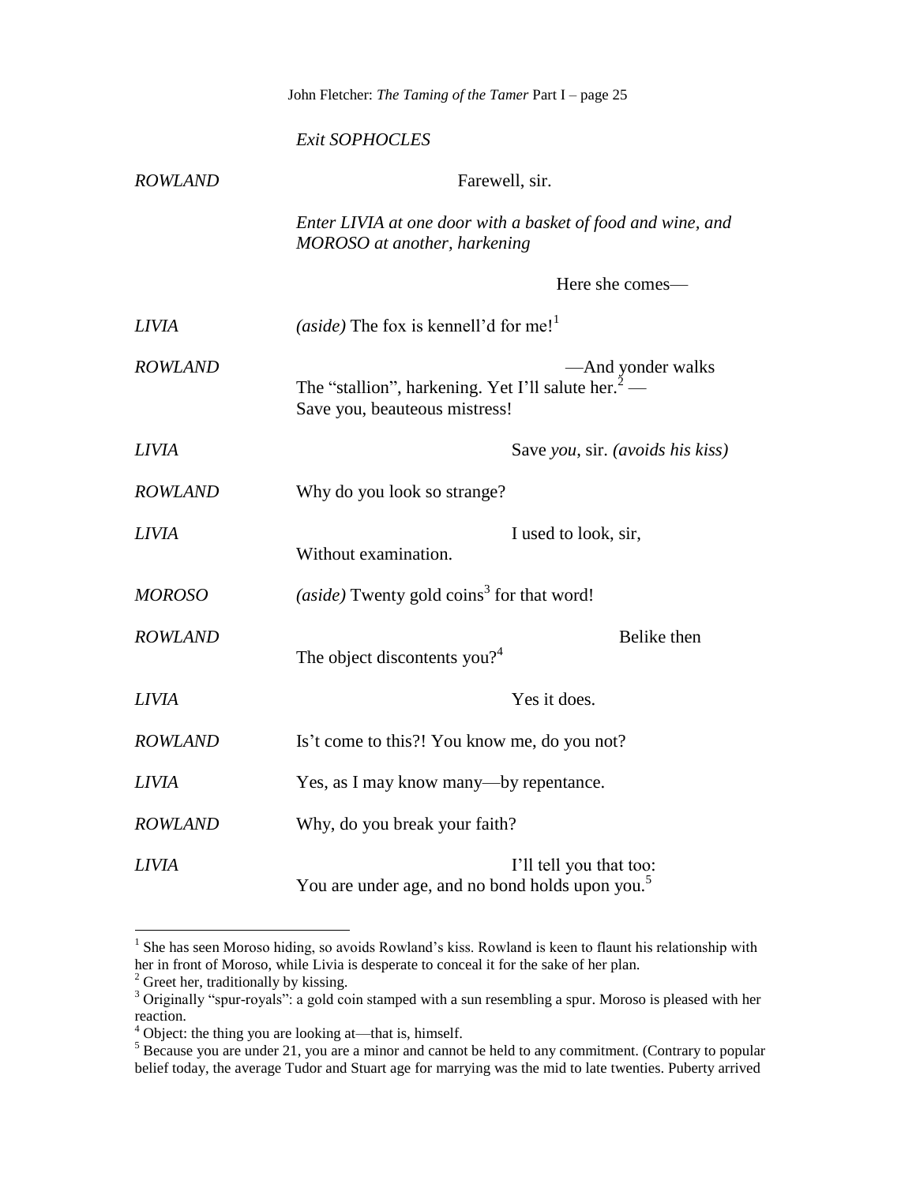*Exit SOPHOCLES*

**ROWLAND** Farewell, sir.

*Enter LIVIA at one door with a basket of food and wine, and MOROSO at another, harkening*

Here she comes—

**LIVIA** *(aside)* The fox is kennell'd for me![1]

**ROWLAND** —And yonder walks
The "stallion", harkening. Yet I'll salute her.[2] —
Save you, beauteous mistress!

**LIVIA** Save *you*, sir. *(avoids his kiss)*

**ROWLAND** Why do you look so strange?

**LIVIA** I used to look, sir,
Without examination.

**MOROSO** *(aside)* Twenty gold coins[3] for that word!

**ROWLAND** Belike then
The object discontents you?[4]

**LIVIA** Yes it does.

**ROWLAND** Is't come to this?! You know me, do you not?

**LIVIA** Yes, as I may know many—by repentance.

**ROWLAND** Why, do you break your faith?

**LIVIA** I'll tell you that too:
You are under age, and no bond holds upon you.[5]

---

[1] She has seen Moroso hiding, so avoids Rowland's kiss. Rowland is keen to flaunt his relationship with her in front of Moroso, while Livia is desperate to conceal it for the sake of her plan.

[2] Greet her, traditionally by kissing.

[3] Originally "spur-royals": a gold coin stamped with a sun resembling a spur. Moroso is pleased with her reaction.

[4] Object: the thing you are looking at—that is, himself.

[5] Because you are under 21, you are a minor and cannot be held to any commitment. (Contrary to popular belief today, the average Tudor and Stuart age for marrying was the mid to late twenties. Puberty arrived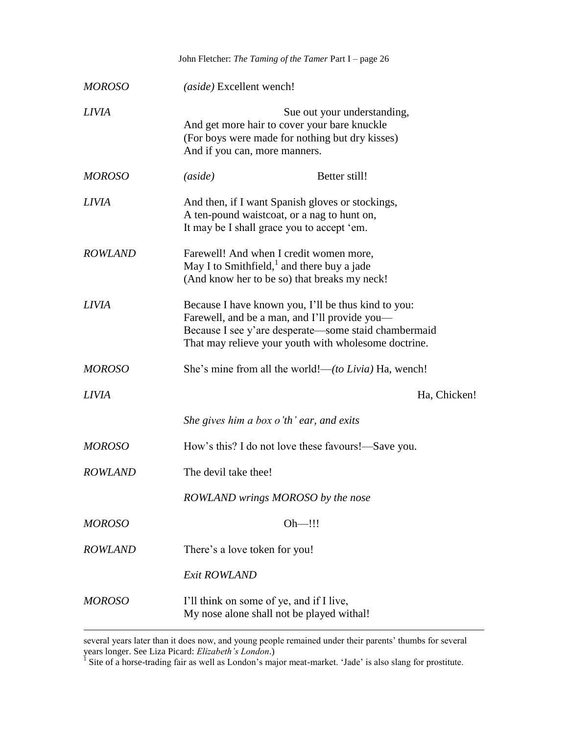*MOROSO* *(aside)* Excellent wench!

*LIVIA* Sue out your understanding,
And get more hair to cover your bare knuckle
(For boys were made for nothing but dry kisses)
And if you can, more manners.

*MOROSO* *(aside)* Better still!

*LIVIA* And then, if I want Spanish gloves or stockings,
A ten-pound waistcoat, or a nag to hunt on,
It may be I shall grace you to accept 'em.

*ROWLAND* Farewell! And when I credit women more,
May I to Smithfield,[1] and there buy a jade
(And know her to be so) that breaks my neck!

*LIVIA* Because I have known you, I'll be thus kind to you:
Farewell, and be a man, and I'll provide you—
Because I see y'are desperate—some staid chambermaid
That may relieve your youth with wholesome doctrine.

*MOROSO* She's mine from all the world!—*(to Livia)* Ha, wench!

*LIVIA* Ha, Chicken!

*She gives him a box o'th' ear, and exits*

*MOROSO* How's this? I do not love these favours!—Save you.

*ROWLAND* The devil take thee!

*ROWLAND wrings MOROSO by the nose*

*MOROSO* Oh—!!!

*ROWLAND* There's a love token for you!

*Exit ROWLAND*

*MOROSO* I'll think on some of ye, and if I live,
My nose alone shall not be played withal!

---

several years later than it does now, and young people remained under their parents' thumbs for several years longer. See Liza Picard: *Elizabeth's London*.)

[1] Site of a horse-trading fair as well as London's major meat-market. 'Jade' is also slang for prostitute.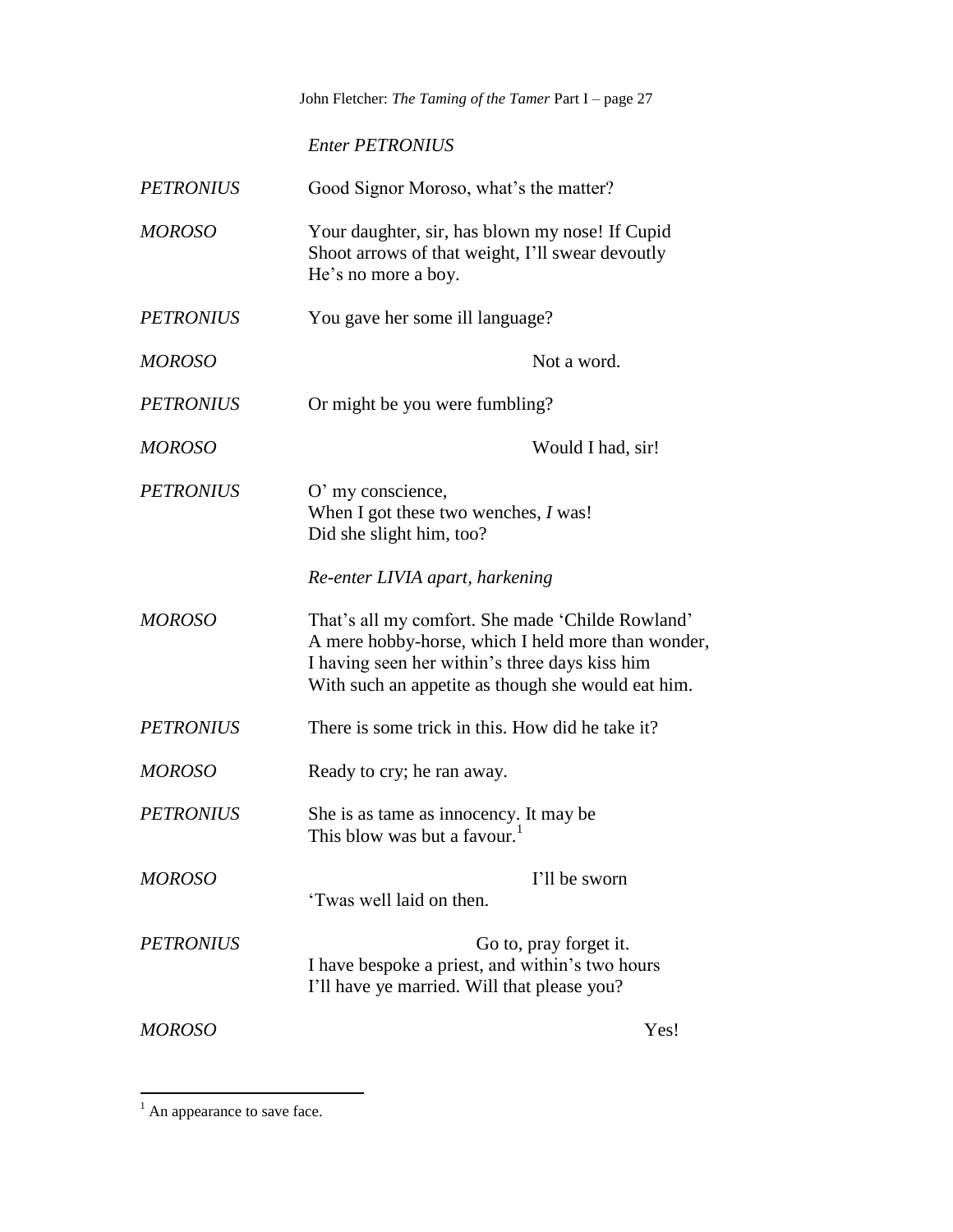*Enter PETRONIUS*

*PETRONIUS* Good Signor Moroso, what's the matter?

*MOROSO* Your daughter, sir, has blown my nose! If Cupid
Shoot arrows of that weight, I'll swear devoutly
He's no more a boy.

*PETRONIUS* You gave her some ill language?

*MOROSO* Not a word.

*PETRONIUS* Or might be you were fumbling?

*MOROSO* Would I had, sir!

*PETRONIUS* O' my conscience,
When I got these two wenches, *I* was!
Did she slight him, too?

*Re-enter LIVIA apart, harkening*

*MOROSO* That's all my comfort. She made 'Childe Rowland'
A mere hobby-horse, which I held more than wonder,
I having seen her within's three days kiss him
With such an appetite as though she would eat him.

*PETRONIUS* There is some trick in this. How did he take it?

*MOROSO* Ready to cry; he ran away.

*PETRONIUS* She is as tame as innocency. It may be
This blow was but a favour.[1]

*MOROSO* I'll be sworn
'Twas well laid on then.

*PETRONIUS* Go to, pray forget it.
I have bespoke a priest, and within's two hours
I'll have ye married. Will that please you?

*MOROSO* Yes!

---

[1] An appearance to save face.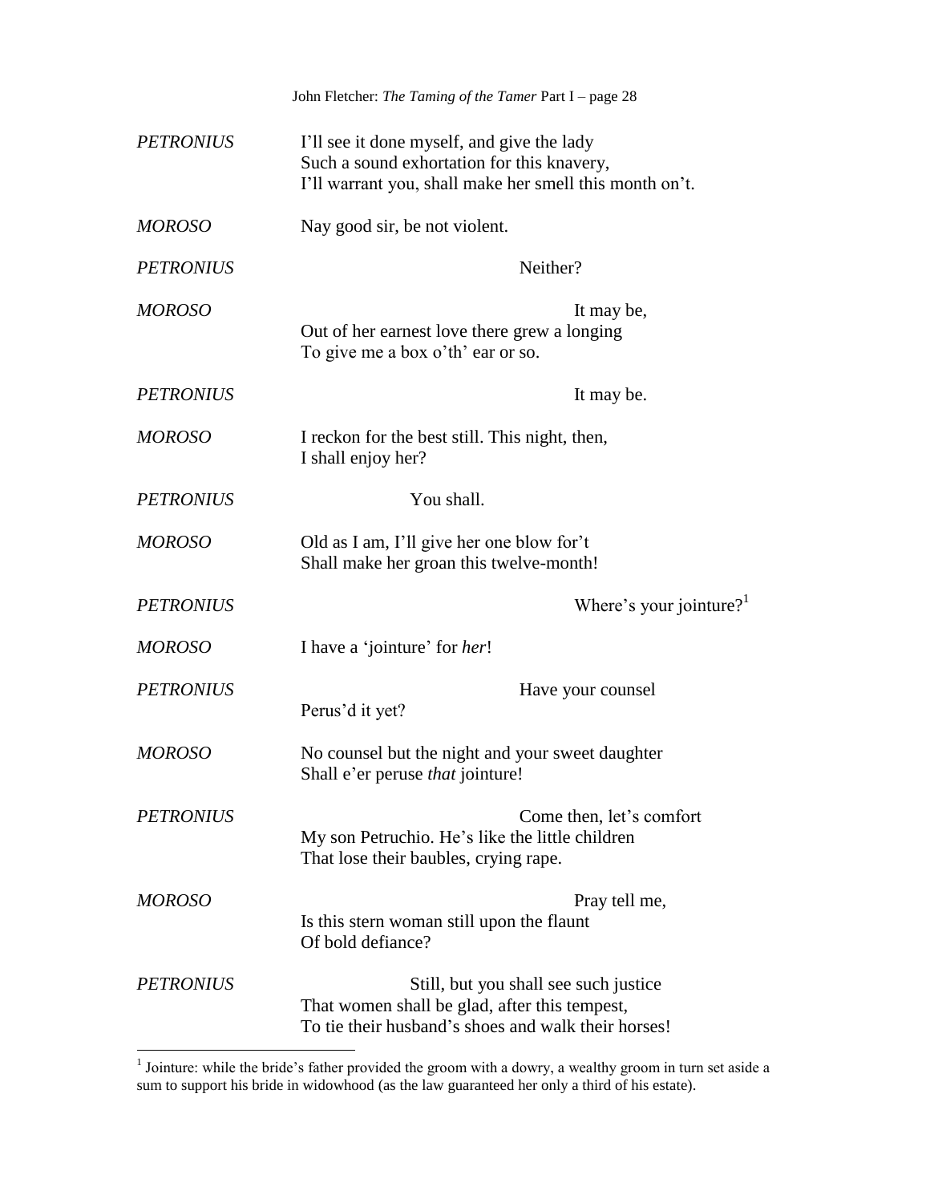*PETRONIUS* I'll see it done myself, and give the lady
Such a sound exhortation for this knavery,
I'll warrant you, shall make her smell this month on't.

*MOROSO* Nay good sir, be not violent.

*PETRONIUS* Neither?

*MOROSO* It may be,
Out of her earnest love there grew a longing
To give me a box o'th' ear or so.

*PETRONIUS* It may be.

*MOROSO* I reckon for the best still. This night, then,
I shall enjoy her?

*PETRONIUS* You shall.

*MOROSO* Old as I am, I'll give her one blow for't
Shall make her groan this twelve-month!

*PETRONIUS* Where's your jointure?[1]

*MOROSO* I have a 'jointure' for *her*!

*PETRONIUS* Have your counsel
Perus'd it yet?

*MOROSO* No counsel but the night and your sweet daughter
Shall e'er peruse *that* jointure!

*PETRONIUS* Come then, let's comfort
My son Petruchio. He's like the little children
That lose their baubles, crying rape.

*MOROSO* Pray tell me,
Is this stern woman still upon the flaunt
Of bold defiance?

*PETRONIUS* Still, but you shall see such justice
That women shall be glad, after this tempest,
To tie their husband's shoes and walk their horses!

---

[1] Jointure: while the bride's father provided the groom with a dowry, a wealthy groom in turn set aside a sum to support his bride in widowhood (as the law guaranteed her only a third of his estate).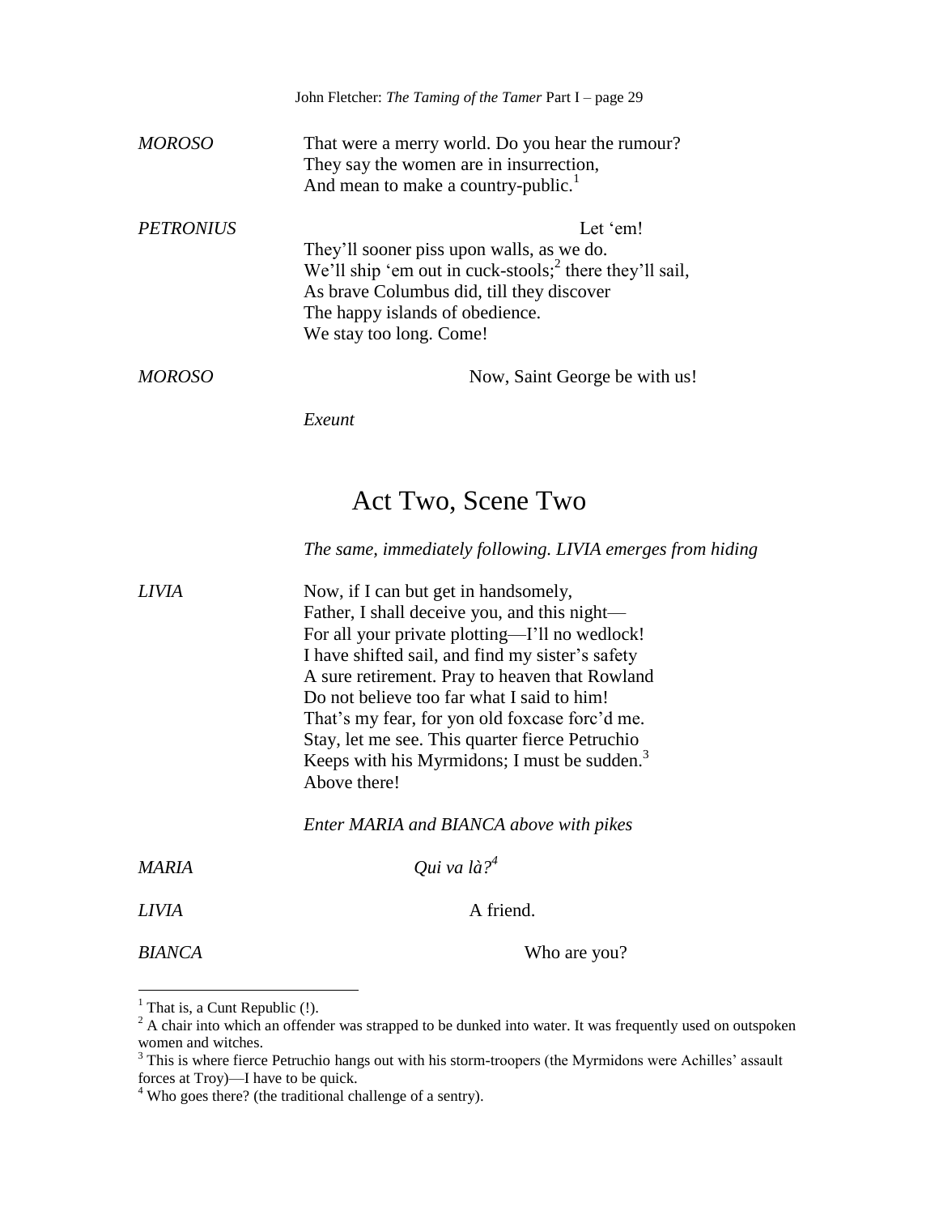*MOROSO* That were a merry world. Do you hear the rumour?
They say the women are in insurrection,
And mean to make a country-public.[1]

*PETRONIUS* Let 'em!
They'll sooner piss upon walls, as we do.
We'll ship 'em out in cuck-stools;[2] there they'll sail,
As brave Columbus did, till they discover
The happy islands of obedience.
We stay too long. Come!

*MOROSO* Now, Saint George be with us!

*Exeunt*

## Act Two, Scene Two

*The same, immediately following. LIVIA emerges from hiding*

*LIVIA* Now, if I can but get in handsomely,
Father, I shall deceive you, and this night—
For all your private plotting—I'll no wedlock!
I have shifted sail, and find my sister's safety
A sure retirement. Pray to heaven that Rowland
Do not believe too far what I said to him!
That's my fear, for yon old foxcase forc'd me.
Stay, let me see. This quarter fierce Petruchio
Keeps with his Myrmidons; I must be sudden.[3]
Above there!

*Enter MARIA and BIANCA above with pikes*

*MARIA* *Qui va là?*[4]

*LIVIA* A friend.

*BIANCA* Who are you?

---

[1] That is, a Cunt Republic (!).
[2] A chair into which an offender was strapped to be dunked into water. It was frequently used on outspoken women and witches.
[3] This is where fierce Petruchio hangs out with his storm-troopers (the Myrmidons were Achilles' assault forces at Troy)—I have to be quick.
[4] Who goes there? (the traditional challenge of a sentry).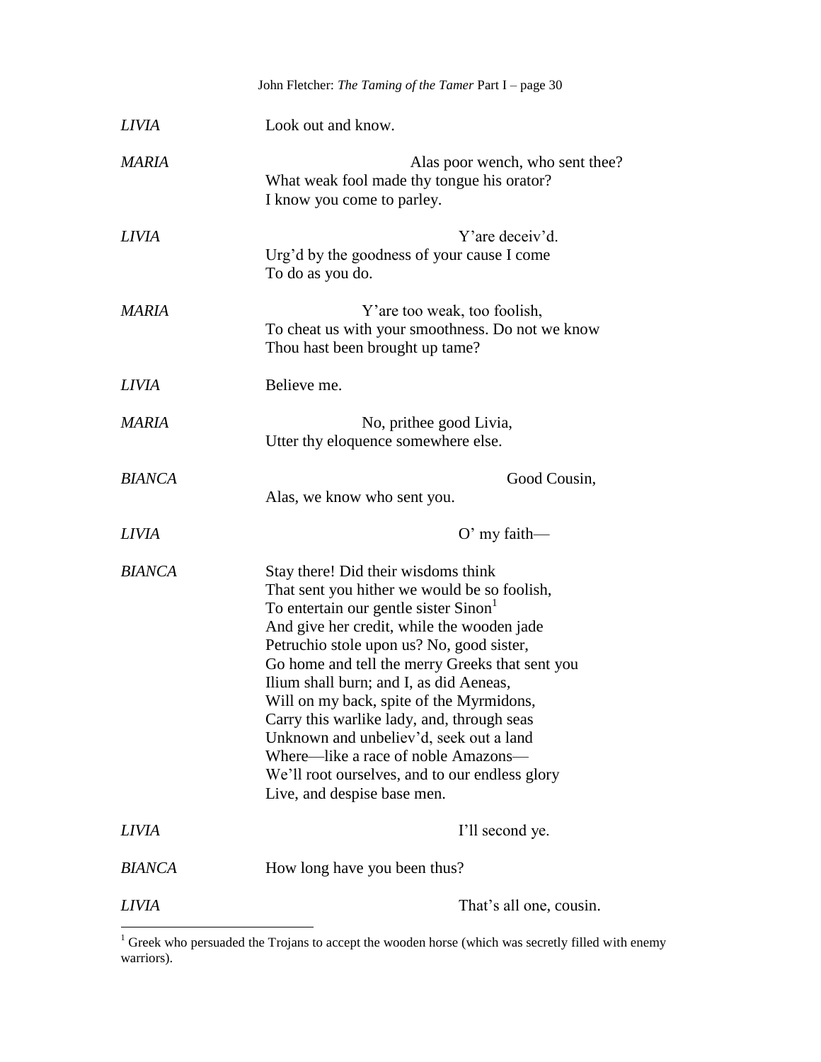*LIVIA* Look out and know.

*MARIA* Alas poor wench, who sent thee?
What weak fool made thy tongue his orator?
I know you come to parley.

*LIVIA* Y'are deceiv'd.
Urg'd by the goodness of your cause I come
To do as you do.

*MARIA* Y'are too weak, too foolish,
To cheat us with your smoothness. Do not we know
Thou hast been brought up tame?

*LIVIA* Believe me.

*MARIA* No, prithee good Livia,
Utter thy eloquence somewhere else.

*BIANCA* Good Cousin,
Alas, we know who sent you.

*LIVIA* O' my faith—

*BIANCA* Stay there! Did their wisdoms think
That sent you hither we would be so foolish,
To entertain our gentle sister Sinon[1]
And give her credit, while the wooden jade
Petruchio stole upon us? No, good sister,
Go home and tell the merry Greeks that sent you
Ilium shall burn; and I, as did Aeneas,
Will on my back, spite of the Myrmidons,
Carry this warlike lady, and, through seas
Unknown and unbeliev'd, seek out a land
Where—like a race of noble Amazons—
We'll root ourselves, and to our endless glory
Live, and despise base men.

*LIVIA* I'll second ye.

*BIANCA* How long have you been thus?

*LIVIA* That's all one, cousin.

---

[1] Greek who persuaded the Trojans to accept the wooden horse (which was secretly filled with enemy warriors).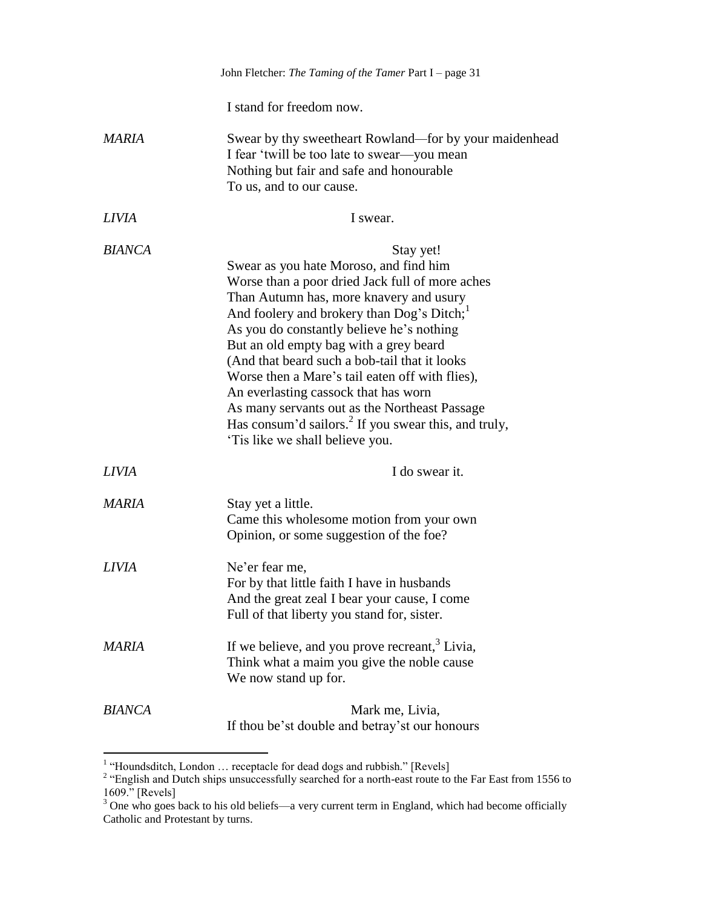I stand for freedom now.

*MARIA* Swear by thy sweetheart Rowland—for by your maidenhead
I fear 'twill be too late to swear—you mean
Nothing but fair and safe and honourable
To us, and to our cause.

*LIVIA* I swear.

*BIANCA* Stay yet!
Swear as you hate Moroso, and find him
Worse than a poor dried Jack full of more aches
Than Autumn has, more knavery and usury
And foolery and brokery than Dog's Ditch;[1]
As you do constantly believe he's nothing
But an old empty bag with a grey beard
(And that beard such a bob-tail that it looks
Worse then a Mare's tail eaten off with flies),
An everlasting cassock that has worn
As many servants out as the Northeast Passage
Has consum'd sailors.[2] If you swear this, and truly,
'Tis like we shall believe you.

*LIVIA* I do swear it.

*MARIA* Stay yet a little.
Came this wholesome motion from your own
Opinion, or some suggestion of the foe?

*LIVIA* Ne'er fear me,
For by that little faith I have in husbands
And the great zeal I bear your cause, I come
Full of that liberty you stand for, sister.

*MARIA* If we believe, and you prove recreant,[3] Livia,
Think what a maim you give the noble cause
We now stand up for.

*BIANCA* Mark me, Livia,
If thou be'st double and betray'st our honours

---

[1] "Houndsditch, London … receptacle for dead dogs and rubbish." [Revels]

[2] "English and Dutch ships unsuccessfully searched for a north-east route to the Far East from 1556 to 1609." [Revels]

[3] One who goes back to his old beliefs—a very current term in England, which had become officially Catholic and Protestant by turns.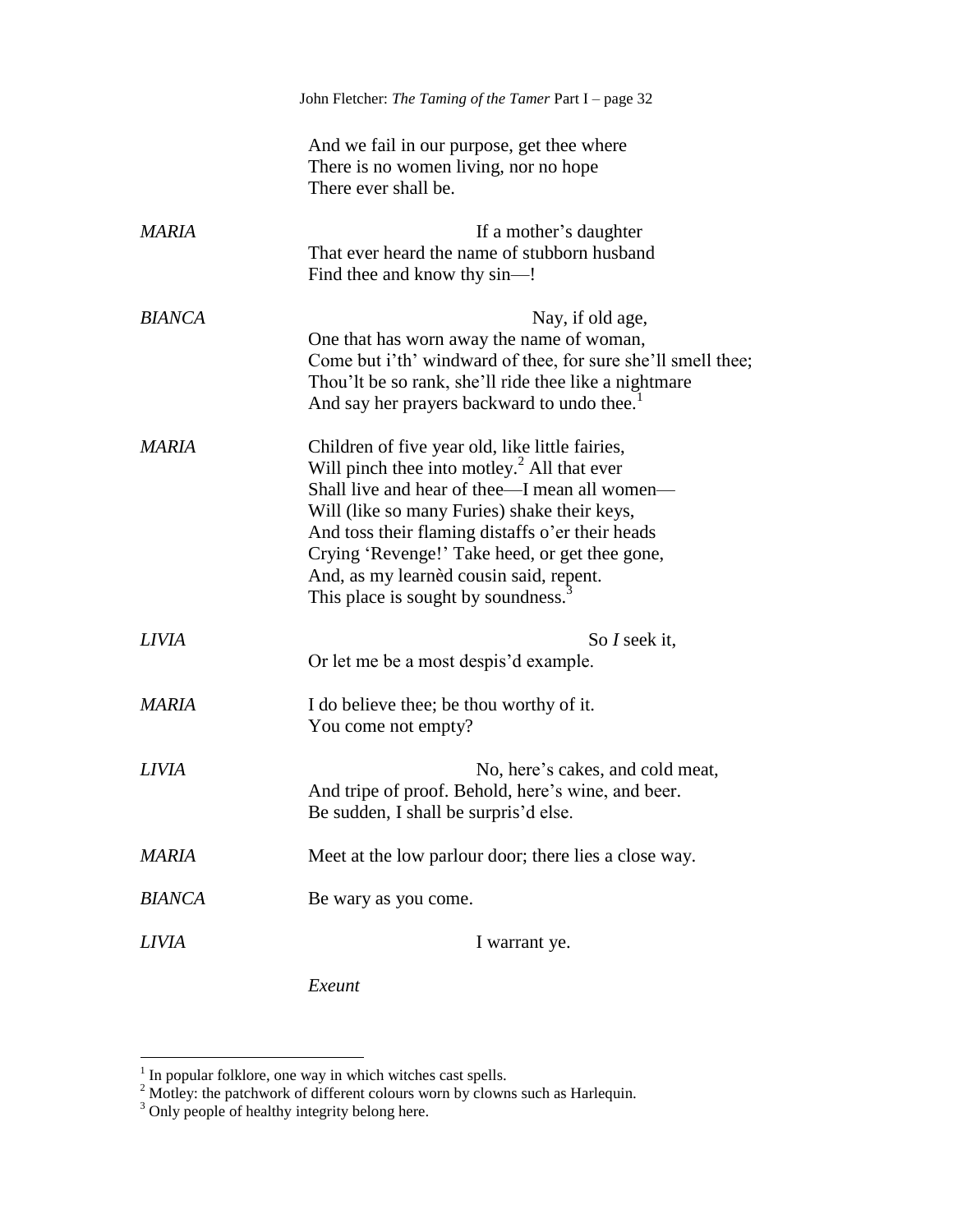And we fail in our purpose, get thee where
There is no women living, nor no hope
There ever shall be.

*MARIA* If a mother's daughter
That ever heard the name of stubborn husband
Find thee and know thy sin—!

*BIANCA* Nay, if old age,
One that has worn away the name of woman,
Come but i'th' windward of thee, for sure she'll smell thee;
Thou'lt be so rank, she'll ride thee like a nightmare
And say her prayers backward to undo thee.[1]

*MARIA* Children of five year old, like little fairies,
Will pinch thee into motley.[2] All that ever
Shall live and hear of thee—I mean all women—
Will (like so many Furies) shake their keys,
And toss their flaming distaffs o'er their heads
Crying 'Revenge!' Take heed, or get thee gone,
And, as my learnèd cousin said, repent.
This place is sought by soundness.[3]

*LIVIA* So *I* seek it,
Or let me be a most despis'd example.

*MARIA* I do believe thee; be thou worthy of it.
You come not empty?

*LIVIA* No, here's cakes, and cold meat,
And tripe of proof. Behold, here's wine, and beer.
Be sudden, I shall be surpris'd else.

*MARIA* Meet at the low parlour door; there lies a close way.

*BIANCA* Be wary as you come.

*LIVIA* I warrant ye.

*Exeunt*

---

[1] In popular folklore, one way in which witches cast spells.
[2] Motley: the patchwork of different colours worn by clowns such as Harlequin.
[3] Only people of healthy integrity belong here.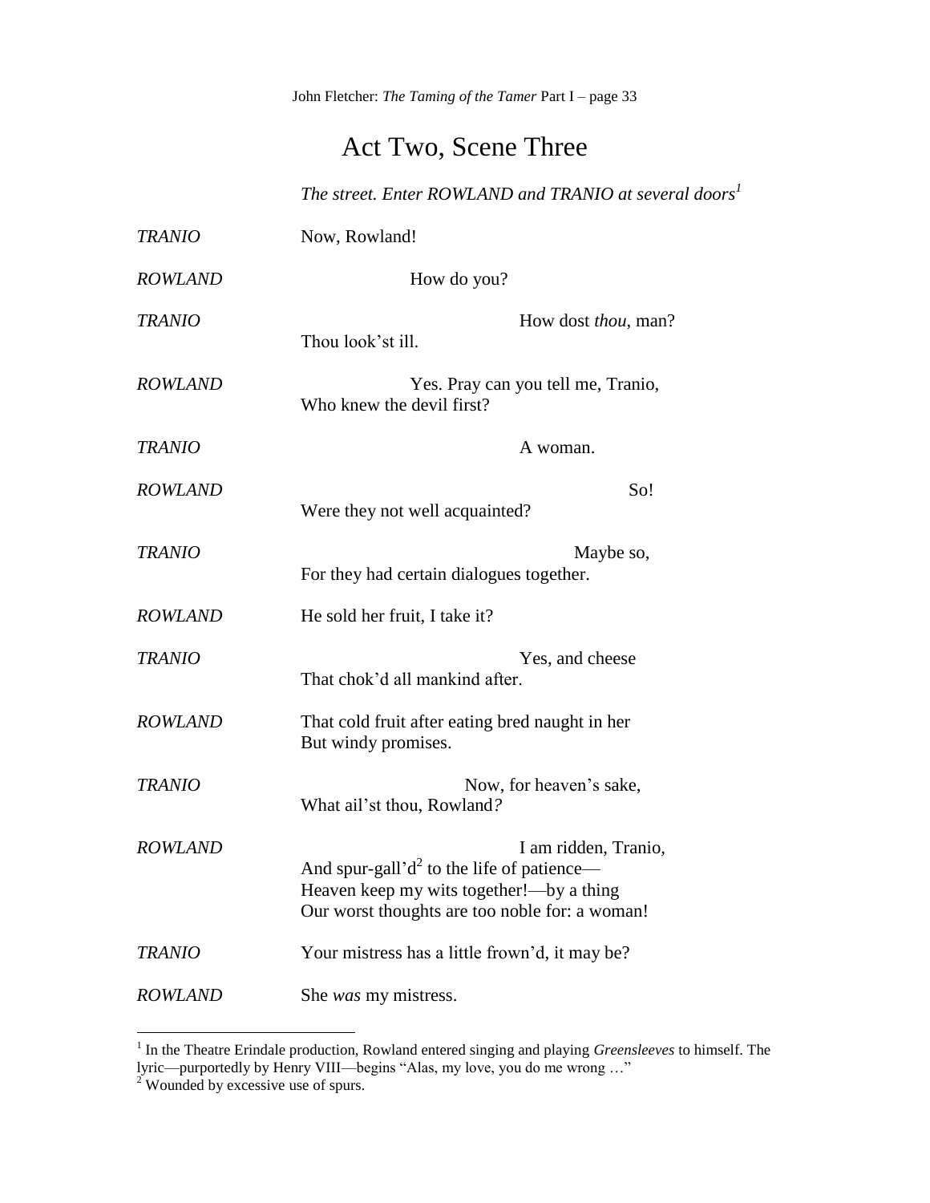# Act Two, Scene Three

*The street. Enter ROWLAND and TRANIO at several doors*[1]

*TRANIO* Now, Rowland!

*ROWLAND* How do you?

*TRANIO* How dost *thou*, man?
Thou look'st ill.

*ROWLAND* Yes. Pray can you tell me, Tranio,
Who knew the devil first?

*TRANIO* A woman.

*ROWLAND* So!
Were they not well acquainted?

*TRANIO* Maybe so,
For they had certain dialogues together.

*ROWLAND* He sold her fruit, I take it?

*TRANIO* Yes, and cheese
That chok'd all mankind after.

*ROWLAND* That cold fruit after eating bred naught in her
But windy promises.

*TRANIO* Now, for heaven's sake,
What ail'st thou, Rowland?

*ROWLAND* I am ridden, Tranio,
And spur-gall'd[2] to the life of patience—
Heaven keep my wits together!—by a thing
Our worst thoughts are too noble for: a woman!

*TRANIO* Your mistress has a little frown'd, it may be?

*ROWLAND* She *was* my mistress.

---

[1] In the Theatre Erindale production, Rowland entered singing and playing *Greensleeves* to himself. The lyric—purportedly by Henry VIII—begins "Alas, my love, you do me wrong …"

[2] Wounded by excessive use of spurs.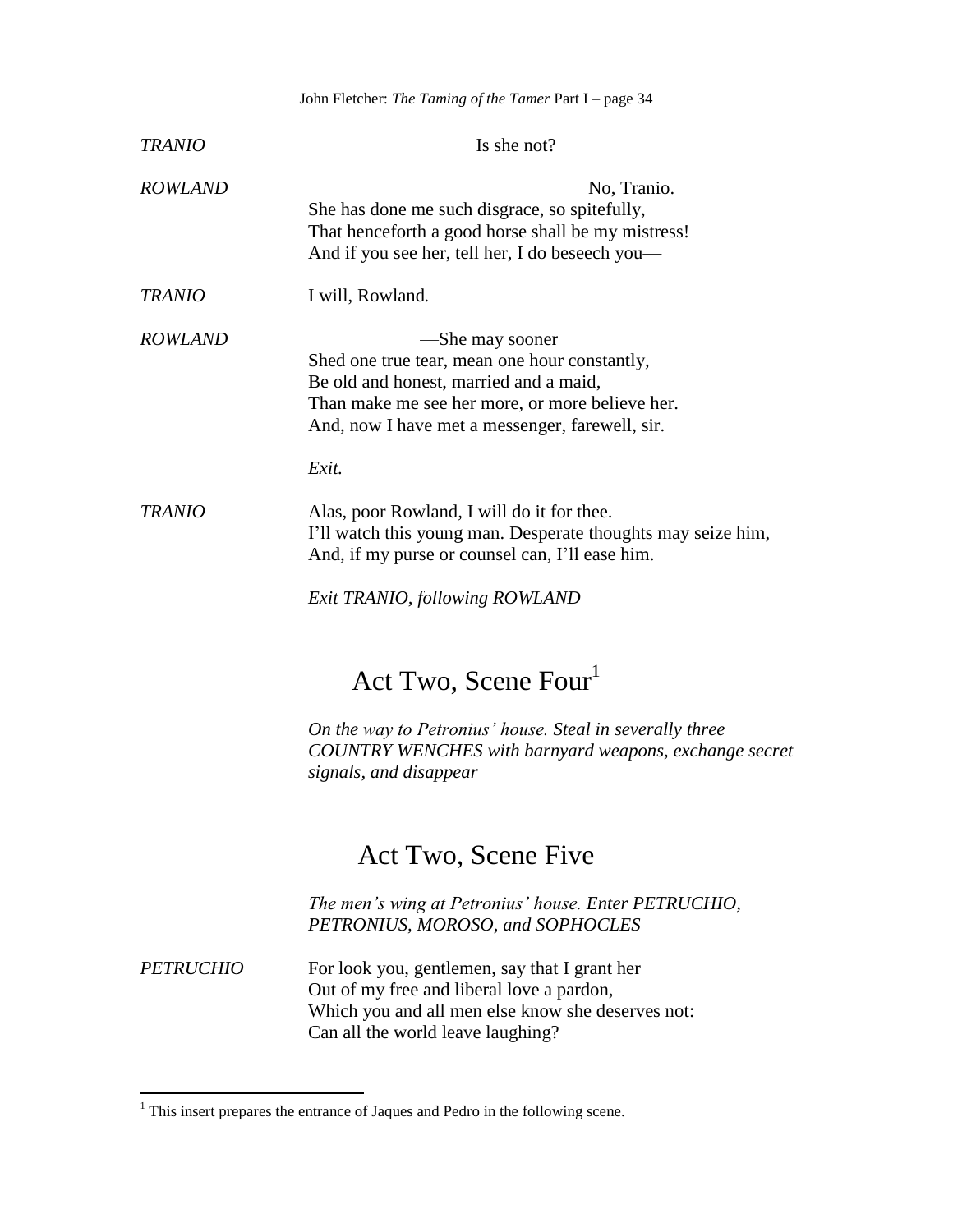*TRANIO* Is she not?

*ROWLAND* No, Tranio.
She has done me such disgrace, so spitefully,
That henceforth a good horse shall be my mistress!
And if you see her, tell her, I do beseech you—

*TRANIO* I will, Rowland.

*ROWLAND* —She may sooner
Shed one true tear, mean one hour constantly,
Be old and honest, married and a maid,
Than make me see her more, or more believe her.
And, now I have met a messenger, farewell, sir.

*Exit.*

*TRANIO* Alas, poor Rowland, I will do it for thee.
I'll watch this young man. Desperate thoughts may seize him,
And, if my purse or counsel can, I'll ease him.

*Exit TRANIO, following ROWLAND*

## Act Two, Scene Four[1]

*On the way to Petronius' house. Steal in severally three COUNTRY WENCHES with barnyard weapons, exchange secret signals, and disappear*

## Act Two, Scene Five

*The men's wing at Petronius' house. Enter PETRUCHIO, PETRONIUS, MOROSO, and SOPHOCLES*

*PETRUCHIO* For look you, gentlemen, say that I grant her
Out of my free and liberal love a pardon,
Which you and all men else know she deserves not:
Can all the world leave laughing?

---

[1] This insert prepares the entrance of Jaques and Pedro in the following scene.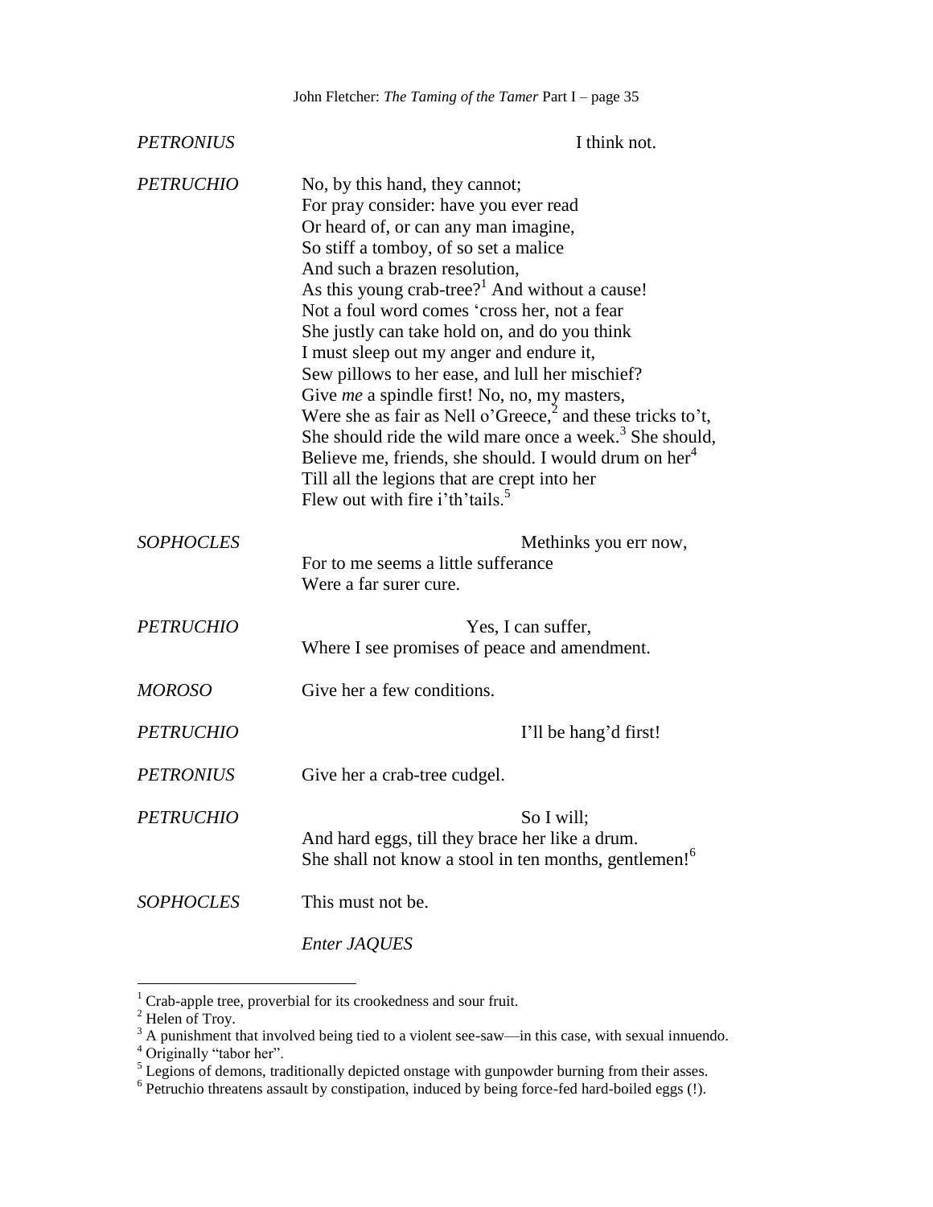*PETRONIUS* I think not.

*PETRUCHIO* No, by this hand, they cannot;
For pray consider: have you ever read
Or heard of, or can any man imagine,
So stiff a tomboy, of so set a malice
And such a brazen resolution,
As this young crab-tree?[1] And without a cause!
Not a foul word comes 'cross her, not a fear
She justly can take hold on, and do you think
I must sleep out my anger and endure it,
Sew pillows to her ease, and lull her mischief?
Give *me* a spindle first! No, no, my masters,
Were she as fair as Nell o'Greece,[2] and these tricks to't,
She should ride the wild mare once a week.[3] She should,
Believe me, friends, she should. I would drum on her[4]
Till all the legions that are crept into her
Flew out with fire i'th'tails.[5]

*SOPHOCLES* Methinks you err now,
For to me seems a little sufferance
Were a far surer cure.

*PETRUCHIO* Yes, I can suffer,
Where I see promises of peace and amendment.

*MOROSO* Give her a few conditions.

*PETRUCHIO* I'll be hang'd first!

*PETRONIUS* Give her a crab-tree cudgel.

*PETRUCHIO* So I will;
And hard eggs, till they brace her like a drum.
She shall not know a stool in ten months, gentlemen![6]

*SOPHOCLES* This must not be.

*Enter JAQUES*

---

[1] Crab-apple tree, proverbial for its crookedness and sour fruit.
[2] Helen of Troy.
[3] A punishment that involved being tied to a violent see-saw—in this case, with sexual innuendo.
[4] Originally "tabor her".
[5] Legions of demons, traditionally depicted onstage with gunpowder burning from their asses.
[6] Petruchio threatens assault by constipation, induced by being force-fed hard-boiled eggs (!).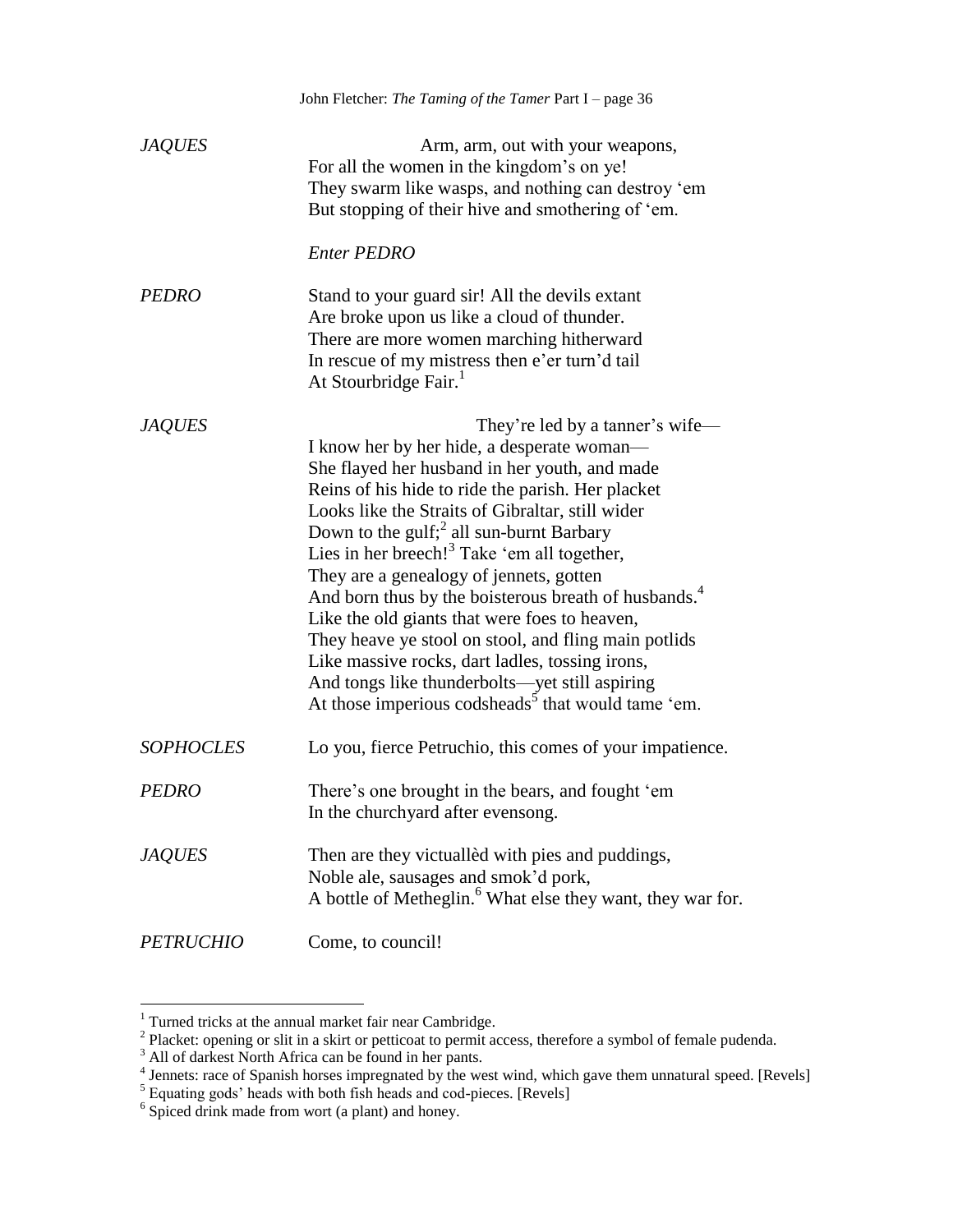*JAQUES* Arm, arm, out with your weapons,
For all the women in the kingdom's on ye!
They swarm like wasps, and nothing can destroy 'em
But stopping of their hive and smothering of 'em.

*Enter PEDRO*

*PEDRO* Stand to your guard sir! All the devils extant
Are broke upon us like a cloud of thunder.
There are more women marching hitherward
In rescue of my mistress then e'er turn'd tail
At Stourbridge Fair.[1]

*JAQUES* They're led by a tanner's wife—
I know her by her hide, a desperate woman—
She flayed her husband in her youth, and made
Reins of his hide to ride the parish. Her placket
Looks like the Straits of Gibraltar, still wider
Down to the gulf;[2] all sun-burnt Barbary
Lies in her breech![3] Take 'em all together,
They are a genealogy of jennets, gotten
And born thus by the boisterous breath of husbands.[4]
Like the old giants that were foes to heaven,
They heave ye stool on stool, and fling main potlids
Like massive rocks, dart ladles, tossing irons,
And tongs like thunderbolts—yet still aspiring
At those imperious codsheads[5] that would tame 'em.

*SOPHOCLES* Lo you, fierce Petruchio, this comes of your impatience.

*PEDRO* There's one brought in the bears, and fought 'em
In the churchyard after evensong.

*JAQUES* Then are they victuallèd with pies and puddings,
Noble ale, sausages and smok'd pork,
A bottle of Metheglin.[6] What else they want, they war for.

*PETRUCHIO* Come, to council!

---

[1] Turned tricks at the annual market fair near Cambridge.

[2] Placket: opening or slit in a skirt or petticoat to permit access, therefore a symbol of female pudenda.

[3] All of darkest North Africa can be found in her pants.

[4] Jennets: race of Spanish horses impregnated by the west wind, which gave them unnatural speed. [Revels]

[5] Equating gods' heads with both fish heads and cod-pieces. [Revels]

[6] Spiced drink made from wort (a plant) and honey.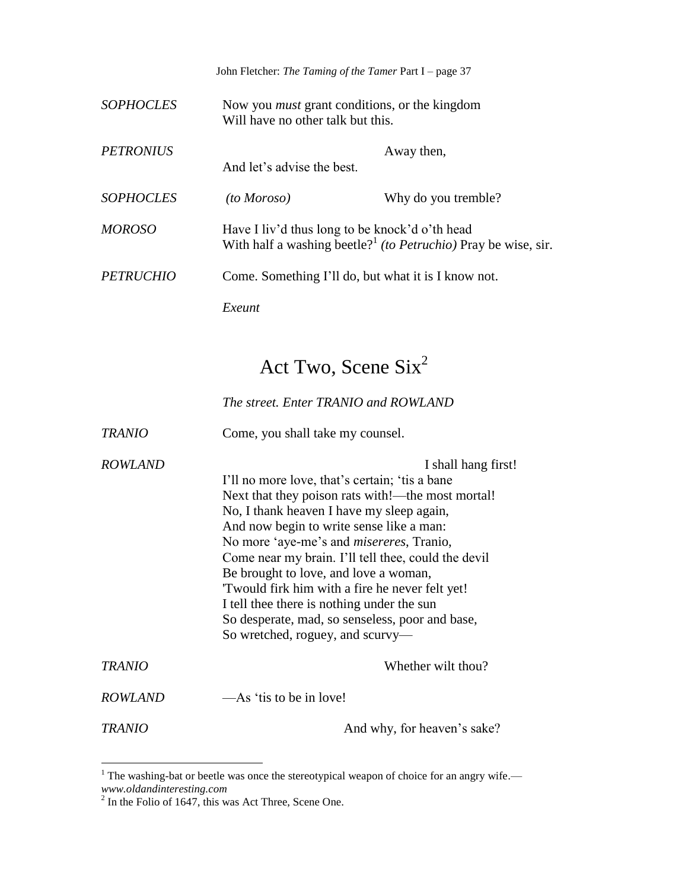*SOPHOCLES* Now you *must* grant conditions, or the kingdom
Will have no other talk but this.

*PETRONIUS* Away then,
And let's advise the best.

*SOPHOCLES* *(to Moroso)* Why do you tremble?

*MOROSO* Have I liv'd thus long to be knock'd o'th head
With half a washing beetle?[1] *(to Petruchio)* Pray be wise, sir.

*PETRUCHIO* Come. Something I'll do, but what it is I know not.

*Exeunt*

# Act Two, Scene Six[2]

*The street. Enter TRANIO and ROWLAND*

*TRANIO* Come, you shall take my counsel.

*ROWLAND* I shall hang first!
I'll no more love, that's certain; 'tis a bane
Next that they poison rats with!—the most mortal!
No, I thank heaven I have my sleep again,
And now begin to write sense like a man:
No more 'aye-me's and *misereres*, Tranio,
Come near my brain. I'll tell thee, could the devil
Be brought to love, and love a woman,
'Twould firk him with a fire he never felt yet!
I tell thee there is nothing under the sun
So desperate, mad, so senseless, poor and base,
So wretched, roguey, and scurvy—

*TRANIO* Whether wilt thou?

*ROWLAND* —As 'tis to be in love!

*TRANIO* And why, for heaven's sake?

---

[1] The washing-bat or beetle was once the stereotypical weapon of choice for an angry wife.—*www.oldandinteresting.com*

[2] In the Folio of 1647, this was Act Three, Scene One.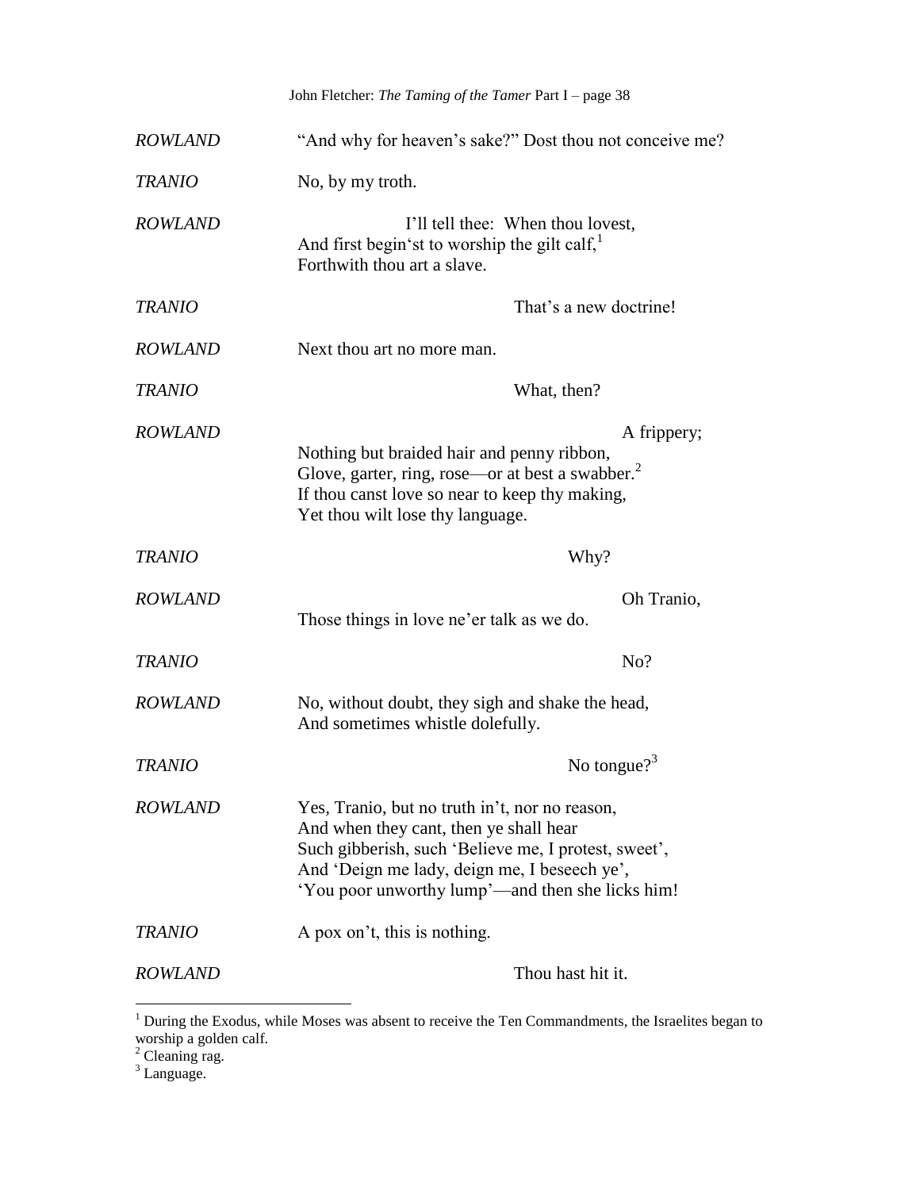*ROWLAND* "And why for heaven's sake?" Dost thou not conceive me?

*TRANIO* No, by my troth.

*ROWLAND* I'll tell thee: When thou lovest,
And first begin'st to worship the gilt calf,[1]
Forthwith thou art a slave.

*TRANIO* That's a new doctrine!

*ROWLAND* Next thou art no more man.

*TRANIO* What, then?

*ROWLAND* A frippery;
Nothing but braided hair and penny ribbon,
Glove, garter, ring, rose—or at best a swabber.[2]
If thou canst love so near to keep thy making,
Yet thou wilt lose thy language.

*TRANIO* Why?

*ROWLAND* Oh Tranio,
Those things in love ne'er talk as we do.

*TRANIO* No?

*ROWLAND* No, without doubt, they sigh and shake the head,
And sometimes whistle dolefully.

*TRANIO* No tongue?[3]

*ROWLAND* Yes, Tranio, but no truth in't, nor no reason,
And when they cant, then ye shall hear
Such gibberish, such 'Believe me, I protest, sweet',
And 'Deign me lady, deign me, I beseech ye',
'You poor unworthy lump'—and then she licks him!

*TRANIO* A pox on't, this is nothing.

*ROWLAND* Thou hast hit it.

---

[1] During the Exodus, while Moses was absent to receive the Ten Commandments, the Israelites began to worship a golden calf.

[2] Cleaning rag.

[3] Language.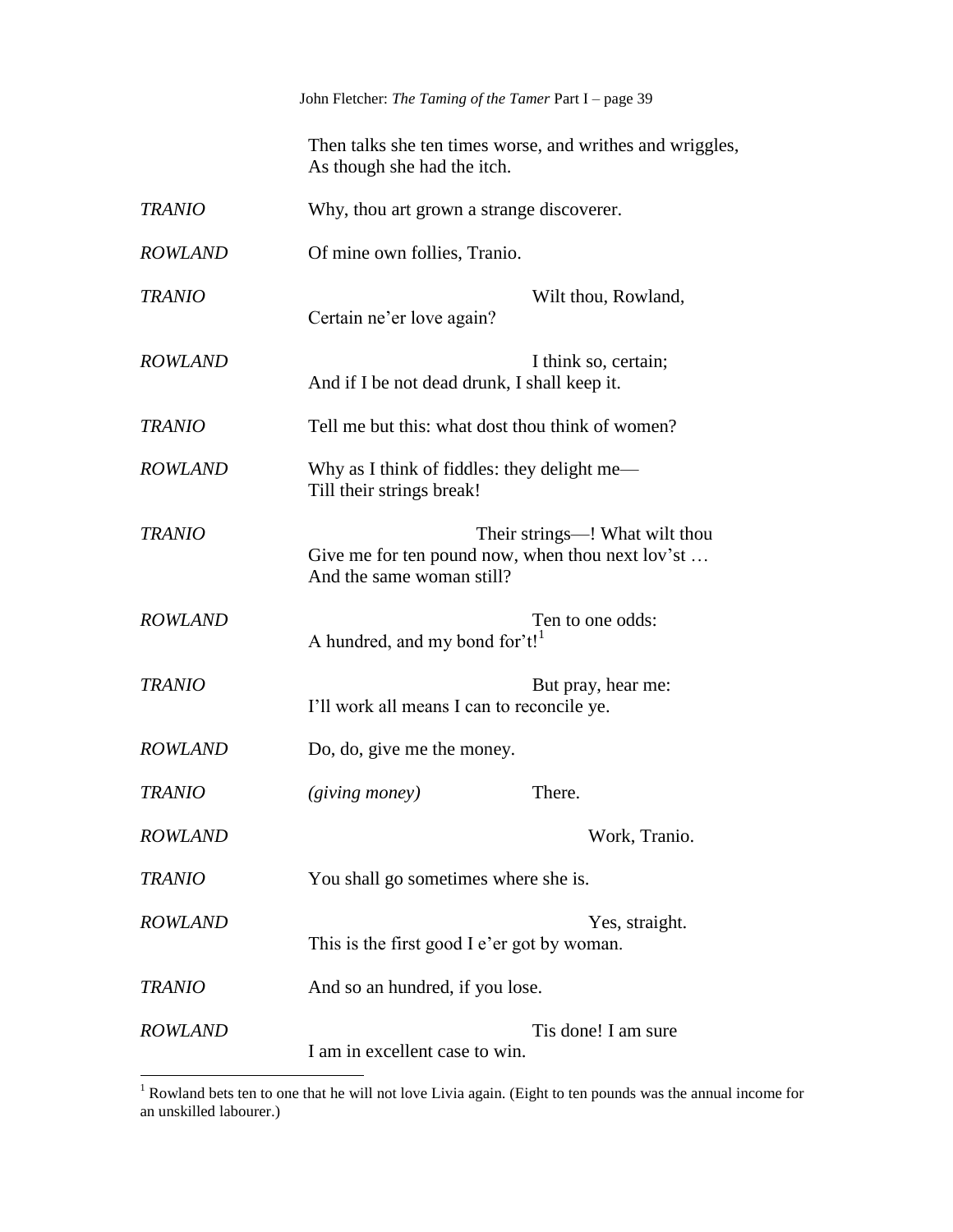Then talks she ten times worse, and writhes and wriggles,
As though she had the itch.

*TRANIO* Why, thou art grown a strange discoverer.

*ROWLAND* Of mine own follies, Tranio.

*TRANIO* Wilt thou, Rowland,
Certain ne'er love again?

*ROWLAND* I think so, certain;
And if I be not dead drunk, I shall keep it.

*TRANIO* Tell me but this: what dost thou think of women?

*ROWLAND* Why as I think of fiddles: they delight me—
Till their strings break!

*TRANIO* Their strings—! What wilt thou
Give me for ten pound now, when thou next lov'st …
And the same woman still?

*ROWLAND* Ten to one odds:
A hundred, and my bond for't![1]

*TRANIO* But pray, hear me:
I'll work all means I can to reconcile ye.

*ROWLAND* Do, do, give me the money.

*TRANIO* *(giving money)* There.

*ROWLAND* Work, Tranio.

*TRANIO* You shall go sometimes where she is.

*ROWLAND* Yes, straight.
This is the first good I e'er got by woman.

*TRANIO* And so an hundred, if you lose.

*ROWLAND* Tis done! I am sure
I am in excellent case to win.

---

[1] Rowland bets ten to one that he will not love Livia again. (Eight to ten pounds was the annual income for an unskilled labourer.)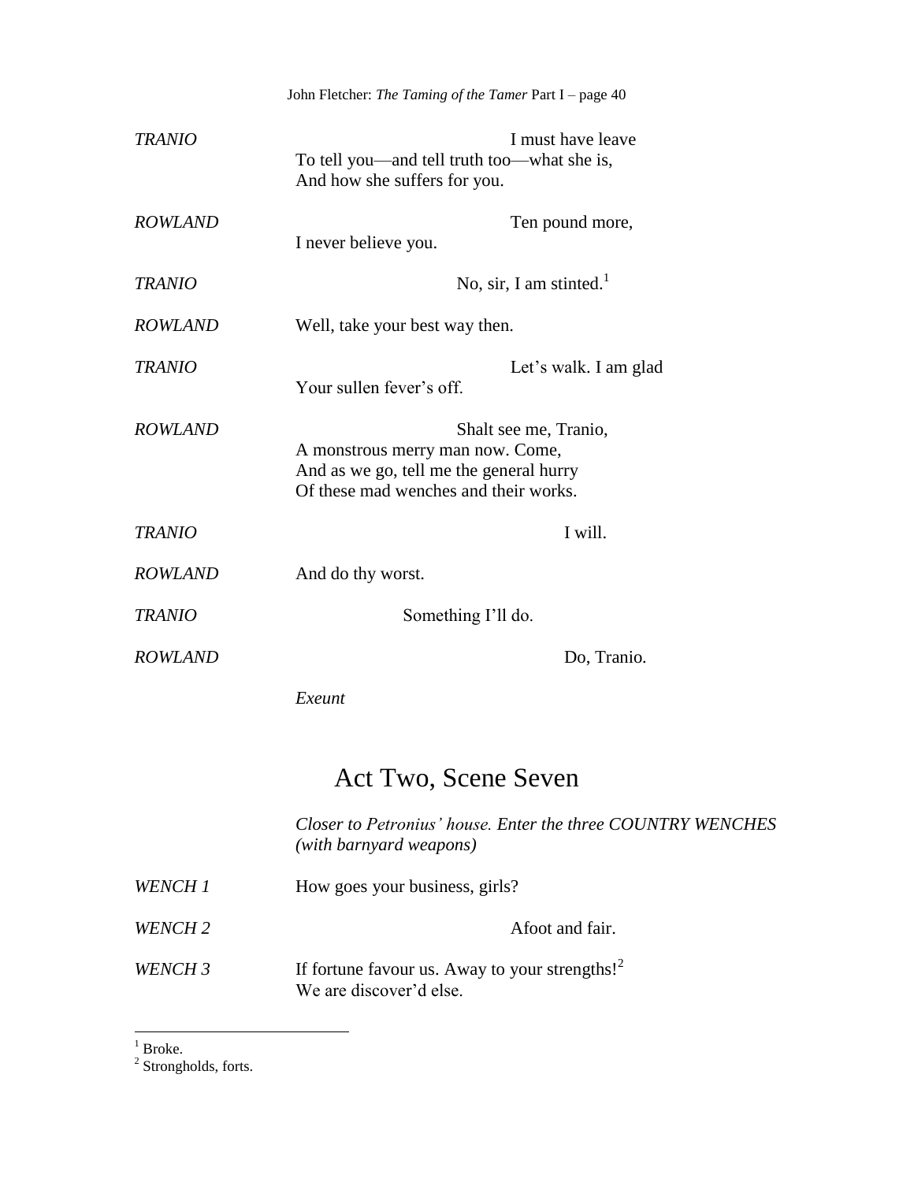*TRANIO* I must have leave
To tell you—and tell truth too—what she is,
And how she suffers for you.

*ROWLAND* Ten pound more,
I never believe you.

*TRANIO* No, sir, I am stinted.[1]

*ROWLAND* Well, take your best way then.

*TRANIO* Let's walk. I am glad
Your sullen fever's off.

*ROWLAND* Shalt see me, Tranio,
A monstrous merry man now. Come,
And as we go, tell me the general hurry
Of these mad wenches and their works.

*TRANIO* I will.

*ROWLAND* And do thy worst.

*TRANIO* Something I'll do.

*ROWLAND* Do, Tranio.

*Exeunt*

## Act Two, Scene Seven

*Closer to Petronius' house. Enter the three COUNTRY WENCHES (with barnyard weapons)*

*WENCH 1* How goes your business, girls?

*WENCH 2* Afoot and fair.

*WENCH 3* If fortune favour us. Away to your strengths![2]
We are discover'd else.

---

[1] Broke.
[2] Strongholds, forts.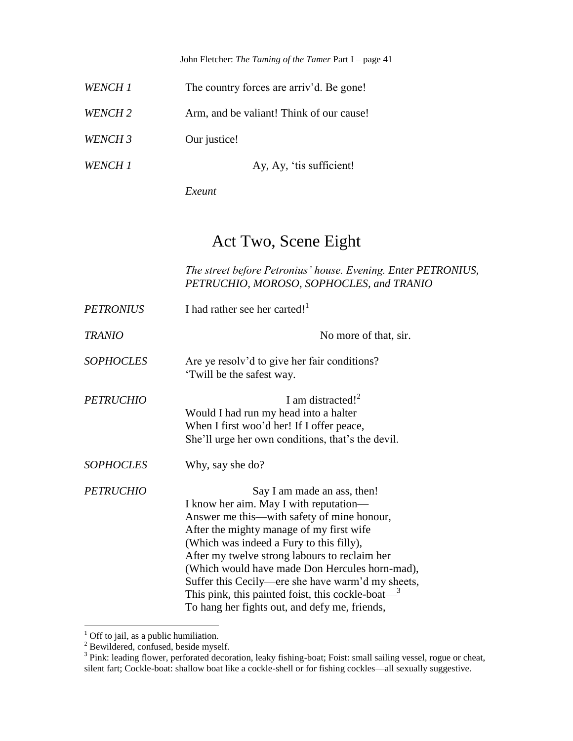WENCH 1 The country forces are arriv'd. Be gone!

WENCH 2 Arm, and be valiant! Think of our cause!

WENCH 3 Our justice!

WENCH 1 Ay, Ay, 'tis sufficient!

*Exeunt*

## Act Two, Scene Eight

*The street before Petronius' house. Evening. Enter PETRONIUS, PETRUCHIO, MOROSO, SOPHOCLES, and TRANIO*

*PETRONIUS* I had rather see her carted![1]

*TRANIO* No more of that, sir.

*SOPHOCLES* Are ye resolv'd to give her fair conditions?
'Twill be the safest way.

*PETRUCHIO* I am distracted![2]
Would I had run my head into a halter
When I first woo'd her! If I offer peace,
She'll urge her own conditions, that's the devil.

*SOPHOCLES* Why, say she do?

*PETRUCHIO* Say I am made an ass, then!
I know her aim. May I with reputation—
Answer me this—with safety of mine honour,
After the mighty manage of my first wife
(Which was indeed a Fury to this filly),
After my twelve strong labours to reclaim her
(Which would have made Don Hercules horn-mad),
Suffer this Cecily—ere she have warm'd my sheets,
This pink, this painted foist, this cockle-boat—[3]
To hang her fights out, and defy me, friends,

---

[1] Off to jail, as a public humiliation.

[2] Bewildered, confused, beside myself.

[3] Pink: leading flower, perforated decoration, leaky fishing-boat; Foist: small sailing vessel, rogue or cheat, silent fart; Cockle-boat: shallow boat like a cockle-shell or for fishing cockles—all sexually suggestive.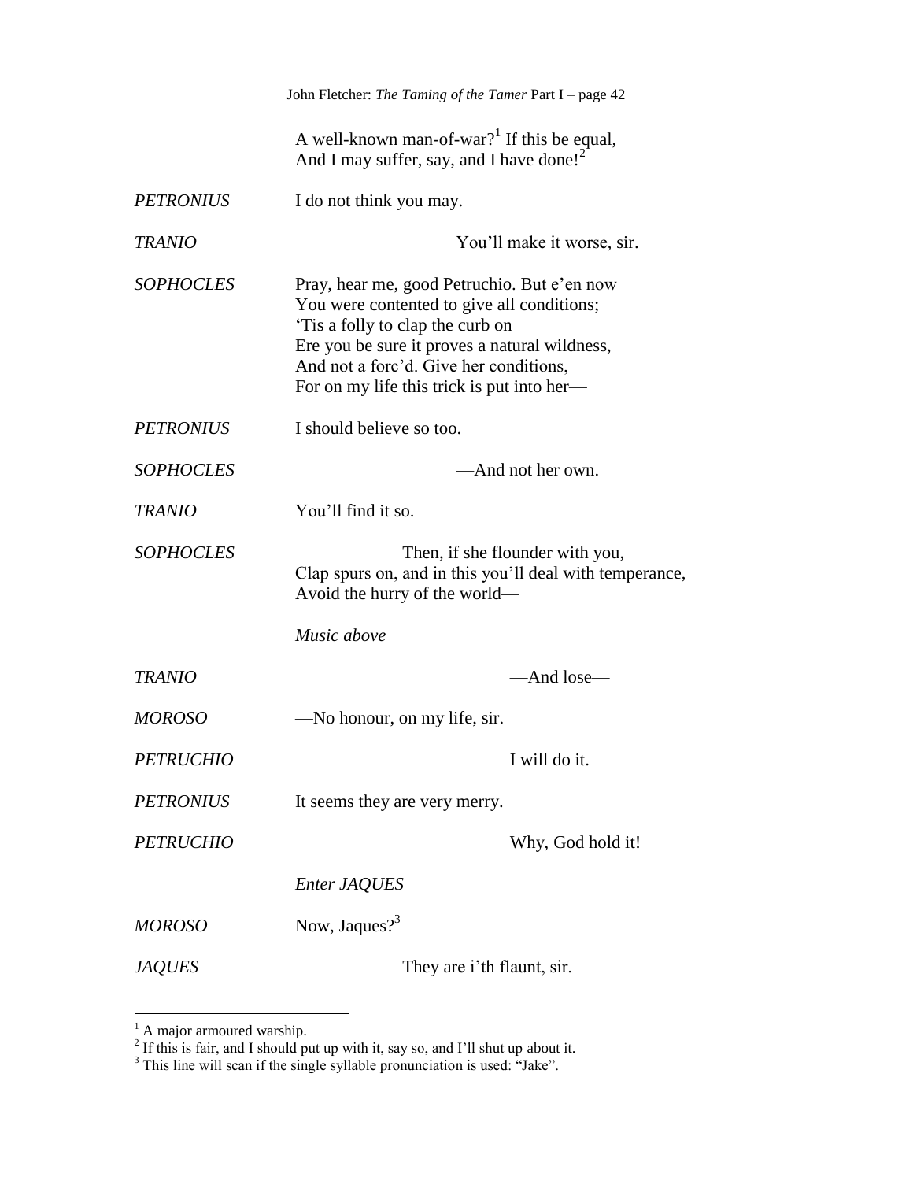A well-known man-of-war?[1] If this be equal,
And I may suffer, say, and I have done![2]

*PETRONIUS* I do not think you may.

*TRANIO* You'll make it worse, sir.

*SOPHOCLES* Pray, hear me, good Petruchio. But e'en now
You were contented to give all conditions;
'Tis a folly to clap the curb on
Ere you be sure it proves a natural wildness,
And not a forc'd. Give her conditions,
For on my life this trick is put into her—

*PETRONIUS* I should believe so too.

*SOPHOCLES* —And not her own.

*TRANIO* You'll find it so.

*SOPHOCLES* Then, if she flounder with you,
Clap spurs on, and in this you'll deal with temperance,
Avoid the hurry of the world—

*Music above*

*TRANIO* —And lose—

*MOROSO* —No honour, on my life, sir.

*PETRUCHIO* I will do it.

*PETRONIUS* It seems they are very merry.

*PETRUCHIO* Why, God hold it!

*Enter JAQUES*

*MOROSO* Now, Jaques?[3]

*JAQUES* They are i'th flaunt, sir.

---

[1] A major armoured warship.
[2] If this is fair, and I should put up with it, say so, and I'll shut up about it.
[3] This line will scan if the single syllable pronunciation is used: "Jake".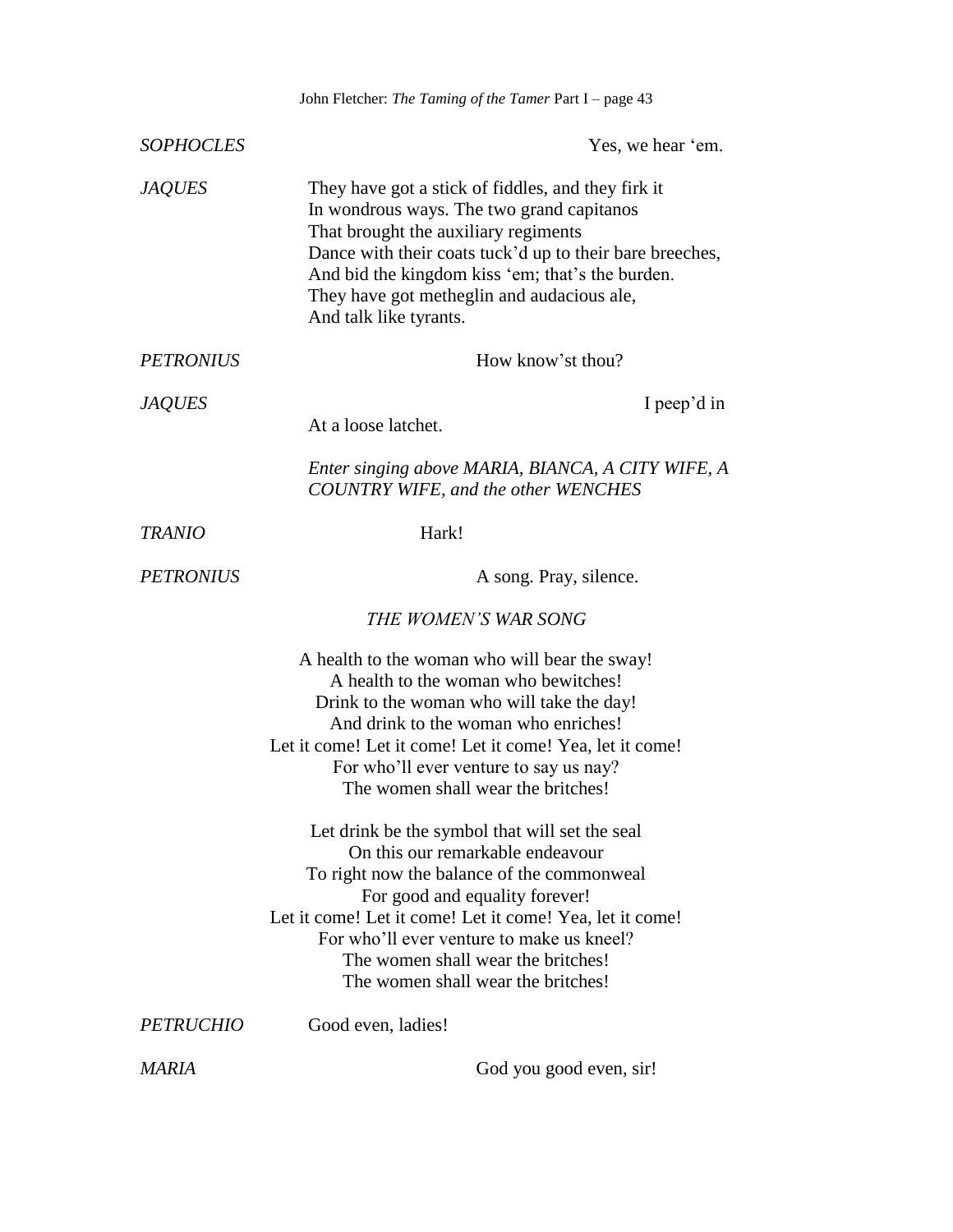*SOPHOCLES* Yes, we hear 'em.

*JAQUES* They have got a stick of fiddles, and they firk it
In wondrous ways. The two grand capitanos
That brought the auxiliary regiments
Dance with their coats tuck'd up to their bare breeches,
And bid the kingdom kiss 'em; that's the burden.
They have got metheglin and audacious ale,
And talk like tyrants.

*PETRONIUS* How know'st thou?

*JAQUES* I peep'd in
At a loose latchet.

*Enter singing above MARIA, BIANCA, A CITY WIFE, A COUNTRY WIFE, and the other WENCHES*

*TRANIO* Hark!

*PETRONIUS* A song. Pray, silence.

*THE WOMEN'S WAR SONG*

A health to the woman who will bear the sway!
A health to the woman who bewitches!
Drink to the woman who will take the day!
And drink to the woman who enriches!
Let it come! Let it come! Let it come! Yea, let it come!
For who'll ever venture to say us nay?
The women shall wear the britches!

Let drink be the symbol that will set the seal
On this our remarkable endeavour
To right now the balance of the commonweal
For good and equality forever!
Let it come! Let it come! Let it come! Yea, let it come!
For who'll ever venture to make us kneel?
The women shall wear the britches!
The women shall wear the britches!

*PETRUCHIO* Good even, ladies!

*MARIA* God you good even, sir!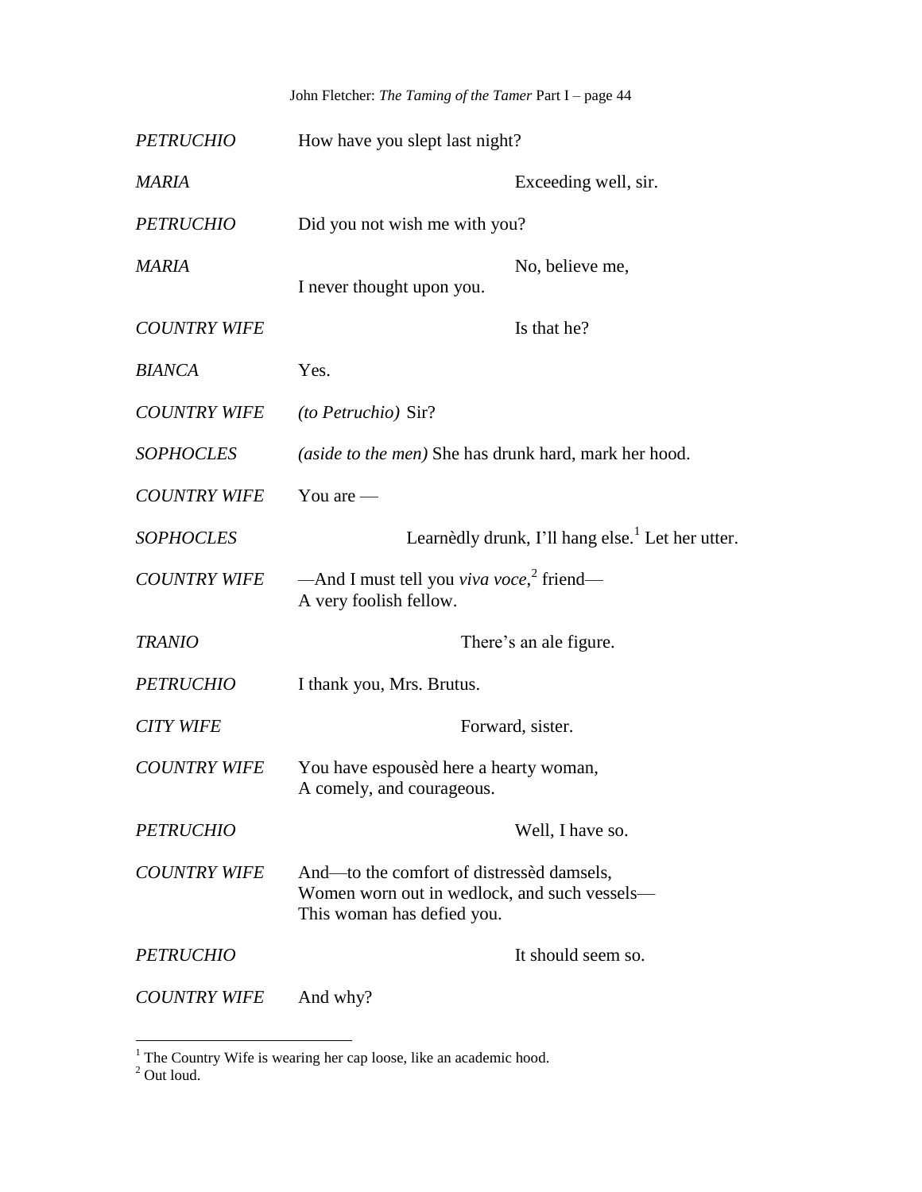*PETRUCHIO* How have you slept last night?

*MARIA* Exceeding well, sir.

*PETRUCHIO* Did you not wish me with you?

*MARIA* No, believe me,
I never thought upon you.

*COUNTRY WIFE* Is that he?

*BIANCA* Yes.

*COUNTRY WIFE* *(to Petruchio)* Sir?

*SOPHOCLES* *(aside to the men)* She has drunk hard, mark her hood.

*COUNTRY WIFE* You are —

*SOPHOCLES* Learnèdly drunk, I'll hang else.[1] Let her utter.

*COUNTRY WIFE* —And I must tell you *viva voce*,[2] friend—
A very foolish fellow.

*TRANIO* There's an ale figure.

*PETRUCHIO* I thank you, Mrs. Brutus.

*CITY WIFE* Forward, sister.

*COUNTRY WIFE* You have espousèd here a hearty woman,
A comely, and courageous.

*PETRUCHIO* Well, I have so.

*COUNTRY WIFE* And—to the comfort of distressèd damsels,
Women worn out in wedlock, and such vessels—
This woman has defied you.

*PETRUCHIO* It should seem so.

*COUNTRY WIFE* And why?

---

[1] The Country Wife is wearing her cap loose, like an academic hood.
[2] Out loud.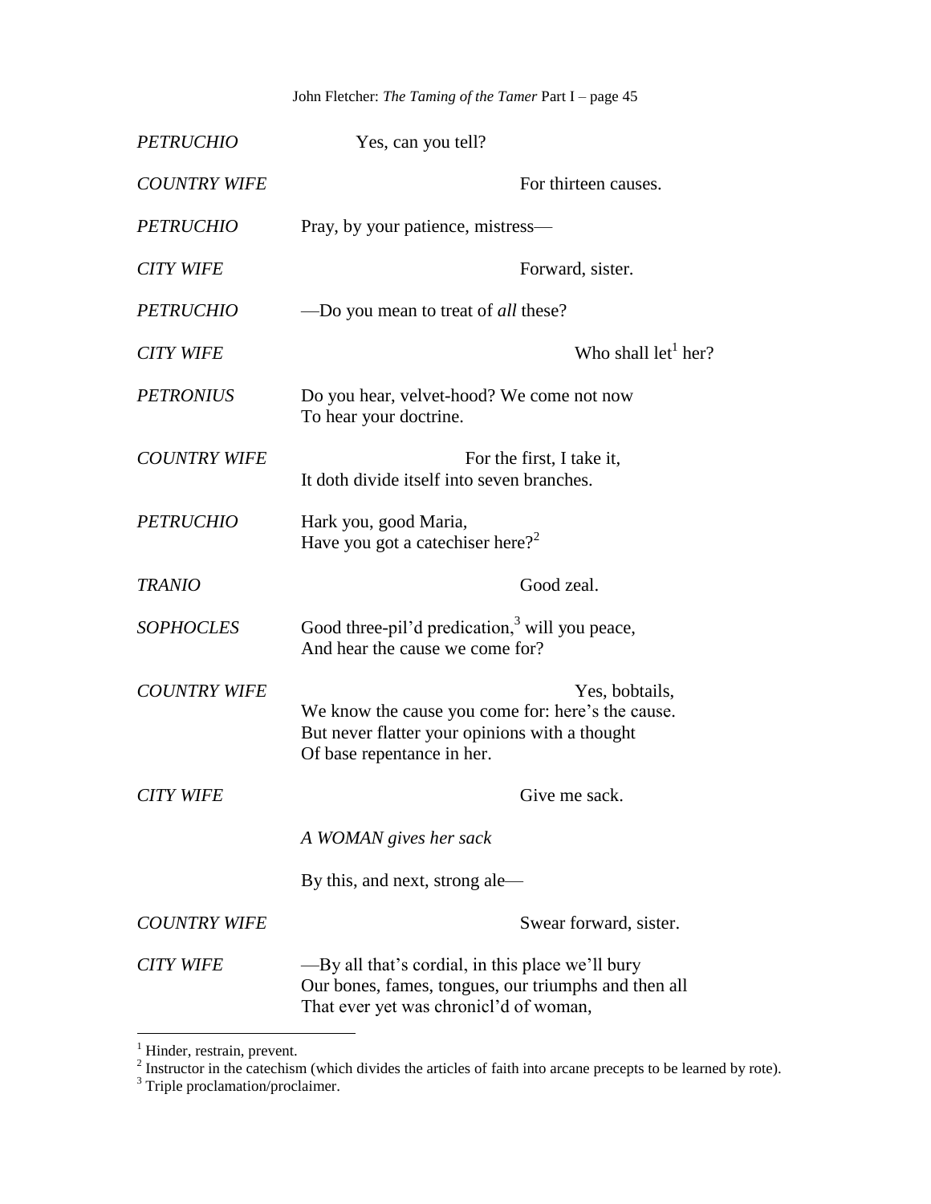*PETRUCHIO* Yes, can you tell?

*COUNTRY WIFE* For thirteen causes.

*PETRUCHIO* Pray, by your patience, mistress—

*CITY WIFE* Forward, sister.

*PETRUCHIO* —Do you mean to treat of *all* these?

*CITY WIFE* Who shall let[1] her?

*PETRONIUS* Do you hear, velvet-hood? We come not now
To hear your doctrine.

*COUNTRY WIFE* For the first, I take it,
It doth divide itself into seven branches.

*PETRUCHIO* Hark you, good Maria,
Have you got a catechiser here?[2]

*TRANIO* Good zeal.

*SOPHOCLES* Good three-pil'd predication,[3] will you peace,
And hear the cause we come for?

*COUNTRY WIFE* Yes, bobtails,
We know the cause you come for: here's the cause.
But never flatter your opinions with a thought
Of base repentance in her.

*CITY WIFE* Give me sack.

*A WOMAN gives her sack*

By this, and next, strong ale—

*COUNTRY WIFE* Swear forward, sister.

*CITY WIFE* —By all that's cordial, in this place we'll bury
Our bones, fames, tongues, our triumphs and then all
That ever yet was chronicl'd of woman,

---

[1] Hinder, restrain, prevent.

[2] Instructor in the catechism (which divides the articles of faith into arcane precepts to be learned by rote).

[3] Triple proclamation/proclaimer.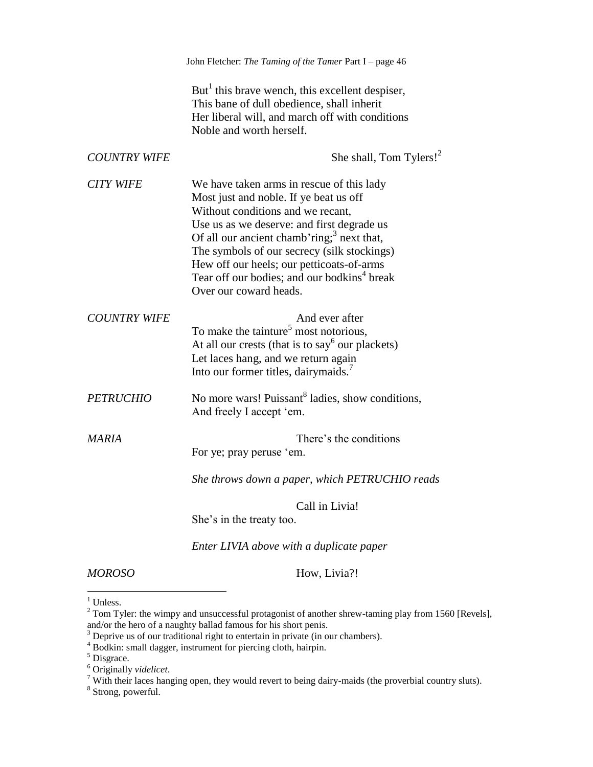But[1] this brave wench, this excellent despiser,
This bane of dull obedience, shall inherit
Her liberal will, and march off with conditions
Noble and worth herself.

*COUNTRY WIFE* She shall, Tom Tylers![2]

*CITY WIFE* We have taken arms in rescue of this lady
Most just and noble. If ye beat us off
Without conditions and we recant,
Use us as we deserve: and first degrade us
Of all our ancient chamb'ring;[3] next that,
The symbols of our secrecy (silk stockings)
Hew off our heels; our petticoats-of-arms
Tear off our bodies; and our bodkins[4] break
Over our coward heads.

*COUNTRY WIFE* And ever after
To make the tainture[5] most notorious,
At all our crests (that is to say[6] our plackets)
Let laces hang, and we return again
Into our former titles, dairymaids.[7]

*PETRUCHIO* No more wars! Puissant[8] ladies, show conditions,
And freely I accept 'em.

*MARIA* There's the conditions
For ye; pray peruse 'em.

*She throws down a paper, which PETRUCHIO reads*

Call in Livia!
She's in the treaty too.

*Enter LIVIA above with a duplicate paper*

*MOROSO* How, Livia?!

---

[1] Unless.
[2] Tom Tyler: the wimpy and unsuccessful protagonist of another shrew-taming play from 1560 [Revels], and/or the hero of a naughty ballad famous for his short penis.
[3] Deprive us of our traditional right to entertain in private (in our chambers).
[4] Bodkin: small dagger, instrument for piercing cloth, hairpin.
[5] Disgrace.
[6] Originally *videlicet*.
[7] With their laces hanging open, they would revert to being dairy-maids (the proverbial country sluts).
[8] Strong, powerful.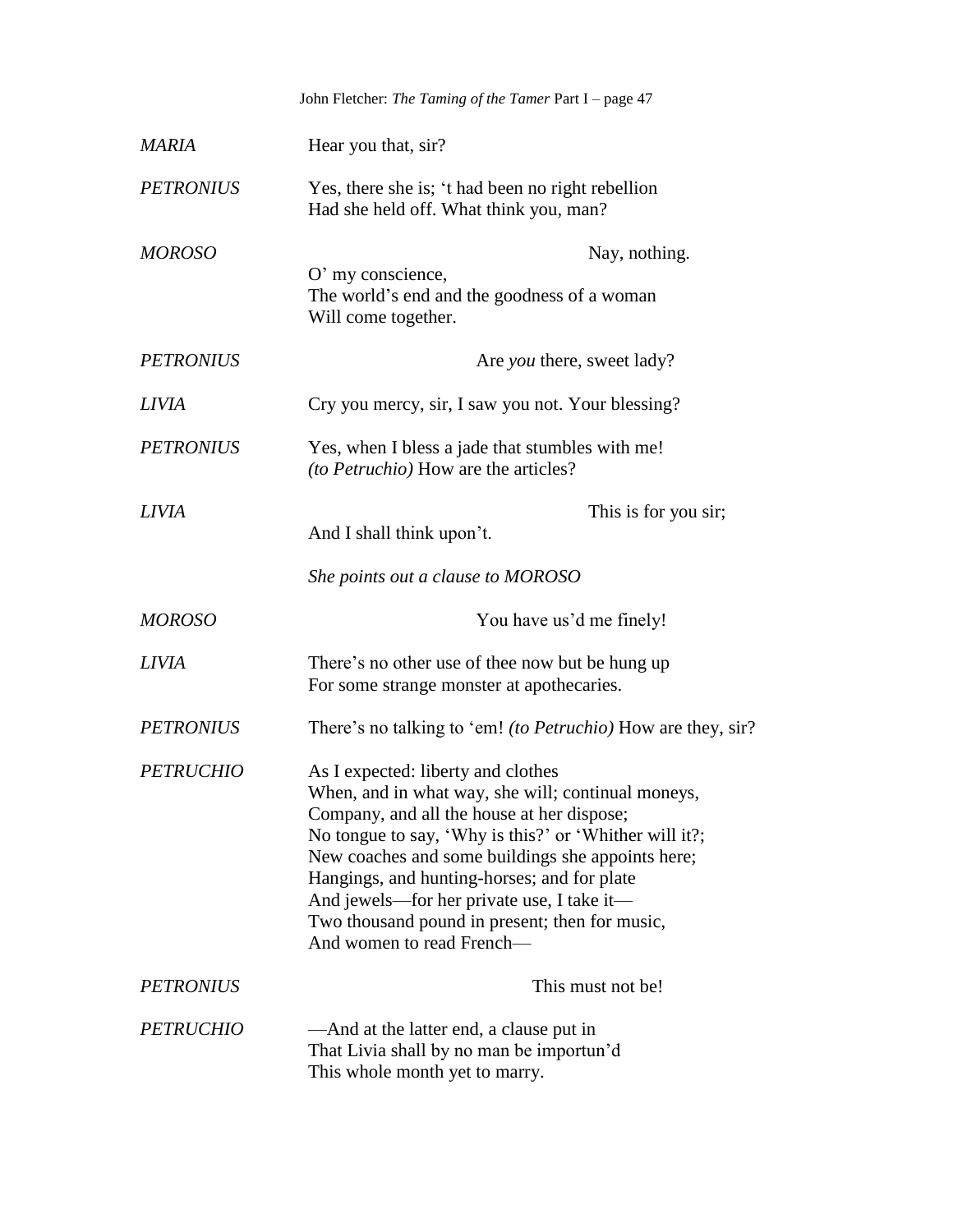*MARIA* Hear you that, sir?

*PETRONIUS* Yes, there she is; 't had been no right rebellion
Had she held off. What think you, man?

*MOROSO* Nay, nothing.
O' my conscience,
The world's end and the goodness of a woman
Will come together.

*PETRONIUS* Are *you* there, sweet lady?

*LIVIA* Cry you mercy, sir, I saw you not. Your blessing?

*PETRONIUS* Yes, when I bless a jade that stumbles with me!
*(to Petruchio)* How are the articles?

*LIVIA* This is for you sir;
And I shall think upon't.

*She points out a clause to MOROSO*

*MOROSO* You have us'd me finely!

*LIVIA* There's no other use of thee now but be hung up
For some strange monster at apothecaries.

*PETRONIUS* There's no talking to 'em! *(to Petruchio)* How are they, sir?

*PETRUCHIO* As I expected: liberty and clothes
When, and in what way, she will; continual moneys,
Company, and all the house at her dispose;
No tongue to say, 'Why is this?' or 'Whither will it?;
New coaches and some buildings she appoints here;
Hangings, and hunting-horses; and for plate
And jewels—for her private use, I take it—
Two thousand pound in present; then for music,
And women to read French—

*PETRONIUS* This must not be!

*PETRUCHIO* —And at the latter end, a clause put in
That Livia shall by no man be importun'd
This whole month yet to marry.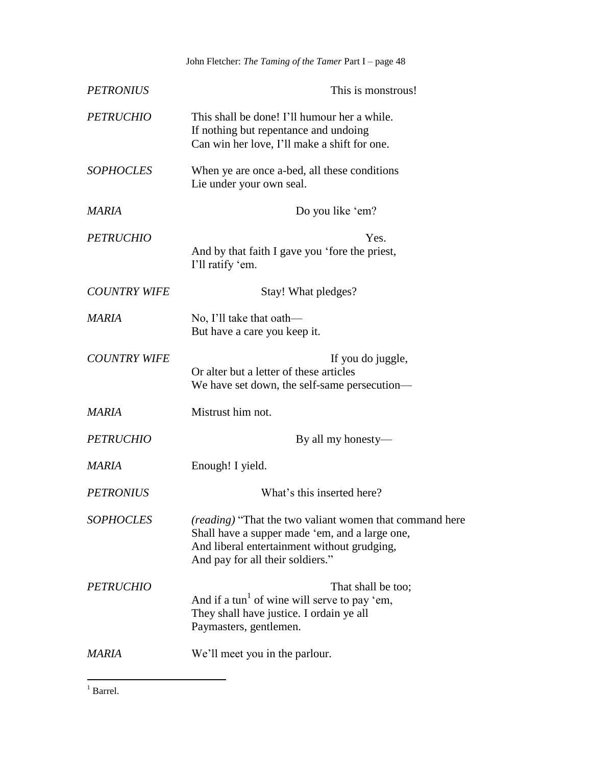*PETRONIUS* This is monstrous!

*PETRUCHIO* This shall be done! I'll humour her a while.
If nothing but repentance and undoing
Can win her love, I'll make a shift for one.

*SOPHOCLES* When ye are once a-bed, all these conditions
Lie under your own seal.

*MARIA* Do you like 'em?

*PETRUCHIO* Yes.
And by that faith I gave you 'fore the priest,
I'll ratify 'em.

*COUNTRY WIFE* Stay! What pledges?

*MARIA* No, I'll take that oath—
But have a care you keep it.

*COUNTRY WIFE* If you do juggle,
Or alter but a letter of these articles
We have set down, the self-same persecution—

*MARIA* Mistrust him not.

*PETRUCHIO* By all my honesty—

*MARIA* Enough! I yield.

*PETRONIUS* What's this inserted here?

*SOPHOCLES* *(reading)* "That the two valiant women that command here
Shall have a supper made 'em, and a large one,
And liberal entertainment without grudging,
And pay for all their soldiers."

*PETRUCHIO* That shall be too;
And if a tun[1] of wine will serve to pay 'em,
They shall have justice. I ordain ye all
Paymasters, gentlemen.

*MARIA* We'll meet you in the parlour.

---

[1] Barrel.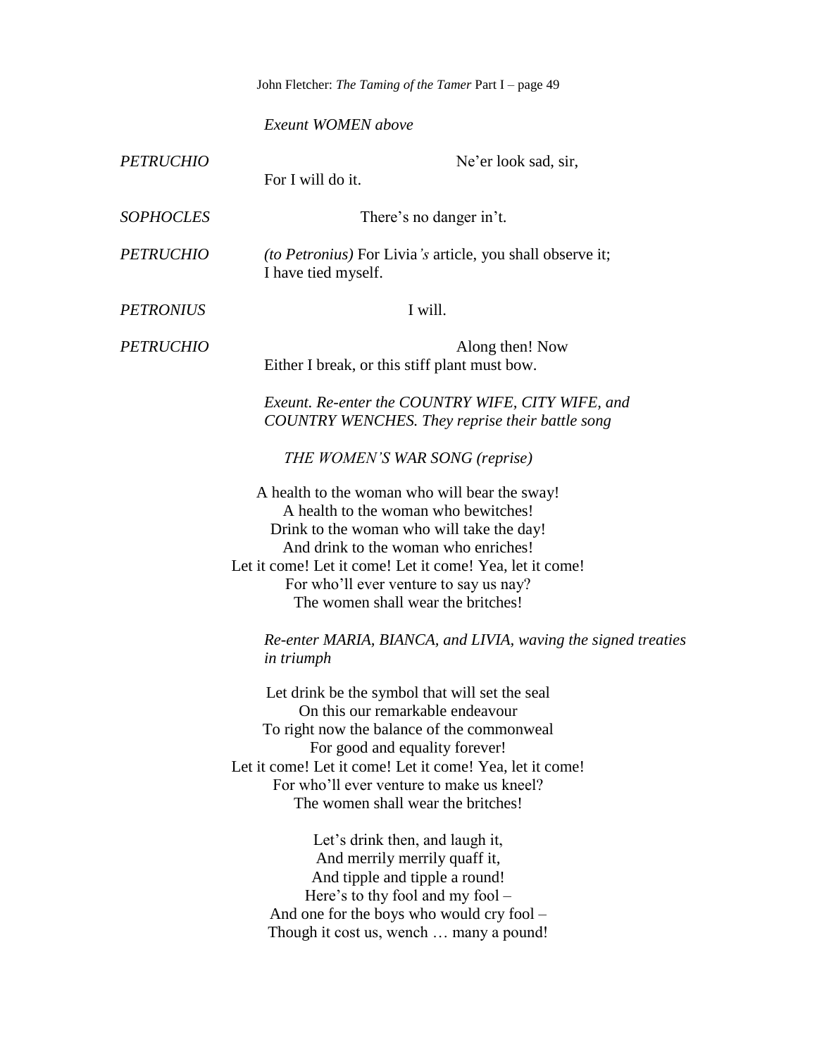*Exeunt WOMEN above*

*PETRUCHIO* Ne'er look sad, sir,
For I will do it.

*SOPHOCLES* There's no danger in't.

*PETRUCHIO* *(to Petronius)* For Livia*'s* article, you shall observe it;
I have tied myself.

*PETRONIUS* I will.

*PETRUCHIO* Along then! Now
Either I break, or this stiff plant must bow.

*Exeunt. Re-enter the COUNTRY WIFE, CITY WIFE, and COUNTRY WENCHES. They reprise their battle song*

*THE WOMEN'S WAR SONG (reprise)*

A health to the woman who will bear the sway!
A health to the woman who bewitches!
Drink to the woman who will take the day!
And drink to the woman who enriches!
Let it come! Let it come! Let it come! Yea, let it come!
For who'll ever venture to say us nay?
The women shall wear the britches!

*Re-enter MARIA, BIANCA, and LIVIA, waving the signed treaties in triumph*

Let drink be the symbol that will set the seal
On this our remarkable endeavour
To right now the balance of the commonweal
For good and equality forever!
Let it come! Let it come! Let it come! Yea, let it come!
For who'll ever venture to make us kneel?
The women shall wear the britches!

Let's drink then, and laugh it,
And merrily merrily quaff it,
And tipple and tipple a round!
Here's to thy fool and my fool –
And one for the boys who would cry fool –
Though it cost us, wench … many a pound!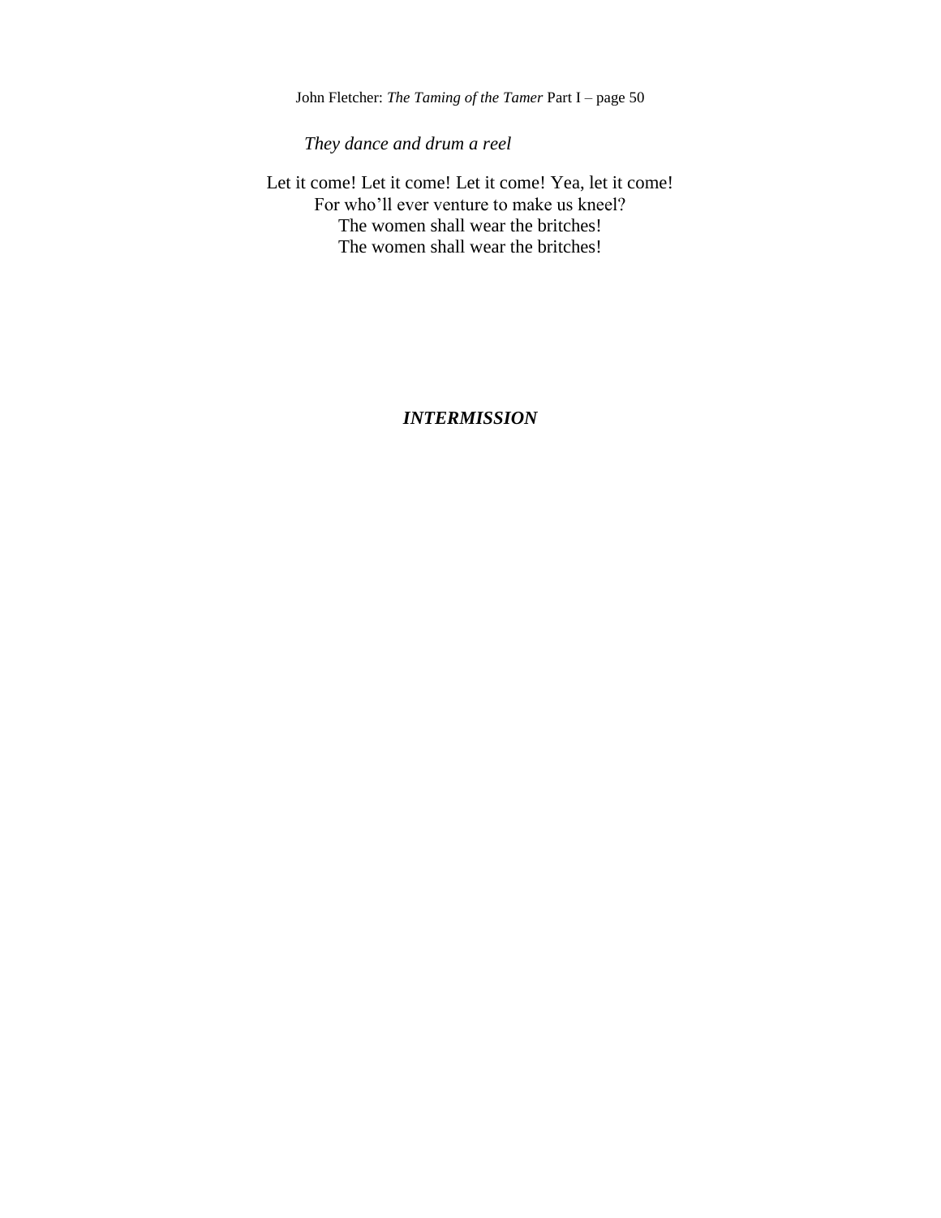*They dance and drum a reel*

Let it come! Let it come! Let it come! Yea, let it come!
For who'll ever venture to make us kneel?
The women shall wear the britches!
The women shall wear the britches!

***INTERMISSION***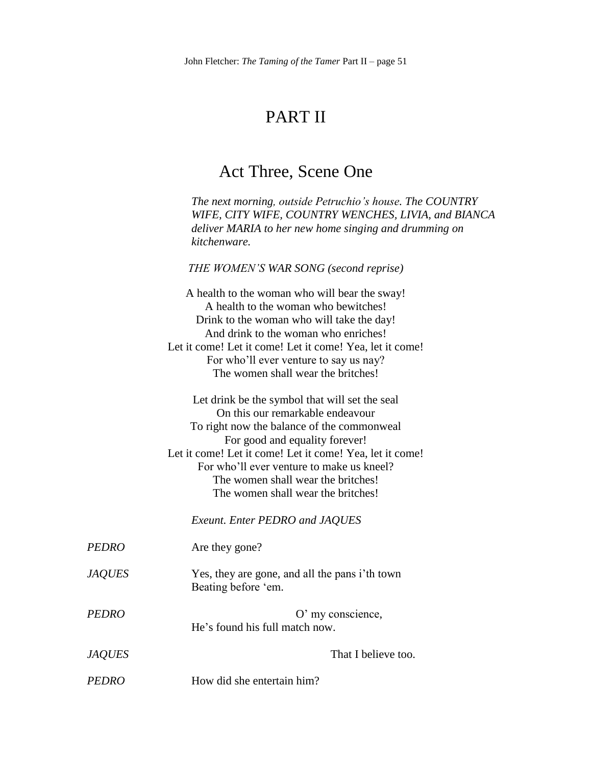# PART II

## Act Three, Scene One

*The next morning, outside Petruchio's house. The COUNTRY WIFE, CITY WIFE, COUNTRY WENCHES, LIVIA, and BIANCA deliver MARIA to her new home singing and drumming on kitchenware.*

*THE WOMEN'S WAR SONG (second reprise)*

A health to the woman who will bear the sway!
A health to the woman who bewitches!
Drink to the woman who will take the day!
And drink to the woman who enriches!
Let it come! Let it come! Let it come! Yea, let it come!
For who'll ever venture to say us nay?
The women shall wear the britches!

Let drink be the symbol that will set the seal
On this our remarkable endeavour
To right now the balance of the commonweal
For good and equality forever!
Let it come! Let it come! Let it come! Yea, let it come!
For who'll ever venture to make us kneel?
The women shall wear the britches!
The women shall wear the britches!

*Exeunt. Enter PEDRO and JAQUES*

*PEDRO* Are they gone?

*JAQUES* Yes, they are gone, and all the pans i'th town
Beating before 'em.

*PEDRO* O' my conscience,
He's found his full match now.

*JAQUES* That I believe too.

*PEDRO* How did she entertain him?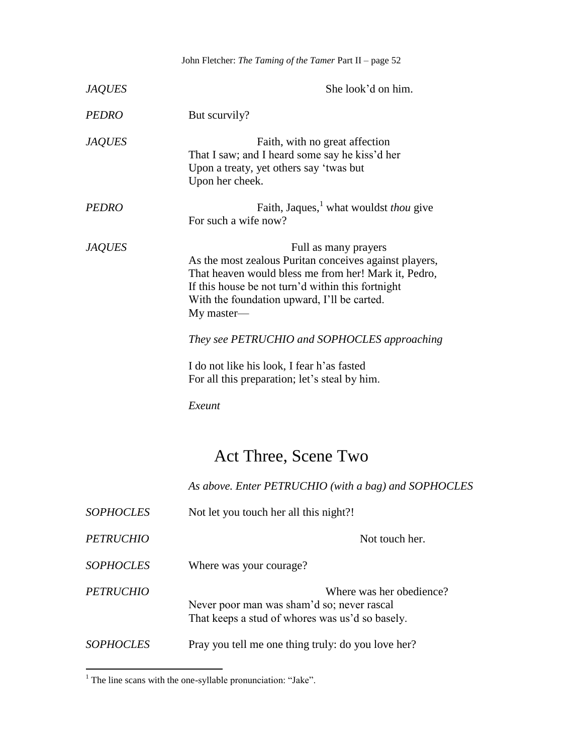*JAQUES* She look'd on him.

*PEDRO* But scurvily?

*JAQUES* Faith, with no great affection
That I saw; and I heard some say he kiss'd her
Upon a treaty, yet others say 'twas but
Upon her cheek.

*PEDRO* Faith, Jaques,[1] what wouldst *thou* give
For such a wife now?

*JAQUES* Full as many prayers
As the most zealous Puritan conceives against players,
That heaven would bless me from her! Mark it, Pedro,
If this house be not turn'd within this fortnight
With the foundation upward, I'll be carted.
My master—

*They see PETRUCHIO and SOPHOCLES approaching*

I do not like his look, I fear h'as fasted
For all this preparation; let's steal by him.

*Exeunt*

## Act Three, Scene Two

*As above. Enter PETRUCHIO (with a bag) and SOPHOCLES*

*SOPHOCLES* Not let you touch her all this night?!

*PETRUCHIO* Not touch her.

*SOPHOCLES* Where was your courage?

*PETRUCHIO* Where was her obedience?
Never poor man was sham'd so; never rascal
That keeps a stud of whores was us'd so basely.

*SOPHOCLES* Pray you tell me one thing truly: do you love her?

---

[1] The line scans with the one-syllable pronunciation: "Jake".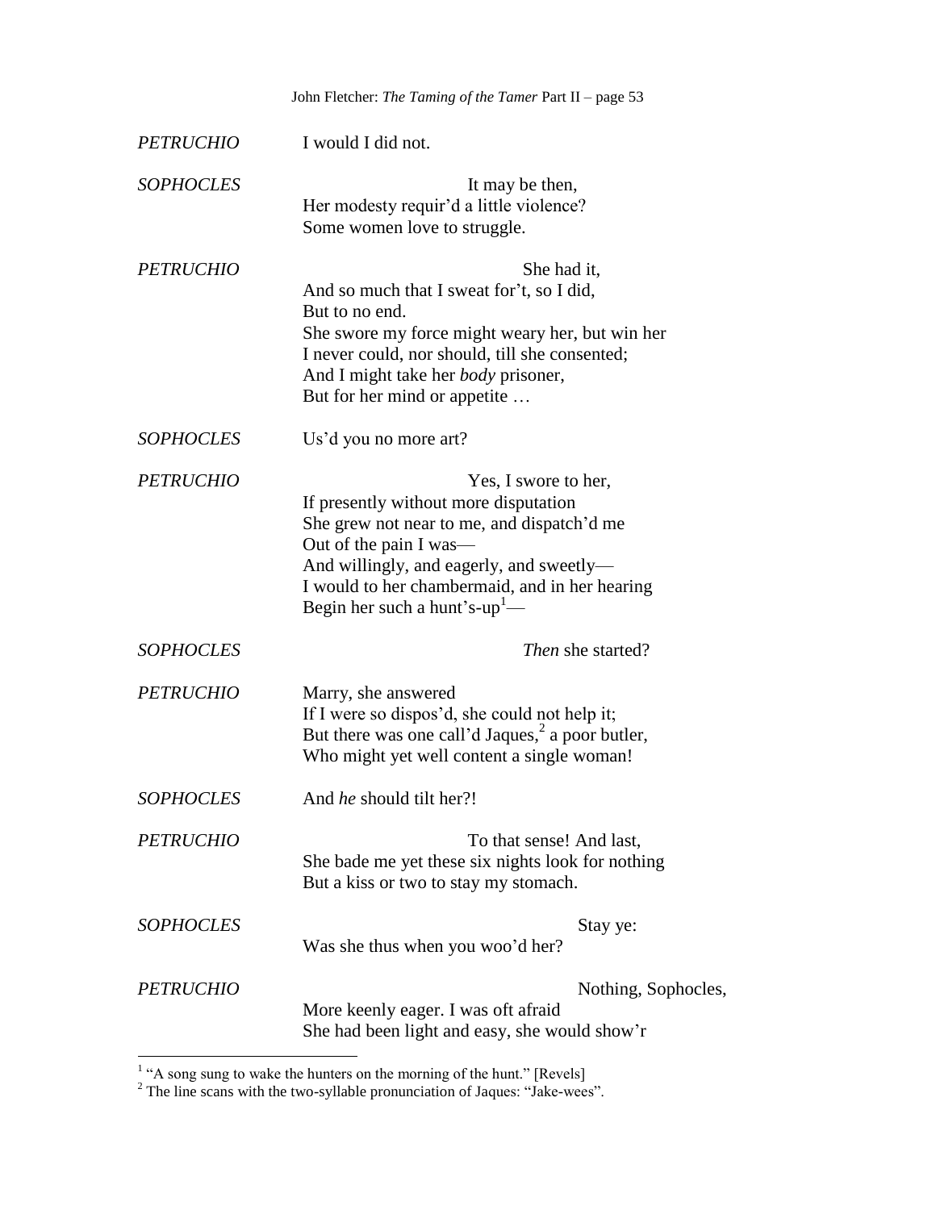*PETRUCHIO* I would I did not.

*SOPHOCLES* It may be then,
Her modesty requir'd a little violence?
Some women love to struggle.

*PETRUCHIO* She had it,
And so much that I sweat for't, so I did,
But to no end.
She swore my force might weary her, but win her
I never could, nor should, till she consented;
And I might take her *body* prisoner,
But for her mind or appetite …

*SOPHOCLES* Us'd you no more art?

*PETRUCHIO* Yes, I swore to her,
If presently without more disputation
She grew not near to me, and dispatch'd me
Out of the pain I was—
And willingly, and eagerly, and sweetly—
I would to her chambermaid, and in her hearing
Begin her such a hunt's-up[1]—

*SOPHOCLES* *Then* she started?

*PETRUCHIO* Marry, she answered
If I were so dispos'd, she could not help it;
But there was one call'd Jaques,[2] a poor butler,
Who might yet well content a single woman!

*SOPHOCLES* And *he* should tilt her?!

*PETRUCHIO* To that sense! And last,
She bade me yet these six nights look for nothing
But a kiss or two to stay my stomach.

*SOPHOCLES* Stay ye:
Was she thus when you woo'd her?

*PETRUCHIO* Nothing, Sophocles,
More keenly eager. I was oft afraid
She had been light and easy, she would show'r

---

[1] "A song sung to wake the hunters on the morning of the hunt." [Revels]

[2] The line scans with the two-syllable pronunciation of Jaques: "Jake-wees".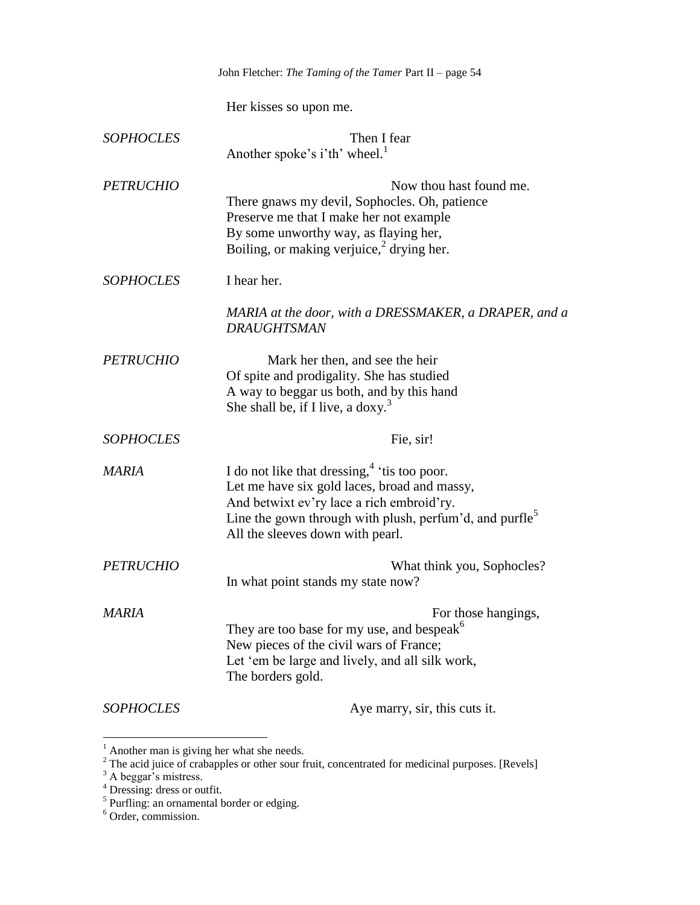Her kisses so upon me.

*SOPHOCLES* Then I fear
Another spoke's i'th' wheel.[1]

*PETRUCHIO* Now thou hast found me.
There gnaws my devil, Sophocles. Oh, patience
Preserve me that I make her not example
By some unworthy way, as flaying her,
Boiling, or making verjuice,[2] drying her.

*SOPHOCLES* I hear her.

*MARIA at the door, with a DRESSMAKER, a DRAPER, and a DRAUGHTSMAN*

*PETRUCHIO* Mark her then, and see the heir
Of spite and prodigality. She has studied
A way to beggar us both, and by this hand
She shall be, if I live, a doxy.[3]

*SOPHOCLES* Fie, sir!

*MARIA* I do not like that dressing,[4] 'tis too poor.
Let me have six gold laces, broad and massy,
And betwixt ev'ry lace a rich embroid'ry.
Line the gown through with plush, perfum'd, and purfle[5]
All the sleeves down with pearl.

*PETRUCHIO* What think you, Sophocles?
In what point stands my state now?

*MARIA* For those hangings,
They are too base for my use, and bespeak[6]
New pieces of the civil wars of France;
Let 'em be large and lively, and all silk work,
The borders gold.

*SOPHOCLES* Aye marry, sir, this cuts it.

---

[1] Another man is giving her what she needs.
[2] The acid juice of crabapples or other sour fruit, concentrated for medicinal purposes. [Revels]
[3] A beggar's mistress.
[4] Dressing: dress or outfit.
[5] Purfling: an ornamental border or edging.
[6] Order, commission.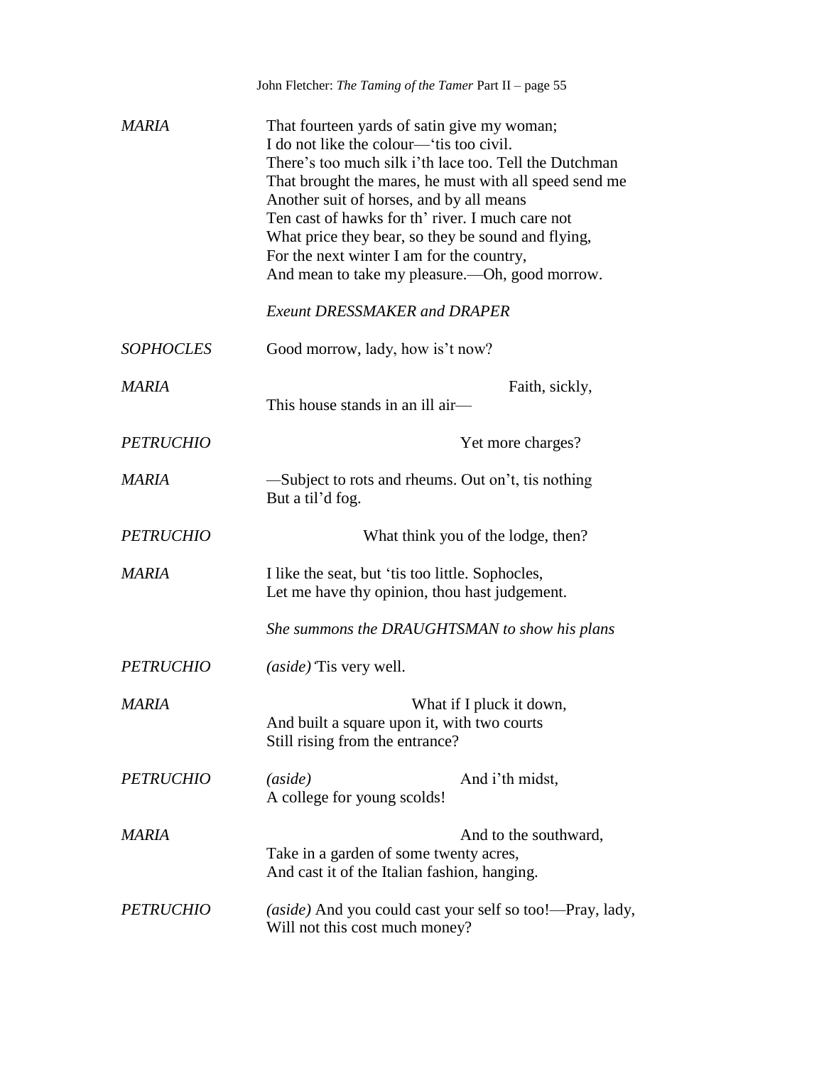*MARIA* That fourteen yards of satin give my woman;
I do not like the colour—'tis too civil.
There's too much silk i'th lace too. Tell the Dutchman
That brought the mares, he must with all speed send me
Another suit of horses, and by all means
Ten cast of hawks for th' river. I much care not
What price they bear, so they be sound and flying,
For the next winter I am for the country,
And mean to take my pleasure.—Oh, good morrow.

*Exeunt DRESSMAKER and DRAPER*

*SOPHOCLES* Good morrow, lady, how is't now?

*MARIA* Faith, sickly,
This house stands in an ill air—

*PETRUCHIO* Yet more charges?

*MARIA* —Subject to rots and rheums. Out on't, tis nothing
But a til'd fog.

*PETRUCHIO* What think you of the lodge, then?

*MARIA* I like the seat, but 'tis too little. Sophocles,
Let me have thy opinion, thou hast judgement.

*She summons the DRAUGHTSMAN to show his plans*

*PETRUCHIO* *(aside)* 'Tis very well.

*MARIA* What if I pluck it down,
And built a square upon it, with two courts
Still rising from the entrance?

*PETRUCHIO* *(aside)* And i'th midst,
A college for young scolds!

*MARIA* And to the southward,
Take in a garden of some twenty acres,
And cast it of the Italian fashion, hanging.

*PETRUCHIO* *(aside)* And you could cast your self so too!—Pray, lady,
Will not this cost much money?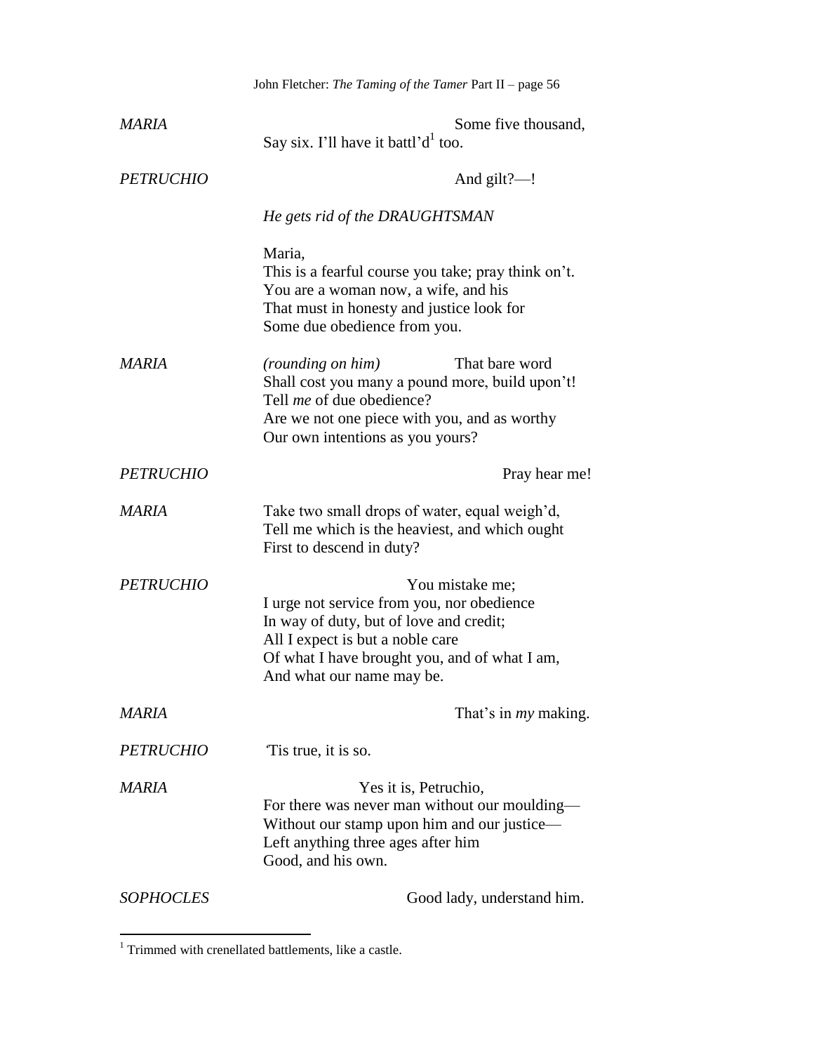*MARIA* Some five thousand,
Say six. I'll have it battl'd[1] too.

*PETRUCHIO* And gilt?—!

*He gets rid of the DRAUGHTSMAN*

Maria,
This is a fearful course you take; pray think on't.
You are a woman now, a wife, and his
That must in honesty and justice look for
Some due obedience from you.

*MARIA* *(rounding on him)* That bare word
Shall cost you many a pound more, build upon't!
Tell *me* of due obedience?
Are we not one piece with you, and as worthy
Our own intentions as you yours?

*PETRUCHIO* Pray hear me!

*MARIA* Take two small drops of water, equal weigh'd,
Tell me which is the heaviest, and which ought
First to descend in duty?

*PETRUCHIO* You mistake me;
I urge not service from you, nor obedience
In way of duty, but of love and credit;
All I expect is but a noble care
Of what I have brought you, and of what I am,
And what our name may be.

*MARIA* That's in *my* making.

*PETRUCHIO* 'Tis true, it is so.

*MARIA* Yes it is, Petruchio,
For there was never man without our moulding—
Without our stamp upon him and our justice—
Left anything three ages after him
Good, and his own.

*SOPHOCLES* Good lady, understand him.

---

[1] Trimmed with crenellated battlements, like a castle.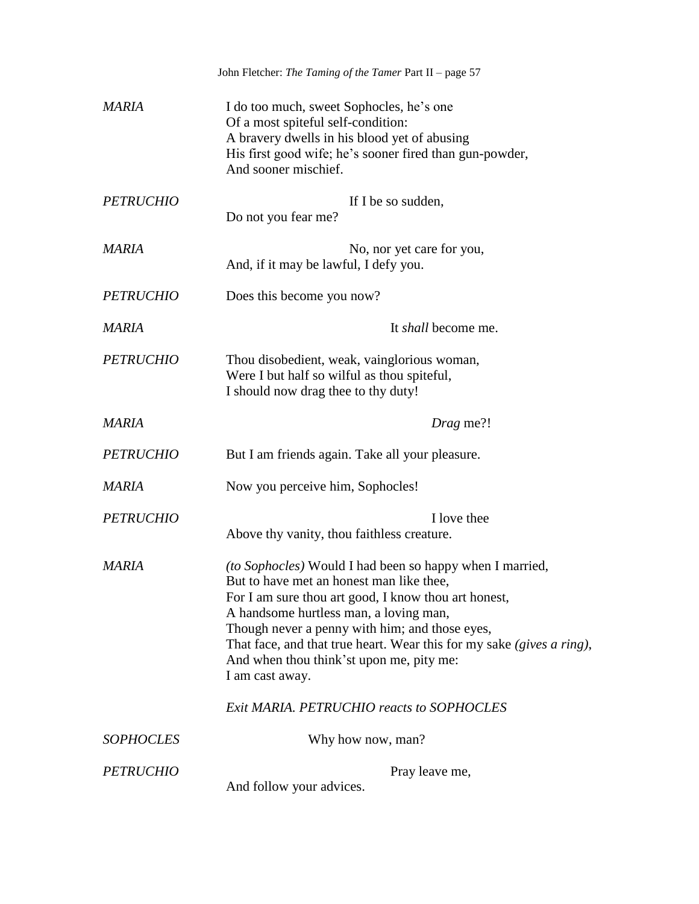*MARIA* I do too much, sweet Sophocles, he's one
Of a most spiteful self-condition:
A bravery dwells in his blood yet of abusing
His first good wife; he's sooner fired than gun-powder,
And sooner mischief.

*PETRUCHIO* If I be so sudden,
Do not you fear me?

*MARIA* No, nor yet care for you,
And, if it may be lawful, I defy you.

*PETRUCHIO* Does this become you now?

*MARIA* It *shall* become me.

*PETRUCHIO* Thou disobedient, weak, vainglorious woman,
Were I but half so wilful as thou spiteful,
I should now drag thee to thy duty!

*MARIA* *Drag* me?!

*PETRUCHIO* But I am friends again. Take all your pleasure.

*MARIA* Now you perceive him, Sophocles!

*PETRUCHIO* I love thee
Above thy vanity, thou faithless creature.

*MARIA* *(to Sophocles)* Would I had been so happy when I married,
But to have met an honest man like thee,
For I am sure thou art good, I know thou art honest,
A handsome hurtless man, a loving man,
Though never a penny with him; and those eyes,
That face, and that true heart. Wear this for my sake *(gives a ring)*,
And when thou think'st upon me, pity me:
I am cast away.

*Exit MARIA. PETRUCHIO reacts to SOPHOCLES*

*SOPHOCLES* Why how now, man?

*PETRUCHIO* Pray leave me,
And follow your advices.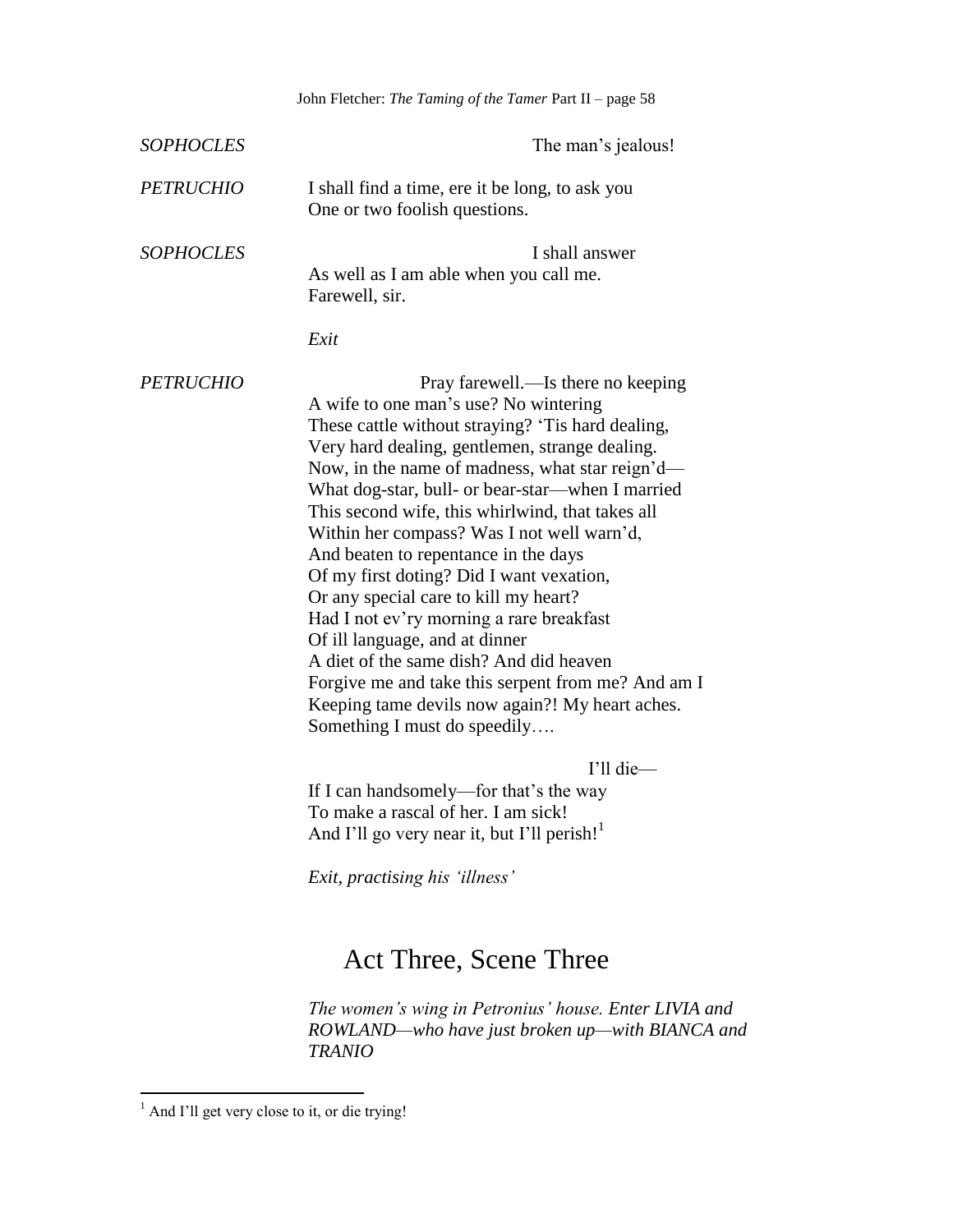*SOPHOCLES* The man's jealous!

*PETRUCHIO* I shall find a time, ere it be long, to ask you
One or two foolish questions.

*SOPHOCLES* I shall answer
As well as I am able when you call me.
Farewell, sir.

*Exit*

*PETRUCHIO* Pray farewell.—Is there no keeping
A wife to one man's use? No wintering
These cattle without straying? 'Tis hard dealing,
Very hard dealing, gentlemen, strange dealing.
Now, in the name of madness, what star reign'd—
What dog-star, bull- or bear-star—when I married
This second wife, this whirlwind, that takes all
Within her compass? Was I not well warn'd,
And beaten to repentance in the days
Of my first doting? Did I want vexation,
Or any special care to kill my heart?
Had I not ev'ry morning a rare breakfast
Of ill language, and at dinner
A diet of the same dish? And did heaven
Forgive me and take this serpent from me? And am I
Keeping tame devils now again?! My heart aches.
Something I must do speedily….

I'll die—
If I can handsomely—for that's the way
To make a rascal of her. I am sick!
And I'll go very near it, but I'll perish![1]

*Exit, practising his 'illness'*

## Act Three, Scene Three

*The women's wing in Petronius' house. Enter LIVIA and ROWLAND—who have just broken up—with BIANCA and TRANIO*

[1] And I'll get very close to it, or die trying!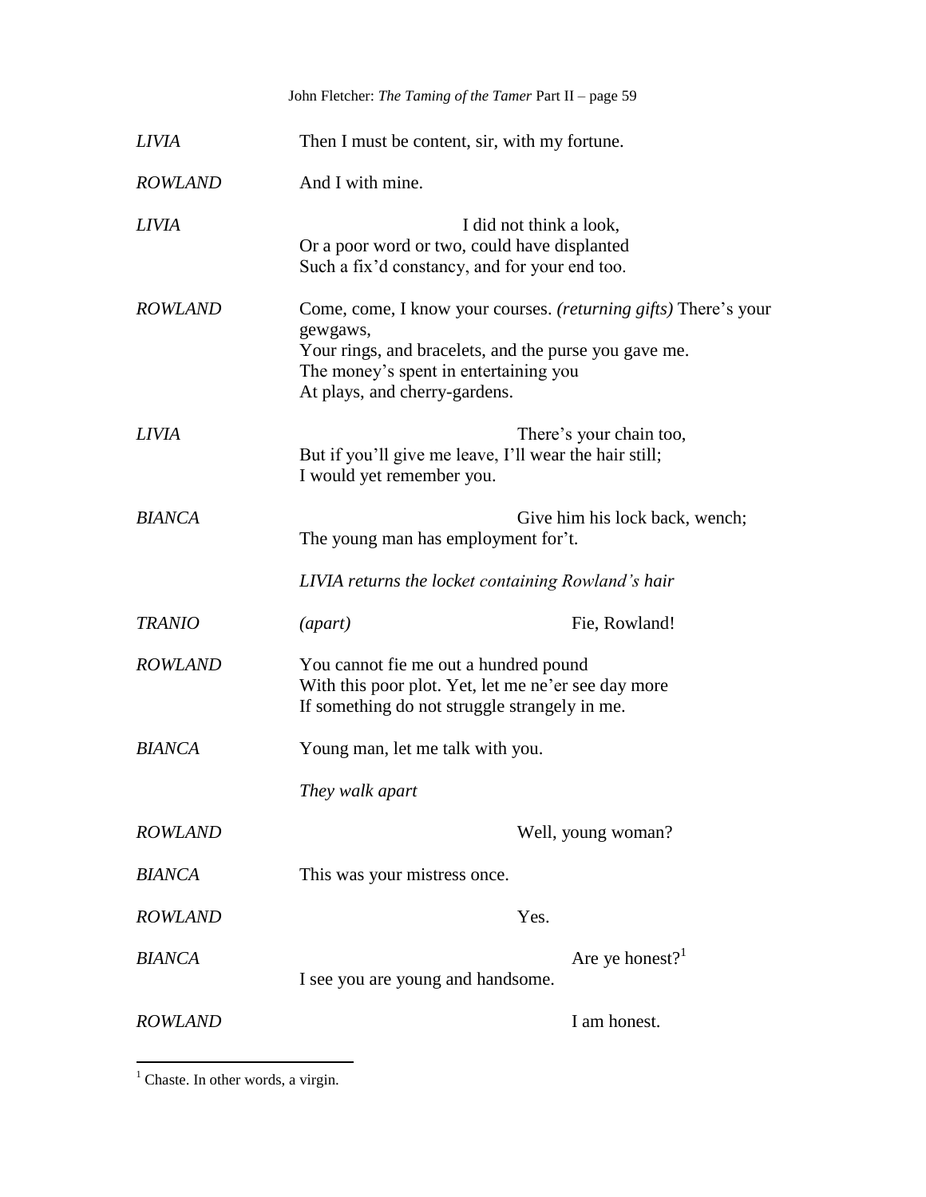*LIVIA* Then I must be content, sir, with my fortune.

*ROWLAND* And I with mine.

*LIVIA* I did not think a look,
Or a poor word or two, could have displanted
Such a fix'd constancy, and for your end too.

*ROWLAND* Come, come, I know your courses. *(returning gifts)* There's your gewgaws,
Your rings, and bracelets, and the purse you gave me.
The money's spent in entertaining you
At plays, and cherry-gardens.

*LIVIA* There's your chain too,
But if you'll give me leave, I'll wear the hair still;
I would yet remember you.

*BIANCA* Give him his lock back, wench;
The young man has employment for't.

*LIVIA returns the locket containing Rowland's hair*

*TRANIO* *(apart)* Fie, Rowland!

*ROWLAND* You cannot fie me out a hundred pound
With this poor plot. Yet, let me ne'er see day more
If something do not struggle strangely in me.

*BIANCA* Young man, let me talk with you.

*They walk apart*

*ROWLAND* Well, young woman?

*BIANCA* This was your mistress once.

*ROWLAND* Yes.

*BIANCA* Are ye honest?[1]
I see you are young and handsome.

*ROWLAND* I am honest.

---

[1] Chaste. In other words, a virgin.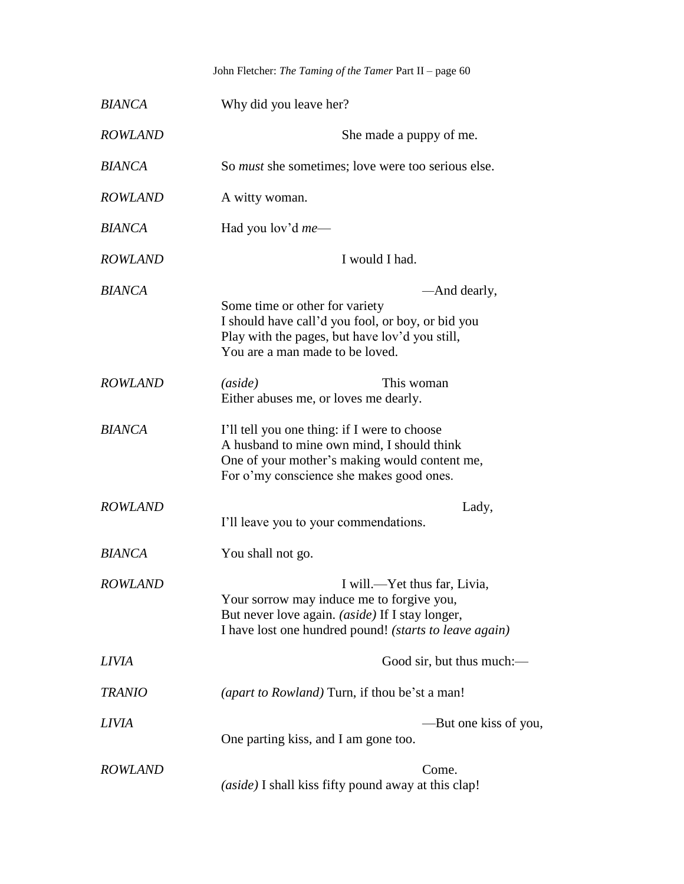**BIANCA** Why did you leave her?

**ROWLAND** She made a puppy of me.

**BIANCA** So *must* she sometimes; love were too serious else.

**ROWLAND** A witty woman.

**BIANCA** Had you lov'd *me*—

**ROWLAND** I would I had.

**BIANCA** —And dearly,
Some time or other for variety
I should have call'd you fool, or boy, or bid you
Play with the pages, but have lov'd you still,
You are a man made to be loved.

**ROWLAND** *(aside)* This woman
Either abuses me, or loves me dearly.

**BIANCA** I'll tell you one thing: if I were to choose
A husband to mine own mind, I should think
One of your mother's making would content me,
For o'my conscience she makes good ones.

**ROWLAND** Lady,
I'll leave you to your commendations.

**BIANCA** You shall not go.

**ROWLAND** I will.—Yet thus far, Livia,
Your sorrow may induce me to forgive you,
But never love again. *(aside)* If I stay longer,
I have lost one hundred pound! *(starts to leave again)*

**LIVIA** Good sir, but thus much:—

**TRANIO** *(apart to Rowland)* Turn, if thou be'st a man!

**LIVIA** —But one kiss of you,
One parting kiss, and I am gone too.

**ROWLAND** Come.
*(aside)* I shall kiss fifty pound away at this clap!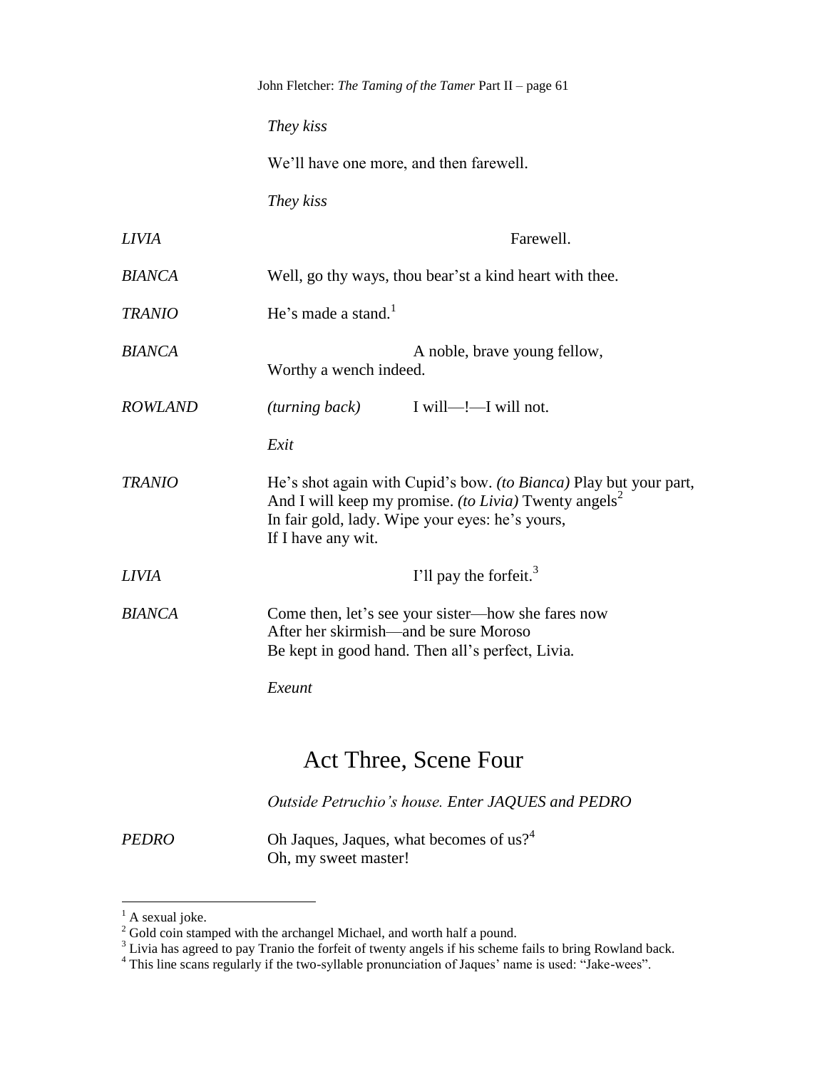*They kiss*

We'll have one more, and then farewell.

*They kiss*

*LIVIA* Farewell.

*BIANCA* Well, go thy ways, thou bear'st a kind heart with thee.

*TRANIO* He's made a stand.[1]

*BIANCA* A noble, brave young fellow,
Worthy a wench indeed.

*ROWLAND* *(turning back)* I will—!—I will not.

*Exit*

*TRANIO* He's shot again with Cupid's bow. *(to Bianca)* Play but your part,
And I will keep my promise. *(to Livia)* Twenty angels[2]
In fair gold, lady. Wipe your eyes: he's yours,
If I have any wit.

*LIVIA* I'll pay the forfeit.[3]

*BIANCA* Come then, let's see your sister—how she fares now
After her skirmish—and be sure Moroso
Be kept in good hand. Then all's perfect, Livia.

*Exeunt*

## Act Three, Scene Four

*Outside Petruchio's house. Enter JAQUES and PEDRO*

*PEDRO* Oh Jaques, Jaques, what becomes of us?[4]
Oh, my sweet master!

---

[1] A sexual joke.

[2] Gold coin stamped with the archangel Michael, and worth half a pound.

[3] Livia has agreed to pay Tranio the forfeit of twenty angels if his scheme fails to bring Rowland back.

[4] This line scans regularly if the two-syllable pronunciation of Jaques' name is used: "Jake-wees".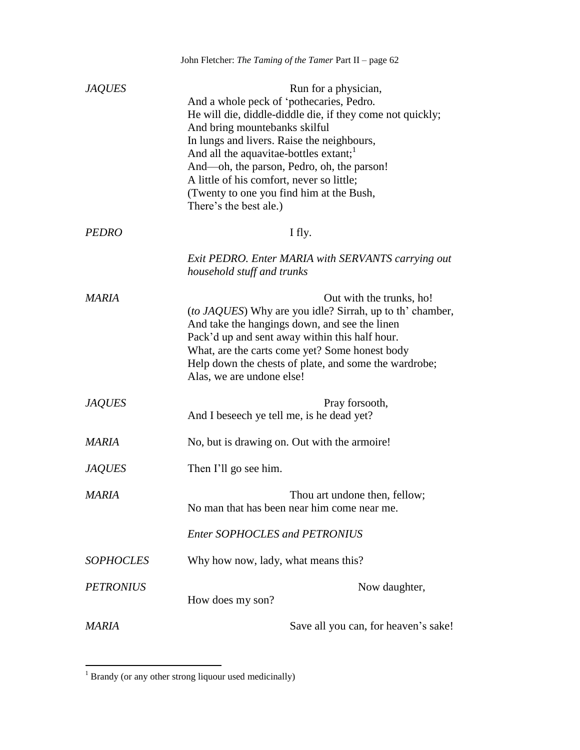*JAQUES* Run for a physician,
And a whole peck of 'pothecaries, Pedro.
He will die, diddle-diddle die, if they come not quickly;
And bring mountebanks skilful
In lungs and livers. Raise the neighbours,
And all the aquavitae-bottles extant;[1]
And—oh, the parson, Pedro, oh, the parson!
A little of his comfort, never so little;
(Twenty to one you find him at the Bush,
There's the best ale.)

*PEDRO* I fly.

*Exit PEDRO. Enter MARIA with SERVANTS carrying out household stuff and trunks*

*MARIA* Out with the trunks, ho!
(*to JAQUES*) Why are you idle? Sirrah, up to th' chamber,
And take the hangings down, and see the linen
Pack'd up and sent away within this half hour.
What, are the carts come yet? Some honest body
Help down the chests of plate, and some the wardrobe;
Alas, we are undone else!

*JAQUES* Pray forsooth,
And I beseech ye tell me, is he dead yet?

*MARIA* No, but is drawing on. Out with the armoire!

*JAQUES* Then I'll go see him.

*MARIA* Thou art undone then, fellow;
No man that has been near him come near me.

*Enter SOPHOCLES and PETRONIUS*

*SOPHOCLES* Why how now, lady, what means this?

*PETRONIUS* Now daughter,
How does my son?

*MARIA* Save all you can, for heaven's sake!

[1] Brandy (or any other strong liquour used medicinally)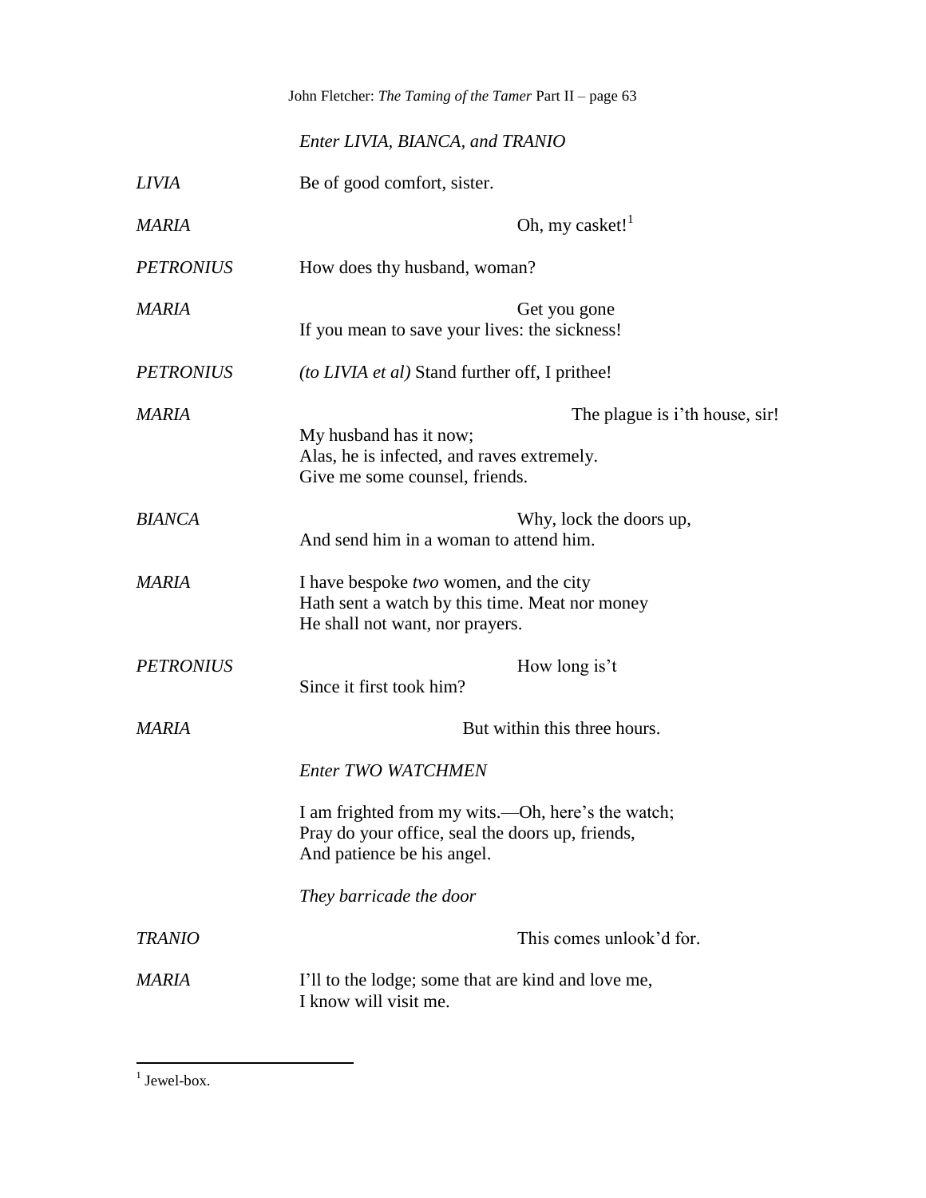*Enter LIVIA, BIANCA, and TRANIO*

*LIVIA* Be of good comfort, sister.

*MARIA* Oh, my casket![1]

*PETRONIUS* How does thy husband, woman?

*MARIA* Get you gone
If you mean to save your lives: the sickness!

*PETRONIUS* *(to LIVIA et al)* Stand further off, I prithee!

*MARIA* The plague is i'th house, sir!
My husband has it now;
Alas, he is infected, and raves extremely.
Give me some counsel, friends.

*BIANCA* Why, lock the doors up,
And send him in a woman to attend him.

*MARIA* I have bespoke *two* women, and the city
Hath sent a watch by this time. Meat nor money
He shall not want, nor prayers.

*PETRONIUS* How long is't
Since it first took him?

*MARIA* But within this three hours.

*Enter TWO WATCHMEN*

I am frighted from my wits.—Oh, here's the watch;
Pray do your office, seal the doors up, friends,
And patience be his angel.

*They barricade the door*

*TRANIO* This comes unlook'd for.

*MARIA* I'll to the lodge; some that are kind and love me,
I know will visit me.

---

[1] Jewel-box.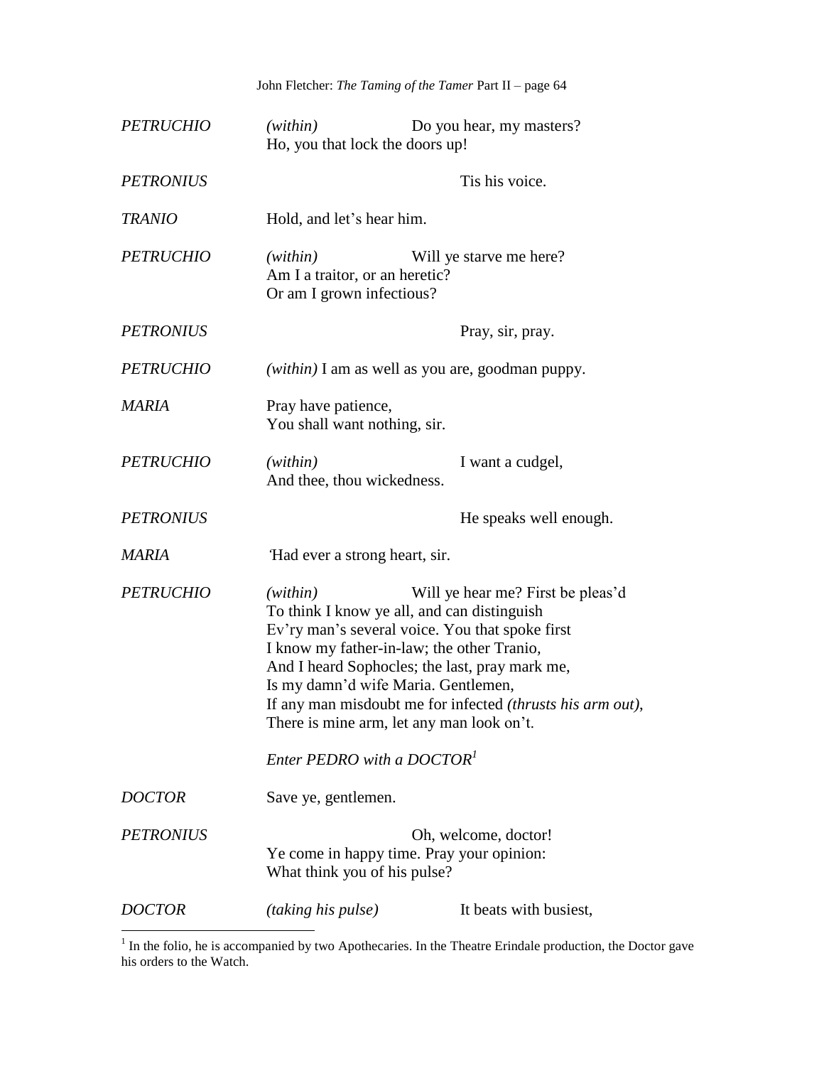*PETRUCHIO* *(within)* Do you hear, my masters?
Ho, you that lock the doors up!

*PETRONIUS* Tis his voice.

*TRANIO* Hold, and let's hear him.

*PETRUCHIO* *(within)* Will ye starve me here?
Am I a traitor, or an heretic?
Or am I grown infectious?

*PETRONIUS* Pray, sir, pray.

*PETRUCHIO* *(within)* I am as well as you are, goodman puppy.

*MARIA* Pray have patience,
You shall want nothing, sir.

*PETRUCHIO* *(within)* I want a cudgel,
And thee, thou wickedness.

*PETRONIUS* He speaks well enough.

*MARIA* 'Had ever a strong heart, sir.

*PETRUCHIO* *(within)* Will ye hear me? First be pleas'd
To think I know ye all, and can distinguish
Ev'ry man's several voice. You that spoke first
I know my father-in-law; the other Tranio,
And I heard Sophocles; the last, pray mark me,
Is my damn'd wife Maria. Gentlemen,
If any man misdoubt me for infected *(thrusts his arm out)*,
There is mine arm, let any man look on't.

*Enter PEDRO with a DOCTOR*[1]

*DOCTOR* Save ye, gentlemen.

*PETRONIUS* Oh, welcome, doctor!
Ye come in happy time. Pray your opinion:
What think you of his pulse?

*DOCTOR* *(taking his pulse)* It beats with busiest,

---

[1] In the folio, he is accompanied by two Apothecaries. In the Theatre Erindale production, the Doctor gave his orders to the Watch.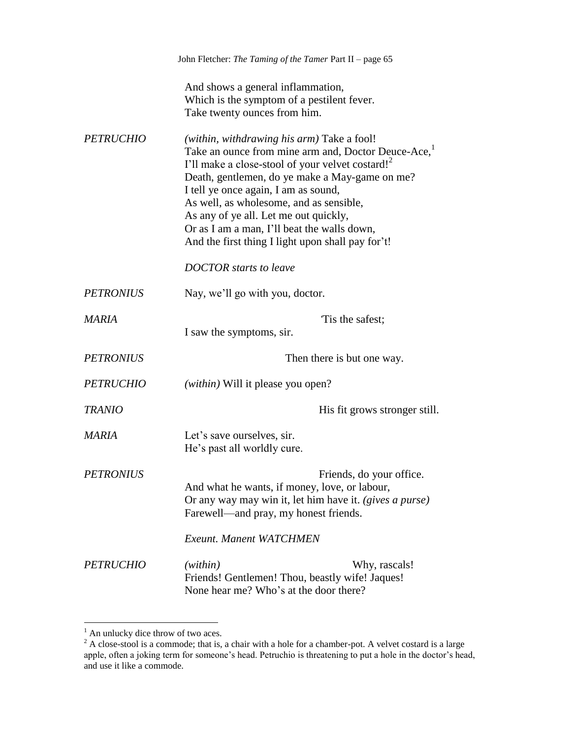And shows a general inflammation,
Which is the symptom of a pestilent fever.
Take twenty ounces from him.

*PETRUCHIO* *(within, withdrawing his arm)* Take a fool!
Take an ounce from mine arm and, Doctor Deuce-Ace,[1]
I'll make a close-stool of your velvet costard![2]
Death, gentlemen, do ye make a May-game on me?
I tell ye once again, I am as sound,
As well, as wholesome, and as sensible,
As any of ye all. Let me out quickly,
Or as I am a man, I'll beat the walls down,
And the first thing I light upon shall pay for't!

*DOCTOR starts to leave*

*PETRONIUS* Nay, we'll go with you, doctor.

*MARIA* 'Tis the safest;
I saw the symptoms, sir.

*PETRONIUS* Then there is but one way.

*PETRUCHIO* *(within)* Will it please you open?

*TRANIO* His fit grows stronger still.

*MARIA* Let's save ourselves, sir.
He's past all worldly cure.

*PETRONIUS* Friends, do your office.
And what he wants, if money, love, or labour,
Or any way may win it, let him have it. *(gives a purse)*
Farewell—and pray, my honest friends.

*Exeunt. Manent WATCHMEN*

*PETRUCHIO* *(within)* Why, rascals!
Friends! Gentlemen! Thou, beastly wife! Jaques!
None hear me? Who's at the door there?

---

[1] An unlucky dice throw of two aces.

[2] A close-stool is a commode; that is, a chair with a hole for a chamber-pot. A velvet costard is a large apple, often a joking term for someone's head. Petruchio is threatening to put a hole in the doctor's head, and use it like a commode.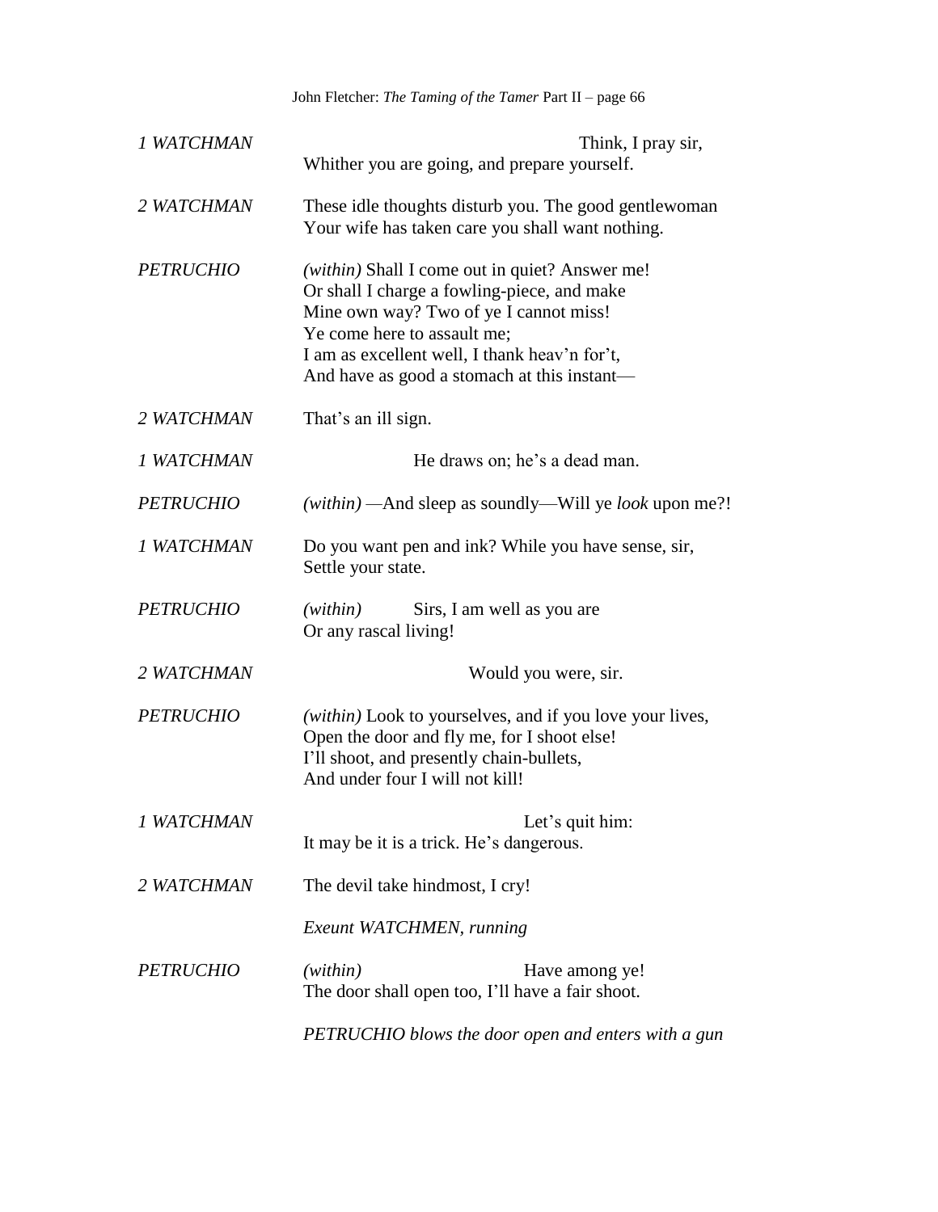*1 WATCHMAN* Think, I pray sir,
Whither you are going, and prepare yourself.

*2 WATCHMAN* These idle thoughts disturb you. The good gentlewoman
Your wife has taken care you shall want nothing.

*PETRUCHIO* *(within)* Shall I come out in quiet? Answer me!
Or shall I charge a fowling-piece, and make
Mine own way? Two of ye I cannot miss!
Ye come here to assault me;
I am as excellent well, I thank heav'n for't,
And have as good a stomach at this instant—

*2 WATCHMAN* That's an ill sign.

*1 WATCHMAN* He draws on; he's a dead man.

*PETRUCHIO* *(within)* —And sleep as soundly—Will ye *look* upon me?!

*1 WATCHMAN* Do you want pen and ink? While you have sense, sir,
Settle your state.

*PETRUCHIO* *(within)* Sirs, I am well as you are
Or any rascal living!

*2 WATCHMAN* Would you were, sir.

*PETRUCHIO* *(within)* Look to yourselves, and if you love your lives,
Open the door and fly me, for I shoot else!
I'll shoot, and presently chain-bullets,
And under four I will not kill!

*1 WATCHMAN* Let's quit him:
It may be it is a trick. He's dangerous.

*2 WATCHMAN* The devil take hindmost, I cry!

*Exeunt WATCHMEN, running*

*PETRUCHIO* *(within)* Have among ye!
The door shall open too, I'll have a fair shoot.

*PETRUCHIO blows the door open and enters with a gun*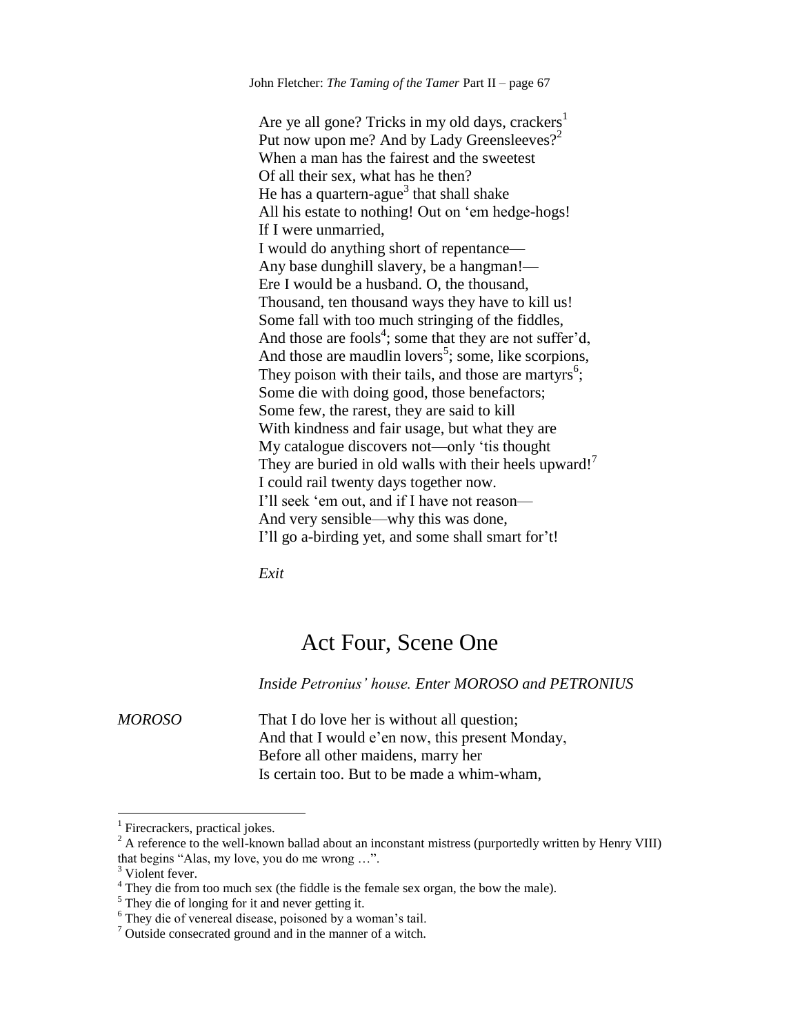Are ye all gone? Tricks in my old days, crackers[1]
Put now upon me? And by Lady Greensleeves?[2]
When a man has the fairest and the sweetest
Of all their sex, what has he then?
He has a quartern-ague[3] that shall shake
All his estate to nothing! Out on 'em hedge-hogs!
If I were unmarried,
I would do anything short of repentance—
Any base dunghill slavery, be a hangman!—
Ere I would be a husband. O, the thousand,
Thousand, ten thousand ways they have to kill us!
Some fall with too much stringing of the fiddles,
And those are fools[4]; some that they are not suffer'd,
And those are maudlin lovers[5]; some, like scorpions,
They poison with their tails, and those are martyrs[6];
Some die with doing good, those benefactors;
Some few, the rarest, they are said to kill
With kindness and fair usage, but what they are
My catalogue discovers not—only 'tis thought
They are buried in old walls with their heels upward![7]
I could rail twenty days together now.
I'll seek 'em out, and if I have not reason—
And very sensible—why this was done,
I'll go a-birding yet, and some shall smart for't!

*Exit*

# Act Four, Scene One

*Inside Petronius' house. Enter MOROSO and PETRONIUS*

*MOROSO* That I do love her is without all question;
And that I would e'en now, this present Monday,
Before all other maidens, marry her
Is certain too. But to be made a whim-wham,

---

[1] Firecrackers, practical jokes.

[2] A reference to the well-known ballad about an inconstant mistress (purportedly written by Henry VIII) that begins "Alas, my love, you do me wrong …".

[3] Violent fever.

[4] They die from too much sex (the fiddle is the female sex organ, the bow the male).

[5] They die of longing for it and never getting it.

[6] They die of venereal disease, poisoned by a woman's tail.

[7] Outside consecrated ground and in the manner of a witch.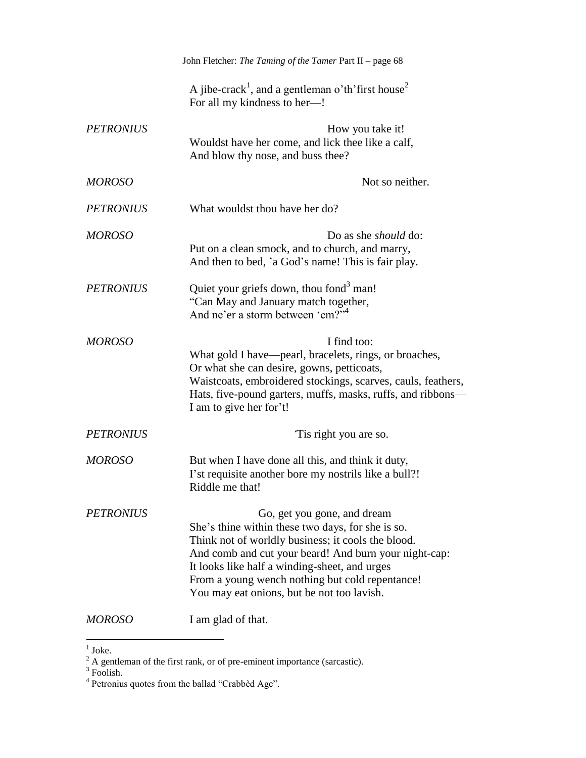A jibe-crack[1], and a gentleman o'th'first house[2]
For all my kindness to her—!

*PETRONIUS* How you take it!
Wouldst have her come, and lick thee like a calf,
And blow thy nose, and buss thee?

*MOROSO* Not so neither.

*PETRONIUS* What wouldst thou have her do?

*MOROSO* Do as she *should* do:
Put on a clean smock, and to church, and marry,
And then to bed, 'a God's name! This is fair play.

*PETRONIUS* Quiet your griefs down, thou fond[3] man!
"Can May and January match together,
And ne'er a storm between 'em?"[4]

*MOROSO* I find too:
What gold I have—pearl, bracelets, rings, or broaches,
Or what she can desire, gowns, petticoats,
Waistcoats, embroidered stockings, scarves, cauls, feathers,
Hats, five-pound garters, muffs, masks, ruffs, and ribbons—
I am to give her for't!

*PETRONIUS* 'Tis right you are so.

*MOROSO* But when I have done all this, and think it duty,
I'st requisite another bore my nostrils like a bull?!
Riddle me that!

*PETRONIUS* Go, get you gone, and dream
She's thine within these two days, for she is so.
Think not of worldly business; it cools the blood.
And comb and cut your beard! And burn your night-cap:
It looks like half a winding-sheet, and urges
From a young wench nothing but cold repentance!
You may eat onions, but be not too lavish.

*MOROSO* I am glad of that.

---

[1] Joke.
[2] A gentleman of the first rank, or of pre-eminent importance (sarcastic).
[3] Foolish.
[4] Petronius quotes from the ballad "Crabbèd Age".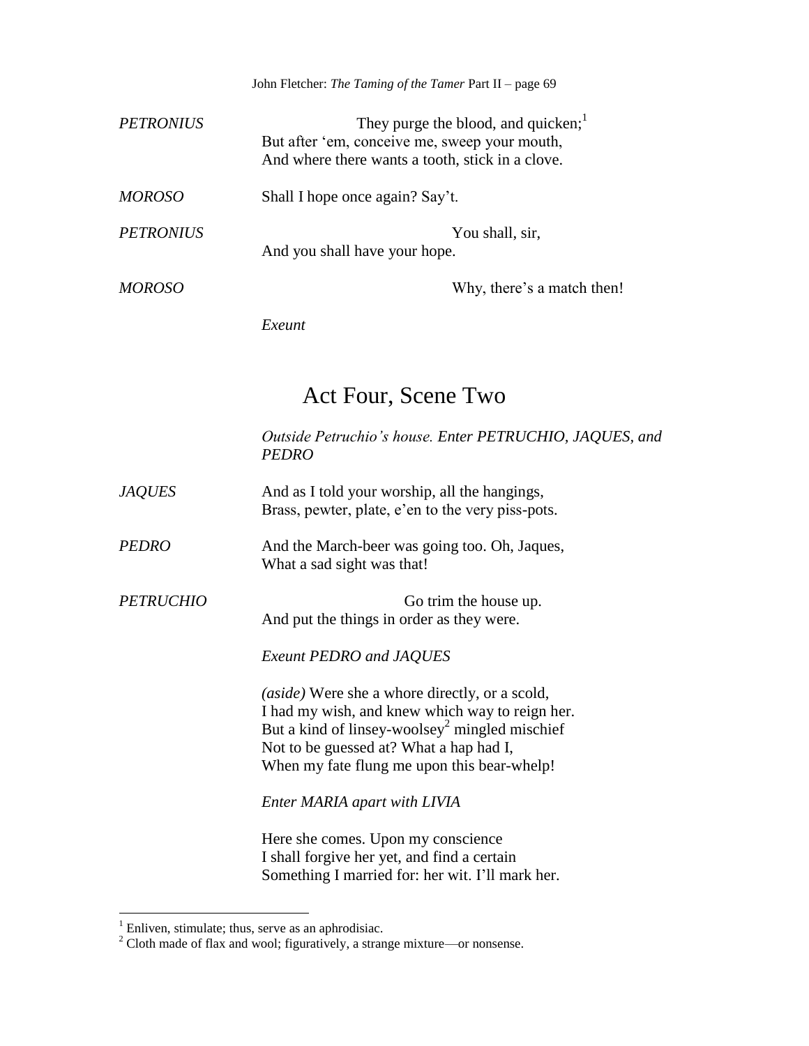*PETRONIUS* They purge the blood, and quicken;[1]
But after 'em, conceive me, sweep your mouth,
And where there wants a tooth, stick in a clove.

*MOROSO* Shall I hope once again? Say't.

*PETRONIUS* You shall, sir,
And you shall have your hope.

*MOROSO* Why, there's a match then!

*Exeunt*

## Act Four, Scene Two

*Outside Petruchio's house. Enter PETRUCHIO, JAQUES, and PEDRO*

*JAQUES* And as I told your worship, all the hangings,
Brass, pewter, plate, e'en to the very piss-pots.

*PEDRO* And the March-beer was going too. Oh, Jaques,
What a sad sight was that!

*PETRUCHIO* Go trim the house up.
And put the things in order as they were.

*Exeunt PEDRO and JAQUES*

*(aside)* Were she a whore directly, or a scold,
I had my wish, and knew which way to reign her.
But a kind of linsey-woolsey[2] mingled mischief
Not to be guessed at? What a hap had I,
When my fate flung me upon this bear-whelp!

*Enter MARIA apart with LIVIA*

Here she comes. Upon my conscience
I shall forgive her yet, and find a certain
Something I married for: her wit. I'll mark her.

---

[1] Enliven, stimulate; thus, serve as an aphrodisiac.

[2] Cloth made of flax and wool; figuratively, a strange mixture—or nonsense.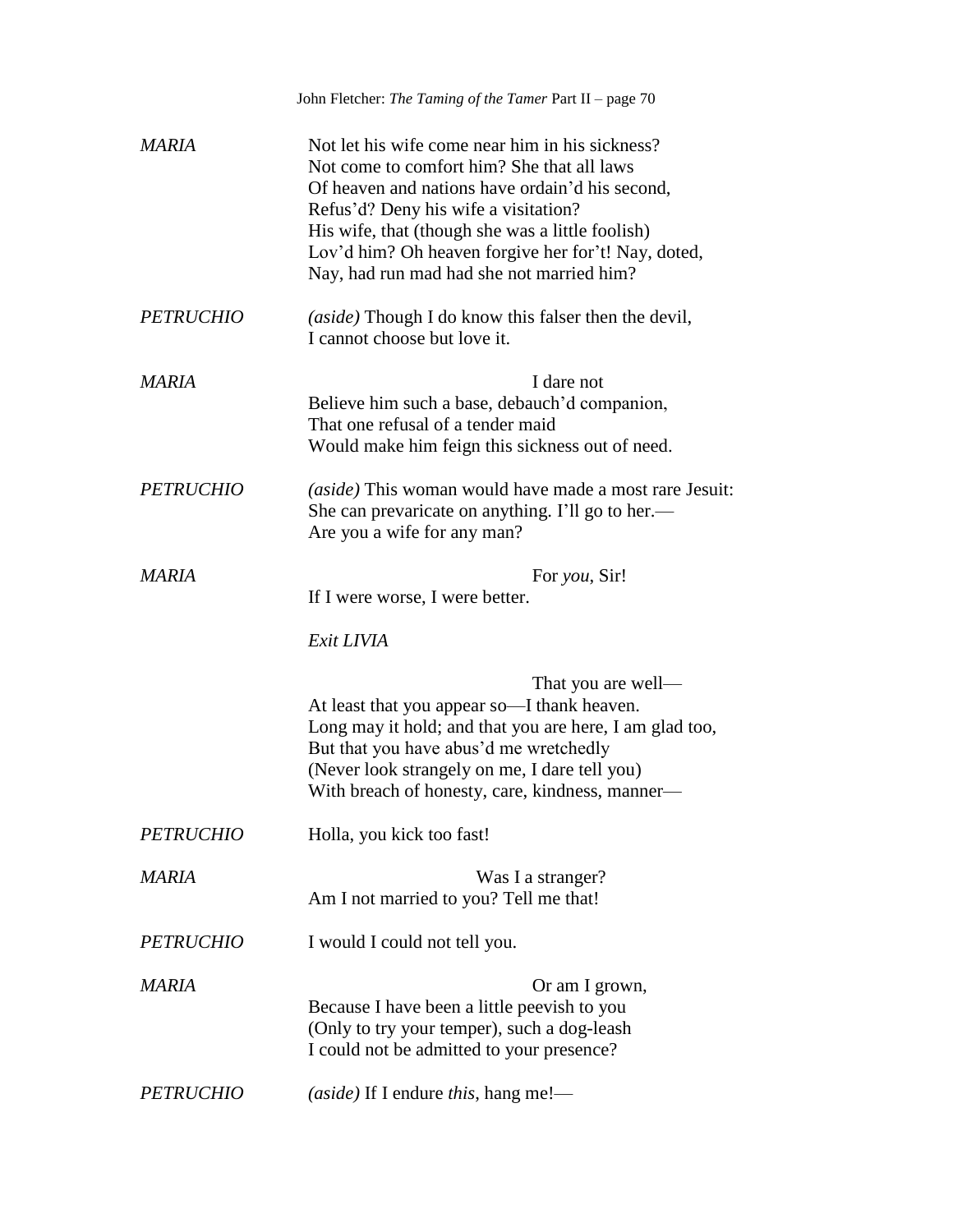*MARIA* Not let his wife come near him in his sickness?
Not come to comfort him? She that all laws
Of heaven and nations have ordain'd his second,
Refus'd? Deny his wife a visitation?
His wife, that (though she was a little foolish)
Lov'd him? Oh heaven forgive her for't! Nay, doted,
Nay, had run mad had she not married him?

*PETRUCHIO* *(aside)* Though I do know this falser then the devil,
I cannot choose but love it.

*MARIA* I dare not
Believe him such a base, debauch'd companion,
That one refusal of a tender maid
Would make him feign this sickness out of need.

*PETRUCHIO* *(aside)* This woman would have made a most rare Jesuit:
She can prevaricate on anything. I'll go to her.—
Are you a wife for any man?

*MARIA* For *you*, Sir!
If I were worse, I were better.

*Exit LIVIA*

That you are well—
At least that you appear so—I thank heaven.
Long may it hold; and that you are here, I am glad too,
But that you have abus'd me wretchedly
(Never look strangely on me, I dare tell you)
With breach of honesty, care, kindness, manner—

*PETRUCHIO* Holla, you kick too fast!

*MARIA* Was I a stranger?
Am I not married to you? Tell me that!

*PETRUCHIO* I would I could not tell you.

*MARIA* Or am I grown,
Because I have been a little peevish to you
(Only to try your temper), such a dog-leash
I could not be admitted to your presence?

*PETRUCHIO* *(aside)* If I endure *this*, hang me!—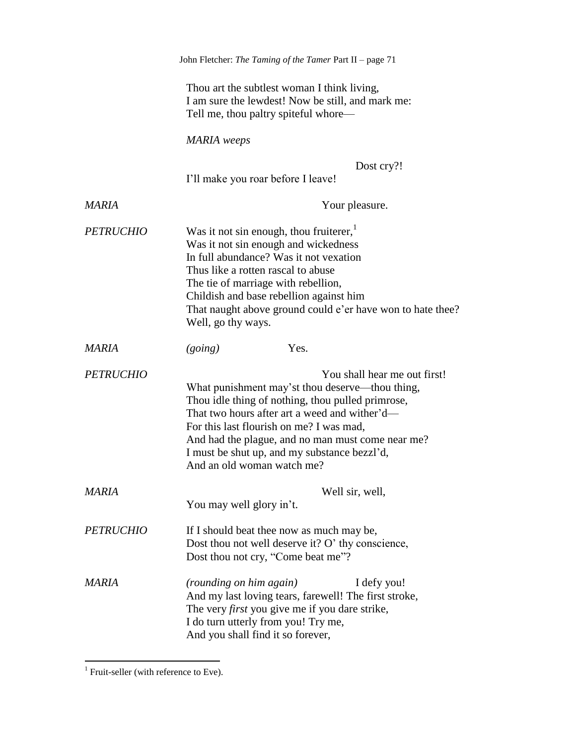Thou art the subtlest woman I think living,
I am sure the lewdest! Now be still, and mark me:
Tell me, thou paltry spiteful whore—

*MARIA weeps*

Dost cry?!
I'll make you roar before I leave!

*MARIA* Your pleasure.

*PETRUCHIO* Was it not sin enough, thou fruiterer,[1]
Was it not sin enough and wickedness
In full abundance? Was it not vexation
Thus like a rotten rascal to abuse
The tie of marriage with rebellion,
Childish and base rebellion against him
That naught above ground could e'er have won to hate thee?
Well, go thy ways.

*MARIA* *(going)* Yes.

*PETRUCHIO* You shall hear me out first!
What punishment may'st thou deserve—thou thing,
Thou idle thing of nothing, thou pulled primrose,
That two hours after art a weed and wither'd—
For this last flourish on me? I was mad,
And had the plague, and no man must come near me?
I must be shut up, and my substance bezzl'd,
And an old woman watch me?

*MARIA* Well sir, well,
You may well glory in't.

*PETRUCHIO* If I should beat thee now as much may be,
Dost thou not well deserve it? O' thy conscience,
Dost thou not cry, "Come beat me"?

*MARIA* *(rounding on him again)* I defy you!
And my last loving tears, farewell! The first stroke,
The very *first* you give me if you dare strike,
I do turn utterly from you! Try me,
And you shall find it so forever,

---

[1] Fruit-seller (with reference to Eve).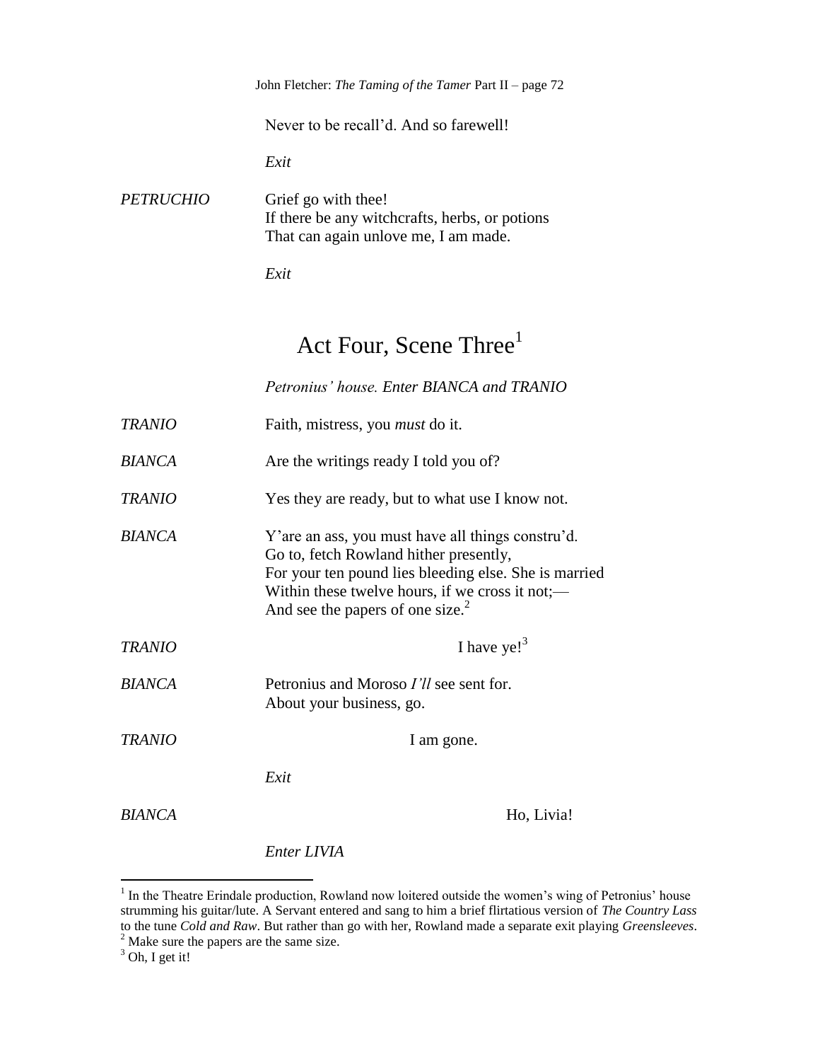Never to be recall'd. And so farewell!

*Exit*

*PETRUCHIO* Grief go with thee!
If there be any witchcrafts, herbs, or potions
That can again unlove me, I am made.

*Exit*

## Act Four, Scene Three[1]

*Petronius' house. Enter BIANCA and TRANIO*

*TRANIO* Faith, mistress, you *must* do it.

*BIANCA* Are the writings ready I told you of?

*TRANIO* Yes they are ready, but to what use I know not.

*BIANCA* Y'are an ass, you must have all things constru'd.
Go to, fetch Rowland hither presently,
For your ten pound lies bleeding else. She is married
Within these twelve hours, if we cross it not;—
And see the papers of one size.[2]

*TRANIO* I have ye![3]

*BIANCA* Petronius and Moroso *I'll* see sent for.
About your business, go.

*TRANIO* I am gone.

*Exit*

*BIANCA* Ho, Livia!

*Enter LIVIA*

---

[1] In the Theatre Erindale production, Rowland now loitered outside the women's wing of Petronius' house strumming his guitar/lute. A Servant entered and sang to him a brief flirtatious version of *The Country Lass* to the tune *Cold and Raw*. But rather than go with her, Rowland made a separate exit playing *Greensleeves*.

[2] Make sure the papers are the same size.

[3] Oh, I get it!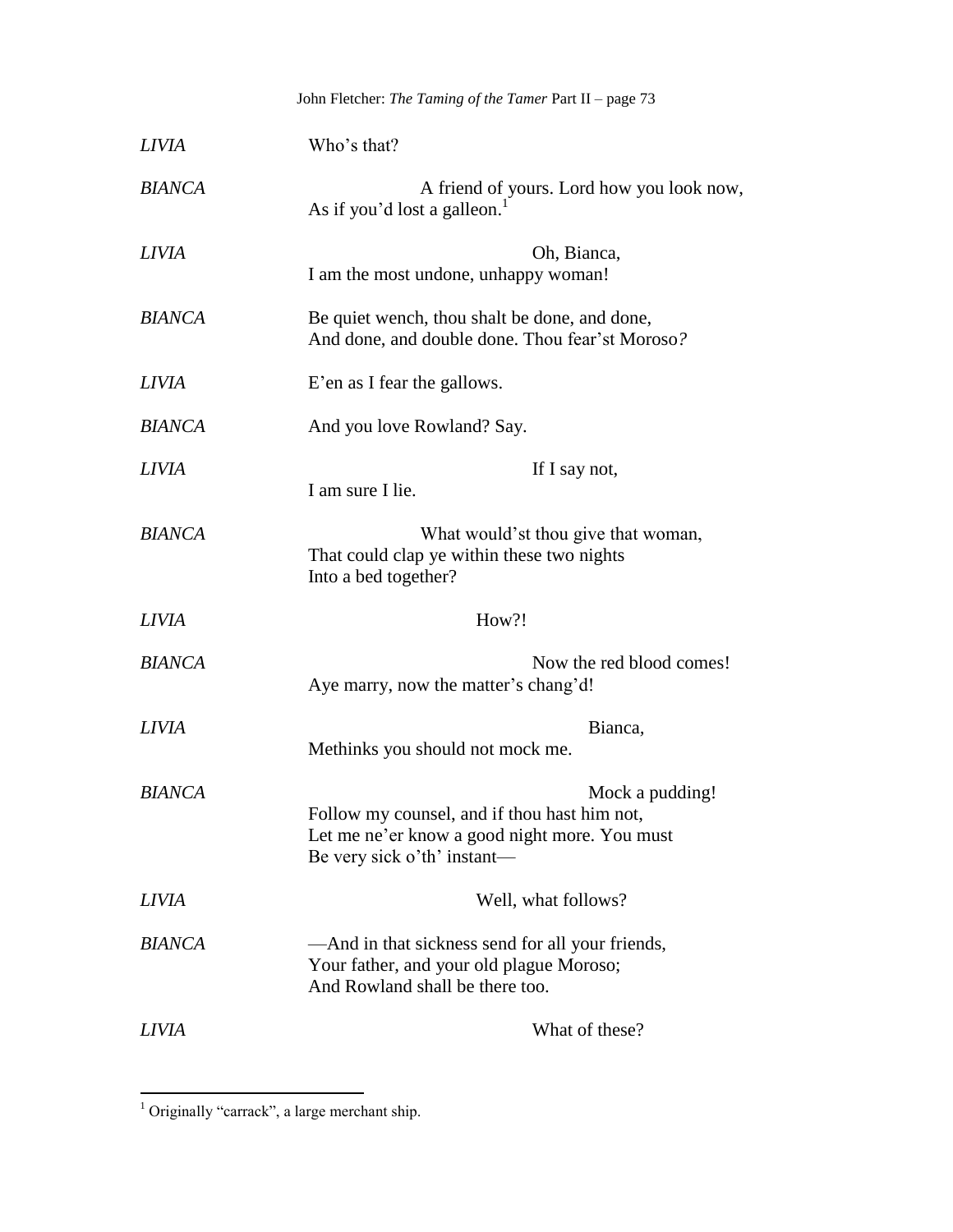*LIVIA* Who's that?

*BIANCA* A friend of yours. Lord how you look now,
As if you'd lost a galleon.[1]

*LIVIA* Oh, Bianca,
I am the most undone, unhappy woman!

*BIANCA* Be quiet wench, thou shalt be done, and done,
And done, and double done. Thou fear'st Moroso*?*

*LIVIA* E'en as I fear the gallows.

*BIANCA* And you love Rowland? Say.

*LIVIA* If I say not,
I am sure I lie.

*BIANCA* What would'st thou give that woman,
That could clap ye within these two nights
Into a bed together?

*LIVIA* How?!

*BIANCA* Now the red blood comes!
Aye marry, now the matter's chang'd!

*LIVIA* Bianca,
Methinks you should not mock me.

*BIANCA* Mock a pudding!
Follow my counsel, and if thou hast him not,
Let me ne'er know a good night more. You must
Be very sick o'th' instant—

*LIVIA* Well, what follows?

*BIANCA* —And in that sickness send for all your friends,
Your father, and your old plague Moroso;
And Rowland shall be there too.

*LIVIA* What of these?

---

[1] Originally "carrack", a large merchant ship.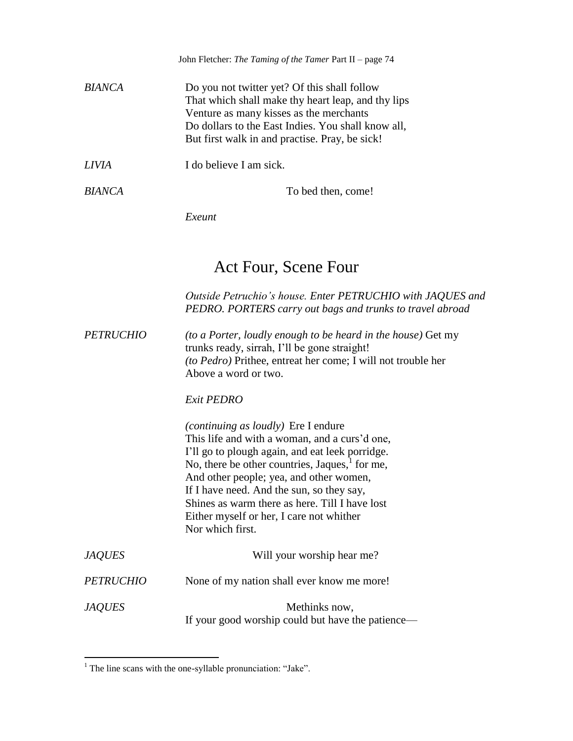*BIANCA* Do you not twitter yet? Of this shall follow
That which shall make thy heart leap, and thy lips
Venture as many kisses as the merchants
Do dollars to the East Indies. You shall know all,
But first walk in and practise. Pray, be sick!

*LIVIA* I do believe I am sick.

*BIANCA* To bed then, come!

*Exeunt*

## Act Four, Scene Four

*Outside Petruchio's house. Enter PETRUCHIO with JAQUES and PEDRO. PORTERS carry out bags and trunks to travel abroad*

*PETRUCHIO* *(to a Porter, loudly enough to be heard in the house)* Get my trunks ready, sirrah, I'll be gone straight!
*(to Pedro)* Prithee, entreat her come; I will not trouble her
Above a word or two.

*Exit PEDRO*

*(continuing as loudly)* Ere I endure
This life and with a woman, and a curs'd one,
I'll go to plough again, and eat leek porridge.
No, there be other countries, Jaques,[1] for me,
And other people; yea, and other women,
If I have need. And the sun, so they say,
Shines as warm there as here. Till I have lost
Either myself or her, I care not whither
Nor which first.

*JAQUES* Will your worship hear me?

*PETRUCHIO* None of my nation shall ever know me more!

*JAQUES* Methinks now,
If your good worship could but have the patience—

[1] The line scans with the one-syllable pronunciation: "Jake".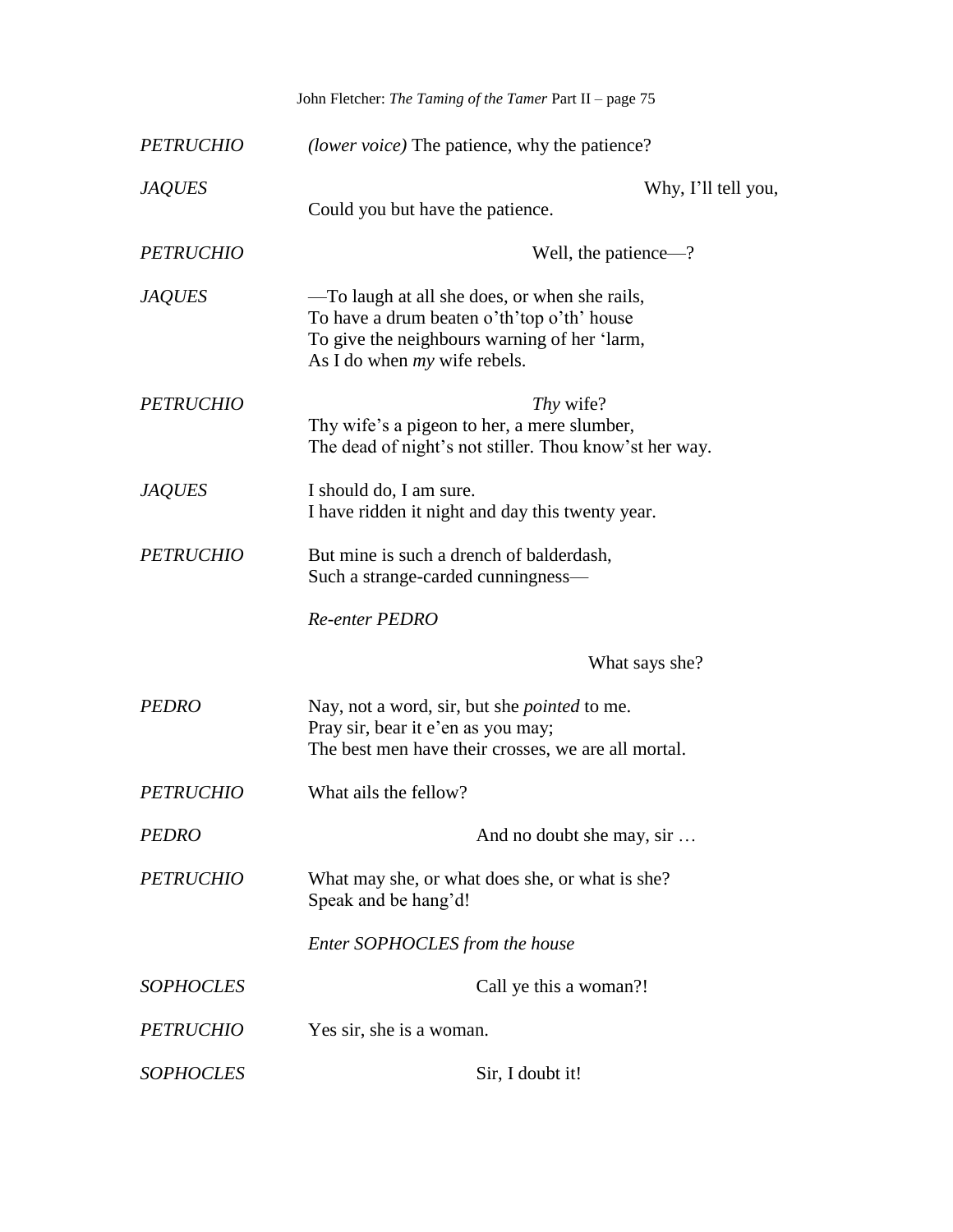*PETRUCHIO* *(lower voice)* The patience, why the patience?

*JAQUES* Why, I'll tell you,
Could you but have the patience.

*PETRUCHIO* Well, the patience—?

*JAQUES* —To laugh at all she does, or when she rails,
To have a drum beaten o'th'top o'th' house
To give the neighbours warning of her 'larm,
As I do when *my* wife rebels.

*PETRUCHIO* *Thy* wife?
Thy wife's a pigeon to her, a mere slumber,
The dead of night's not stiller. Thou know'st her way.

*JAQUES* I should do, I am sure.
I have ridden it night and day this twenty year.

*PETRUCHIO* But mine is such a drench of balderdash,
Such a strange-carded cunningness—

*Re-enter PEDRO*

What says she?

*PEDRO* Nay, not a word, sir, but she *pointed* to me.
Pray sir, bear it e'en as you may;
The best men have their crosses, we are all mortal.

*PETRUCHIO* What ails the fellow?

*PEDRO* And no doubt she may, sir …

*PETRUCHIO* What may she, or what does she, or what is she?
Speak and be hang'd!

*Enter SOPHOCLES from the house*

*SOPHOCLES* Call ye this a woman?!

*PETRUCHIO* Yes sir, she is a woman.

*SOPHOCLES* Sir, I doubt it!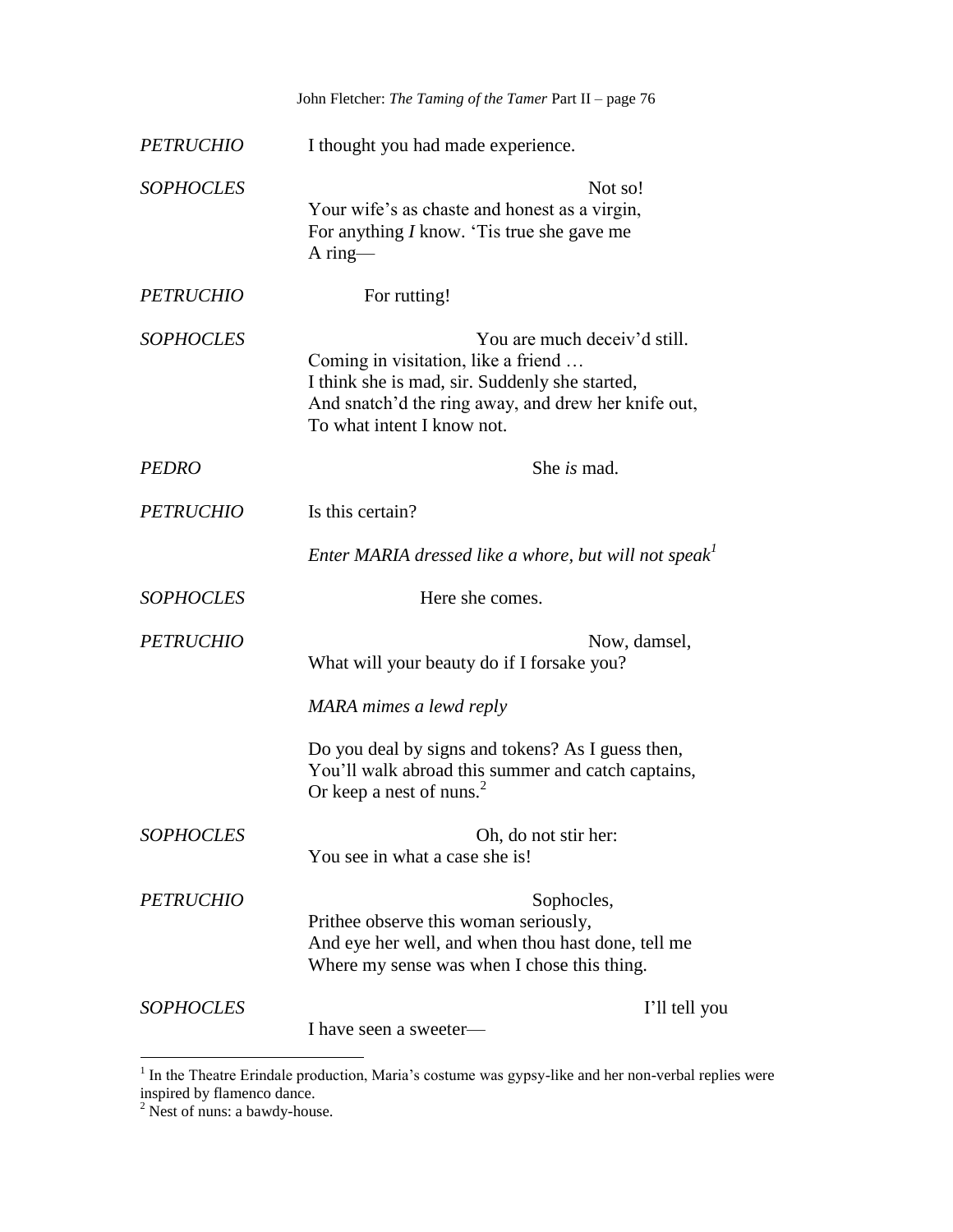*PETRUCHIO* I thought you had made experience.

*SOPHOCLES* Not so!
Your wife's as chaste and honest as a virgin,
For anything *I* know. 'Tis true she gave me
A ring—

*PETRUCHIO* For rutting!

*SOPHOCLES* You are much deceiv'd still.
Coming in visitation, like a friend …
I think she is mad, sir. Suddenly she started,
And snatch'd the ring away, and drew her knife out,
To what intent I know not.

*PEDRO* She *is* mad.

*PETRUCHIO* Is this certain?

*Enter MARIA dressed like a whore, but will not speak*[1]

*SOPHOCLES* Here she comes.

*PETRUCHIO* Now, damsel,
What will your beauty do if I forsake you?

*MARA mimes a lewd reply*

Do you deal by signs and tokens? As I guess then,
You'll walk abroad this summer and catch captains,
Or keep a nest of nuns.[2]

*SOPHOCLES* Oh, do not stir her:
You see in what a case she is!

*PETRUCHIO* Sophocles,
Prithee observe this woman seriously,
And eye her well, and when thou hast done, tell me
Where my sense was when I chose this thing.

*SOPHOCLES* I'll tell you
I have seen a sweeter—

---

[1] In the Theatre Erindale production, Maria's costume was gypsy-like and her non-verbal replies were inspired by flamenco dance.

[2] Nest of nuns: a bawdy-house.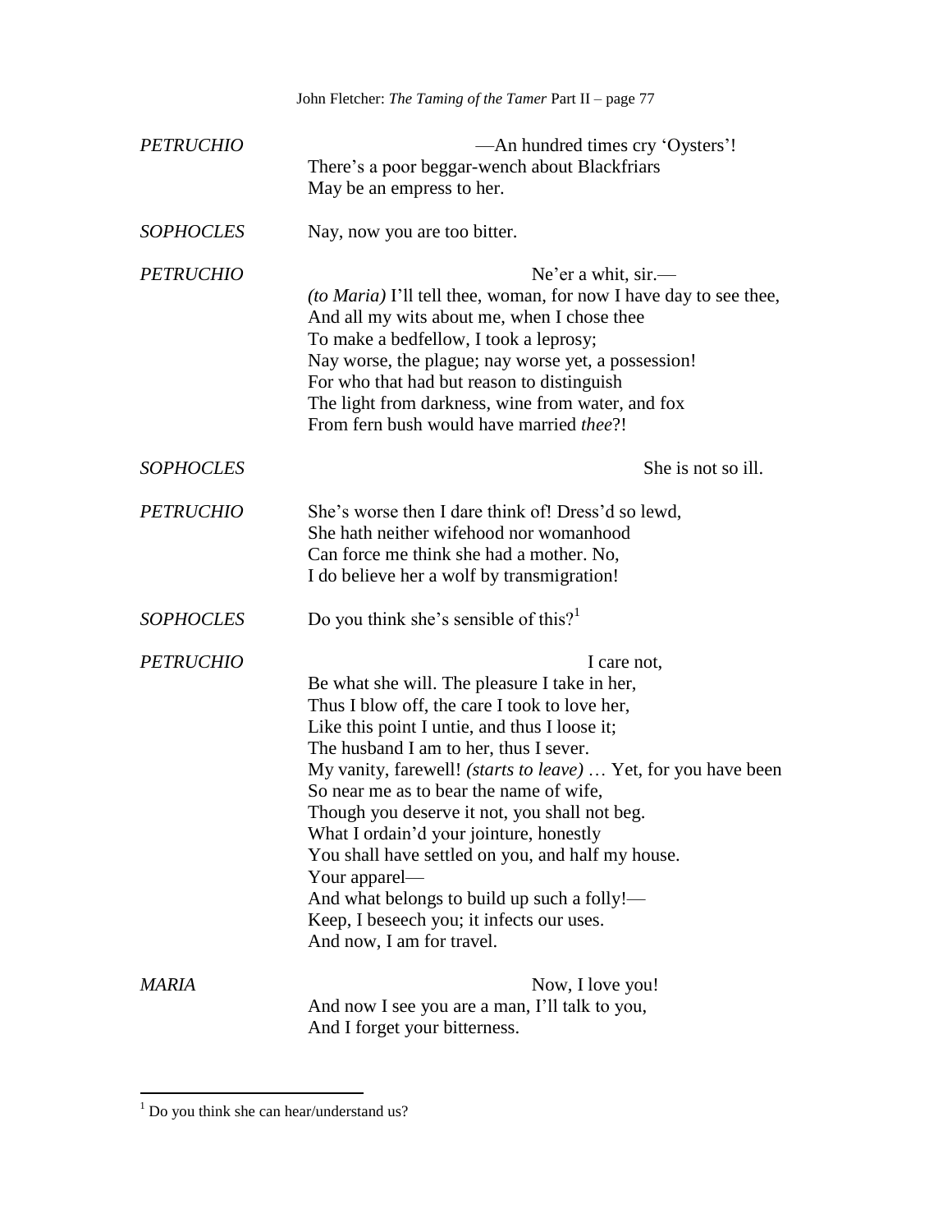*PETRUCHIO* —An hundred times cry 'Oysters'!
There's a poor beggar-wench about Blackfriars
May be an empress to her.

*SOPHOCLES* Nay, now you are too bitter.

*PETRUCHIO* Ne'er a whit, sir.—
*(to Maria)* I'll tell thee, woman, for now I have day to see thee,
And all my wits about me, when I chose thee
To make a bedfellow, I took a leprosy;
Nay worse, the plague; nay worse yet, a possession!
For who that had but reason to distinguish
The light from darkness, wine from water, and fox
From fern bush would have married *thee*?!

*SOPHOCLES* She is not so ill.

*PETRUCHIO* She's worse then I dare think of! Dress'd so lewd,
She hath neither wifehood nor womanhood
Can force me think she had a mother. No,
I do believe her a wolf by transmigration!

*SOPHOCLES* Do you think she's sensible of this?[1]

*PETRUCHIO* I care not,
Be what she will. The pleasure I take in her,
Thus I blow off, the care I took to love her,
Like this point I untie, and thus I loose it;
The husband I am to her, thus I sever.
My vanity, farewell! *(starts to leave)* … Yet, for you have been
So near me as to bear the name of wife,
Though you deserve it not, you shall not beg.
What I ordain'd your jointure, honestly
You shall have settled on you, and half my house.
Your apparel—
And what belongs to build up such a folly!—
Keep, I beseech you; it infects our uses.
And now, I am for travel.

*MARIA* Now, I love you!
And now I see you are a man, I'll talk to you,
And I forget your bitterness.

---

[1] Do you think she can hear/understand us?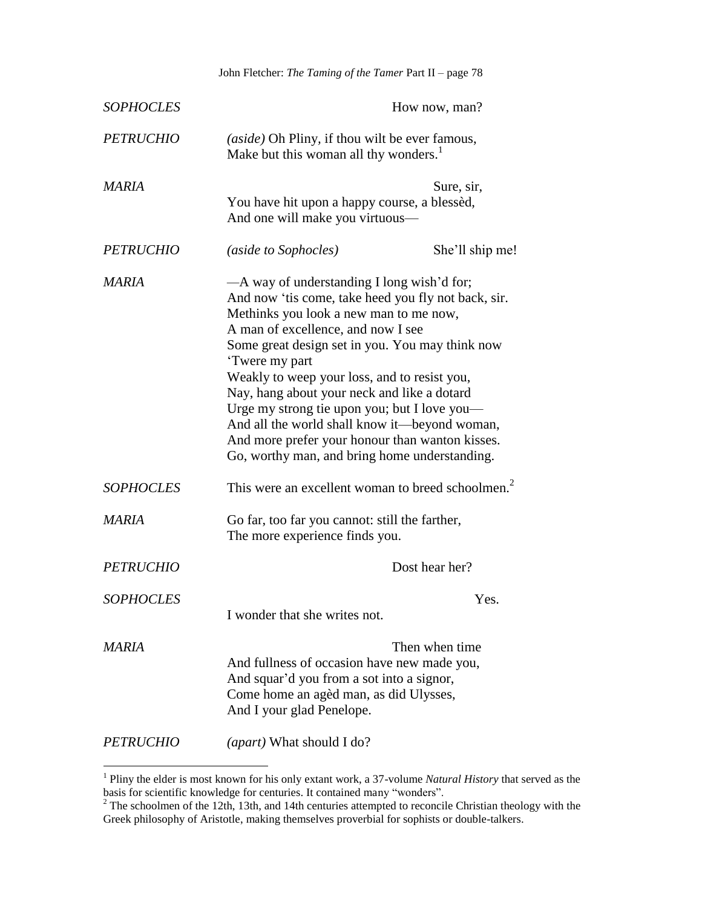*SOPHOCLES* How now, man?

*PETRUCHIO* *(aside)* Oh Pliny, if thou wilt be ever famous,
Make but this woman all thy wonders.[1]

*MARIA* Sure, sir,
You have hit upon a happy course, a blessèd,
And one will make you virtuous—

*PETRUCHIO* *(aside to Sophocles)* She'll ship me!

*MARIA* —A way of understanding I long wish'd for;
And now 'tis come, take heed you fly not back, sir.
Methinks you look a new man to me now,
A man of excellence, and now I see
Some great design set in you. You may think now
'Twere my part
Weakly to weep your loss, and to resist you,
Nay, hang about your neck and like a dotard
Urge my strong tie upon you; but I love you—
And all the world shall know it—beyond woman,
And more prefer your honour than wanton kisses.
Go, worthy man, and bring home understanding.

*SOPHOCLES* This were an excellent woman to breed schoolmen.[2]

*MARIA* Go far, too far you cannot: still the farther,
The more experience finds you.

*PETRUCHIO* Dost hear her?

*SOPHOCLES* Yes.
I wonder that she writes not.

*MARIA* Then when time
And fullness of occasion have new made you,
And squar'd you from a sot into a signor,
Come home an agèd man, as did Ulysses,
And I your glad Penelope.

*PETRUCHIO* *(apart)* What should I do?

---

[1] Pliny the elder is most known for his only extant work, a 37-volume *Natural History* that served as the basis for scientific knowledge for centuries. It contained many "wonders".

[2] The schoolmen of the 12th, 13th, and 14th centuries attempted to reconcile Christian theology with the Greek philosophy of Aristotle, making themselves proverbial for sophists or double-talkers.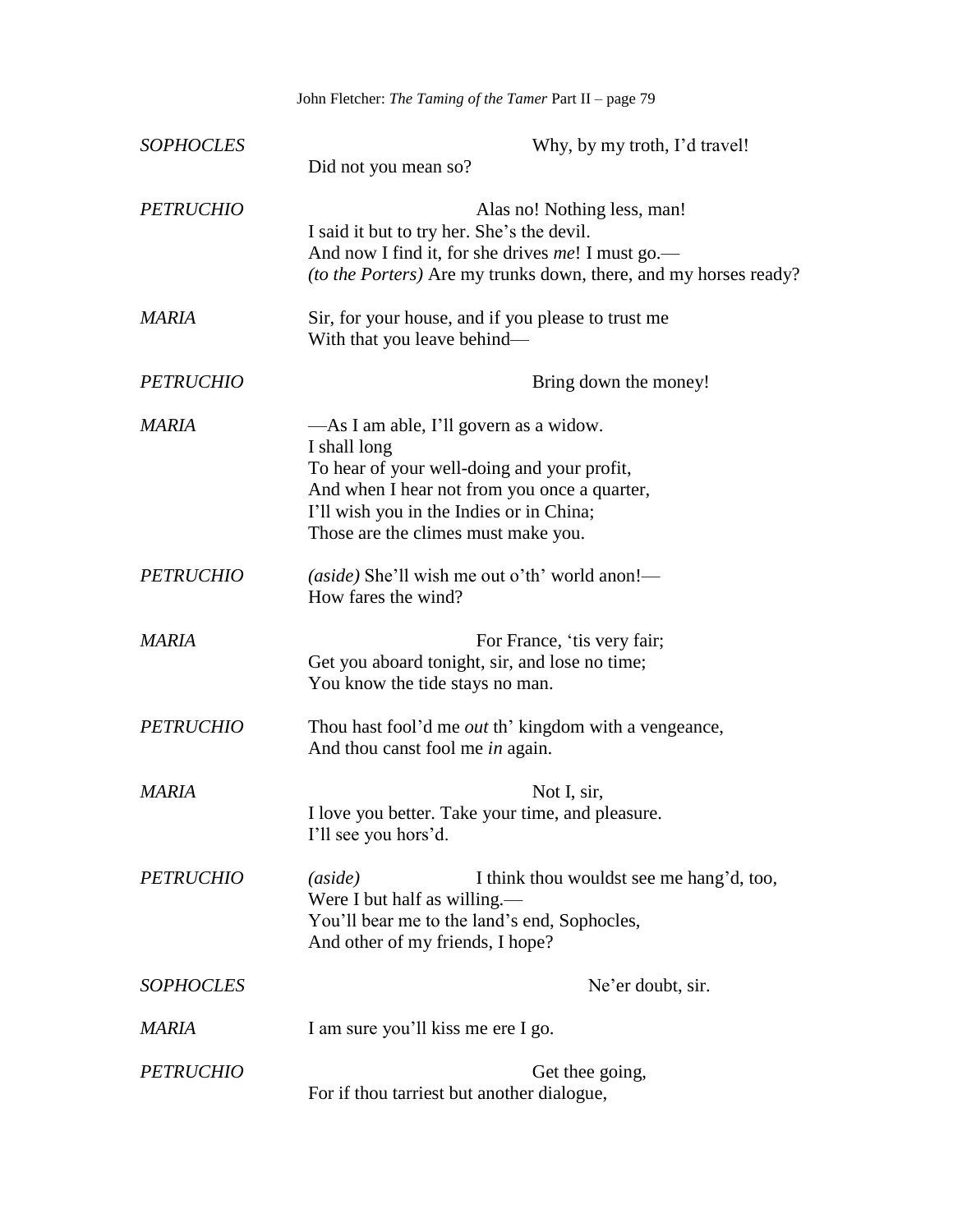*SOPHOCLES* Why, by my troth, I'd travel!
Did not you mean so?

*PETRUCHIO* Alas no! Nothing less, man!
I said it but to try her. She's the devil.
And now I find it, for she drives *me*! I must go.—
*(to the Porters)* Are my trunks down, there, and my horses ready?

*MARIA* Sir, for your house, and if you please to trust me
With that you leave behind—

*PETRUCHIO* Bring down the money!

*MARIA* —As I am able, I'll govern as a widow.
I shall long
To hear of your well-doing and your profit,
And when I hear not from you once a quarter,
I'll wish you in the Indies or in China;
Those are the climes must make you.

*PETRUCHIO* *(aside)* She'll wish me out o'th' world anon!—
How fares the wind?

*MARIA* For France, 'tis very fair;
Get you aboard tonight, sir, and lose no time;
You know the tide stays no man.

*PETRUCHIO* Thou hast fool'd me *out* th' kingdom with a vengeance,
And thou canst fool me *in* again.

*MARIA* Not I, sir,
I love you better. Take your time, and pleasure.
I'll see you hors'd.

*PETRUCHIO* *(aside)* I think thou wouldst see me hang'd, too,
Were I but half as willing.—
You'll bear me to the land's end, Sophocles,
And other of my friends, I hope?

*SOPHOCLES* Ne'er doubt, sir.

*MARIA* I am sure you'll kiss me ere I go.

*PETRUCHIO* Get thee going,
For if thou tarriest but another dialogue,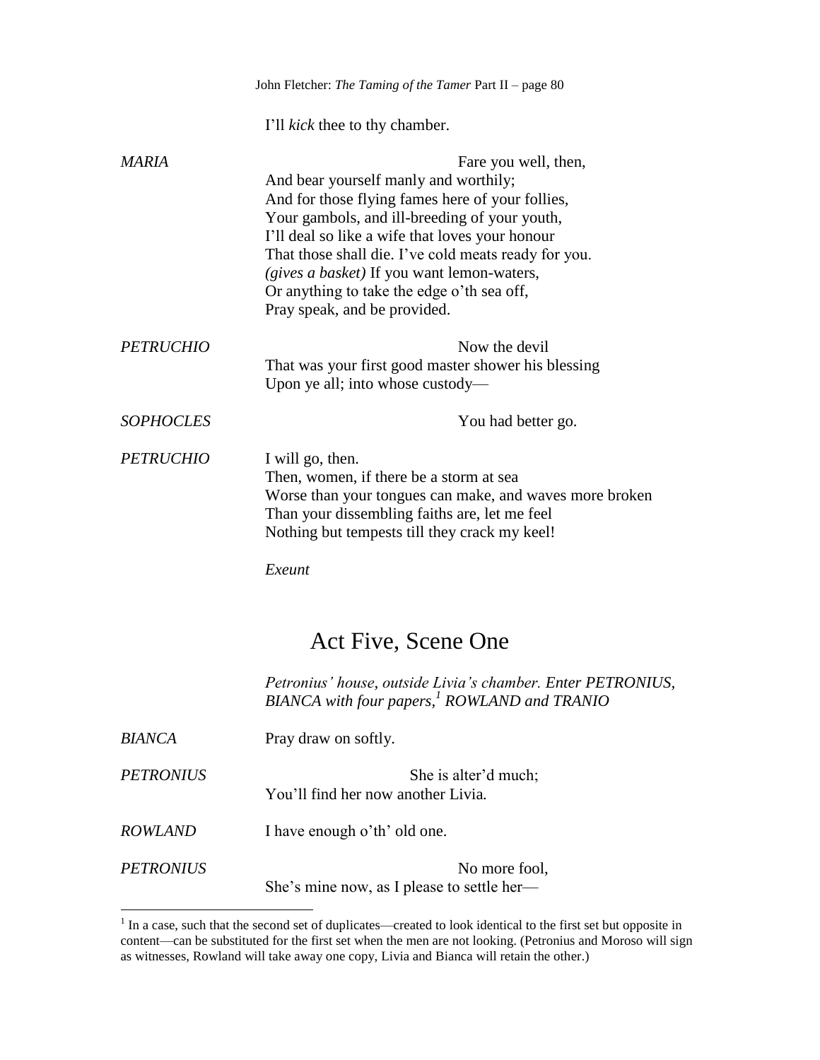I'll *kick* thee to thy chamber.

*MARIA* Fare you well, then,
And bear yourself manly and worthily;
And for those flying fames here of your follies,
Your gambols, and ill-breeding of your youth,
I'll deal so like a wife that loves your honour
That those shall die. I've cold meats ready for you.
*(gives a basket)* If you want lemon-waters,
Or anything to take the edge o'th sea off,
Pray speak, and be provided.

*PETRUCHIO* Now the devil
That was your first good master shower his blessing
Upon ye all; into whose custody—

*SOPHOCLES* You had better go.

*PETRUCHIO* I will go, then.
Then, women, if there be a storm at sea
Worse than your tongues can make, and waves more broken
Than your dissembling faiths are, let me feel
Nothing but tempests till they crack my keel!

*Exeunt*

## Act Five, Scene One

*Petronius' house, outside Livia's chamber. Enter PETRONIUS, BIANCA with four papers,[1] ROWLAND and TRANIO*

*BIANCA* Pray draw on softly.

*PETRONIUS* She is alter'd much;
You'll find her now another Livia.

*ROWLAND* I have enough o'th' old one.

*PETRONIUS* No more fool,
She's mine now, as I please to settle her—

[1] In a case, such that the second set of duplicates—created to look identical to the first set but opposite in content—can be substituted for the first set when the men are not looking. (Petronius and Moroso will sign as witnesses, Rowland will take away one copy, Livia and Bianca will retain the other.)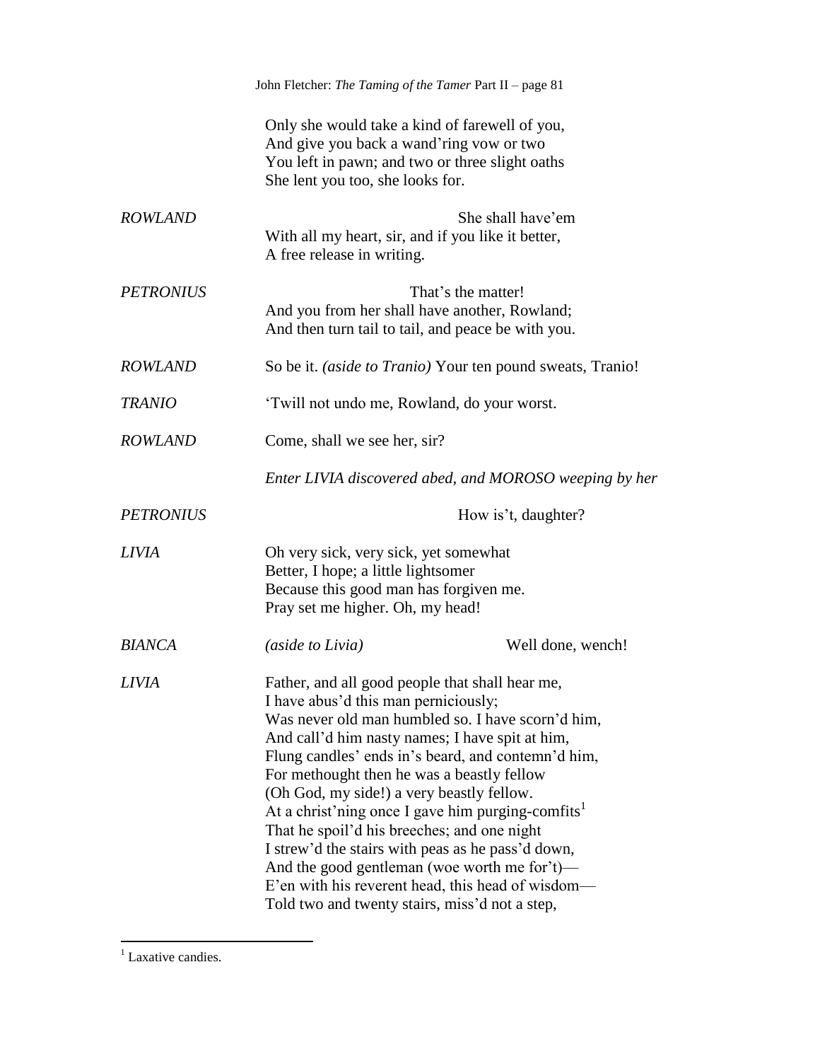Only she would take a kind of farewell of you,
And give you back a wand'ring vow or two
You left in pawn; and two or three slight oaths
She lent you too, she looks for.

*ROWLAND* She shall have'em
With all my heart, sir, and if you like it better,
A free release in writing.

*PETRONIUS* That's the matter!
And you from her shall have another, Rowland;
And then turn tail to tail, and peace be with you.

*ROWLAND* So be it. *(aside to Tranio)* Your ten pound sweats, Tranio!

*TRANIO* 'Twill not undo me, Rowland, do your worst.

*ROWLAND* Come, shall we see her, sir?

*Enter LIVIA discovered abed, and MOROSO weeping by her*

*PETRONIUS* How is't, daughter?

*LIVIA* Oh very sick, very sick, yet somewhat
Better, I hope; a little lightsomer
Because this good man has forgiven me.
Pray set me higher. Oh, my head!

*BIANCA* *(aside to Livia)* Well done, wench!

*LIVIA* Father, and all good people that shall hear me,
I have abus'd this man perniciously;
Was never old man humbled so. I have scorn'd him,
And call'd him nasty names; I have spit at him,
Flung candles' ends in's beard, and contemn'd him,
For methought then he was a beastly fellow
(Oh God, my side!) a very beastly fellow.
At a christ'ning once I gave him purging-comfits[1]
That he spoil'd his breeches; and one night
I strew'd the stairs with peas as he pass'd down,
And the good gentleman (woe worth me for't)—
E'en with his reverent head, this head of wisdom—
Told two and twenty stairs, miss'd not a step,

---

[1] Laxative candies.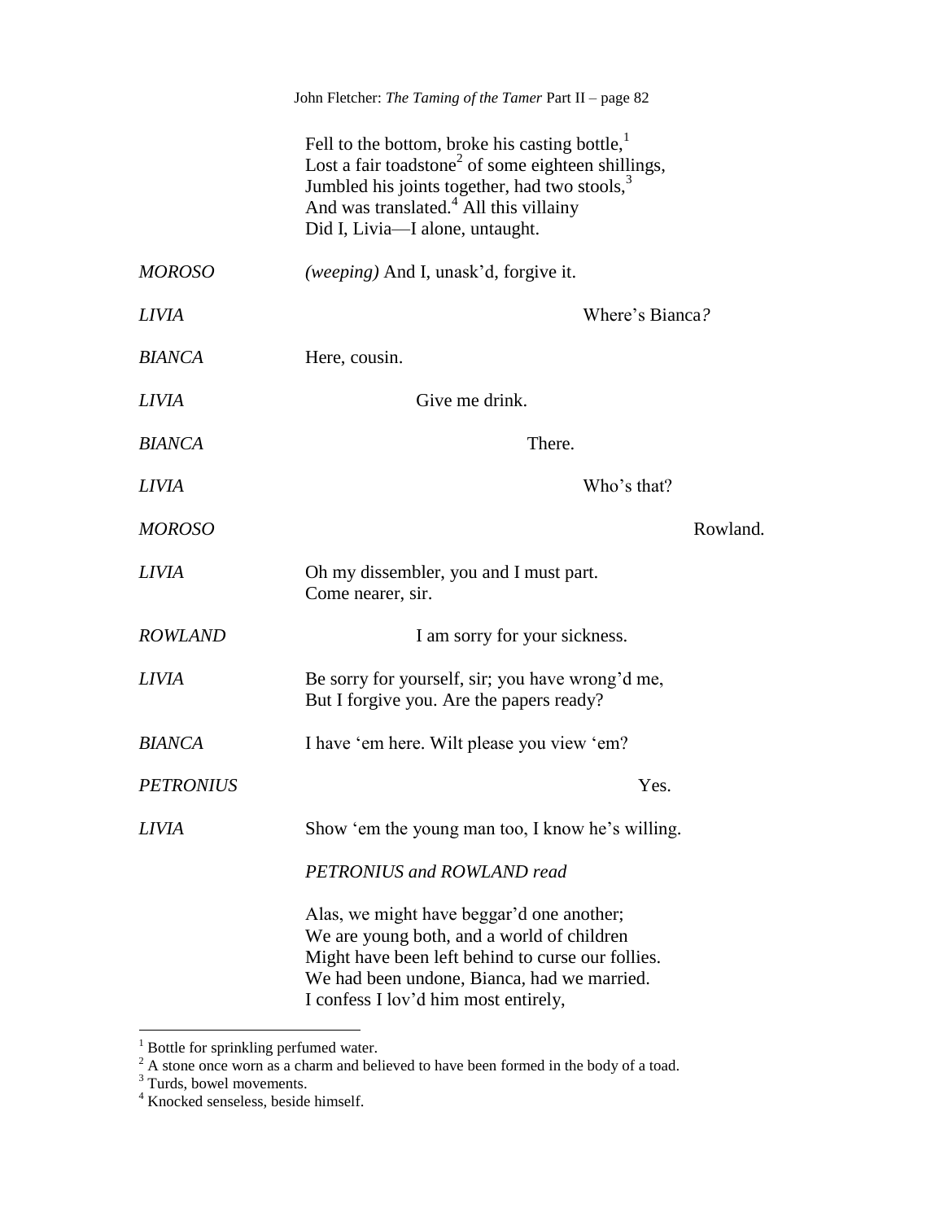Fell to the bottom, broke his casting bottle,[1]
Lost a fair toadstone[2] of some eighteen shillings,
Jumbled his joints together, had two stools,[3]
And was translated.[4] All this villainy
Did I, Livia—I alone, untaught.

*MOROSO* *(weeping)* And I, unask'd, forgive it.

*LIVIA* Where's Bianca?

*BIANCA* Here, cousin.

*LIVIA* Give me drink.

*BIANCA* There.

*LIVIA* Who's that?

*MOROSO* Rowland.

*LIVIA* Oh my dissembler, you and I must part.
Come nearer, sir.

*ROWLAND* I am sorry for your sickness.

*LIVIA* Be sorry for yourself, sir; you have wrong'd me,
But I forgive you. Are the papers ready?

*BIANCA* I have 'em here. Wilt please you view 'em?

*PETRONIUS* Yes.

*LIVIA* Show 'em the young man too, I know he's willing.

*PETRONIUS and ROWLAND read*

Alas, we might have beggar'd one another;
We are young both, and a world of children
Might have been left behind to curse our follies.
We had been undone, Bianca, had we married.
I confess I lov'd him most entirely,

---

[1] Bottle for sprinkling perfumed water.
[2] A stone once worn as a charm and believed to have been formed in the body of a toad.
[3] Turds, bowel movements.
[4] Knocked senseless, beside himself.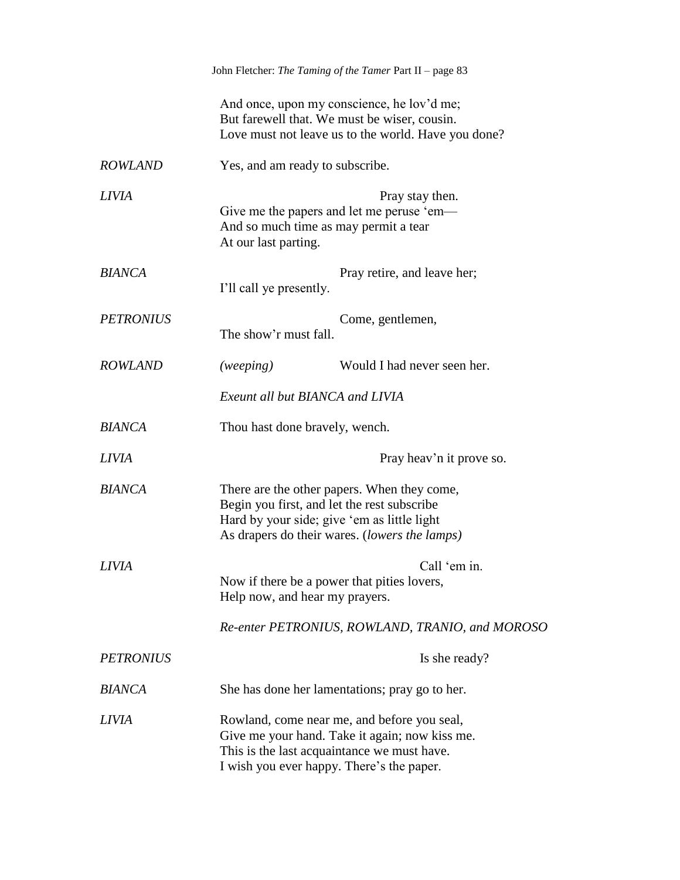And once, upon my conscience, he lov'd me;
But farewell that. We must be wiser, cousin.
Love must not leave us to the world. Have you done?

*ROWLAND* Yes, and am ready to subscribe.

*LIVIA* Pray stay then.
Give me the papers and let me peruse 'em—
And so much time as may permit a tear
At our last parting.

*BIANCA* Pray retire, and leave her;
I'll call ye presently.

*PETRONIUS* Come, gentlemen,
The show'r must fall.

*ROWLAND* *(weeping)* Would I had never seen her.

*Exeunt all but BIANCA and LIVIA*

*BIANCA* Thou hast done bravely, wench.

*LIVIA* Pray heav'n it prove so.

*BIANCA* There are the other papers. When they come,
Begin you first, and let the rest subscribe
Hard by your side; give 'em as little light
As drapers do their wares. (*lowers the lamps)*

*LIVIA* Call 'em in.
Now if there be a power that pities lovers,
Help now, and hear my prayers.

*Re-enter PETRONIUS, ROWLAND, TRANIO, and MOROSO*

*PETRONIUS* Is she ready?

*BIANCA* She has done her lamentations; pray go to her.

*LIVIA* Rowland, come near me, and before you seal,
Give me your hand. Take it again; now kiss me.
This is the last acquaintance we must have.
I wish you ever happy. There's the paper.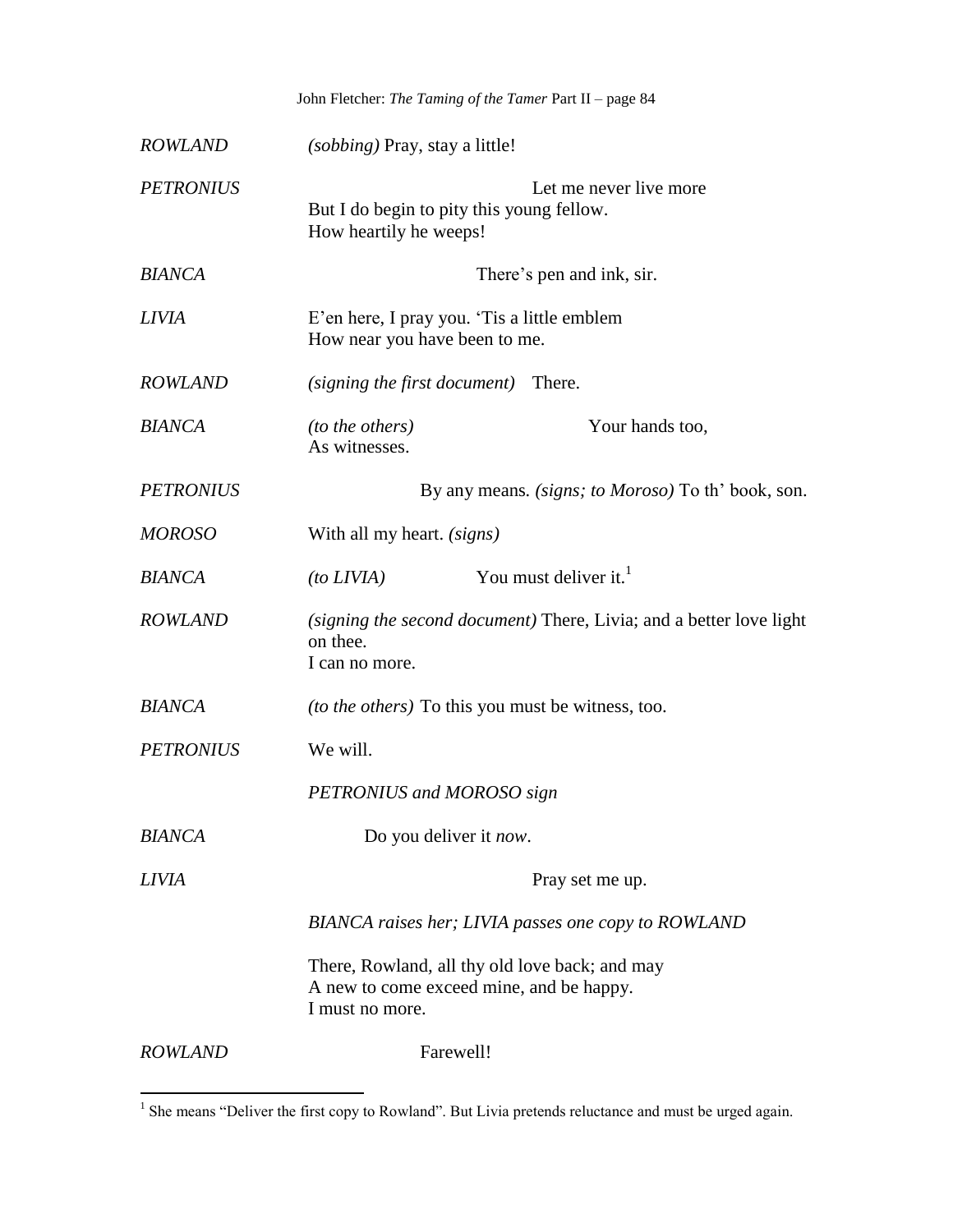*ROWLAND* (*sobbing*) Pray, stay a little!

*PETRONIUS* Let me never live more
But I do begin to pity this young fellow.
How heartily he weeps!

*BIANCA* There's pen and ink, sir.

*LIVIA* E'en here, I pray you. 'Tis a little emblem
How near you have been to me.

*ROWLAND* (*signing the first document*) There.

*BIANCA* (*to the others*) Your hands too,
As witnesses.

*PETRONIUS* By any means. (*signs; to Moroso*) To th' book, son.

*MOROSO* With all my heart. (*signs*)

*BIANCA* (*to LIVIA*) You must deliver it.[1]

*ROWLAND* (*signing the second document*) There, Livia; and a better love light on thee.
I can no more.

*BIANCA* (*to the others*) To this you must be witness, too.

*PETRONIUS* We will.

*PETRONIUS and MOROSO sign*

*BIANCA* Do you deliver it *now*.

*LIVIA* Pray set me up.

*BIANCA raises her; LIVIA passes one copy to ROWLAND*

There, Rowland, all thy old love back; and may
A new to come exceed mine, and be happy.
I must no more.

*ROWLAND* Farewell!

---

[1] She means "Deliver the first copy to Rowland". But Livia pretends reluctance and must be urged again.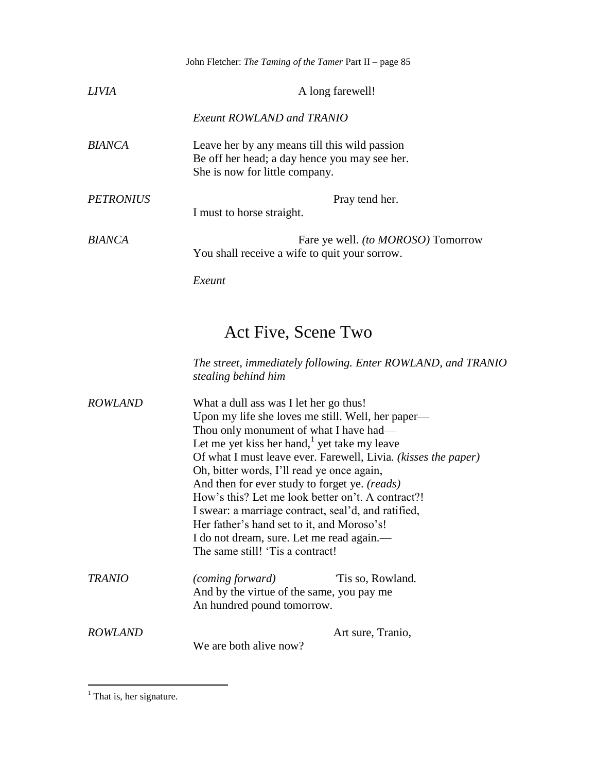*LIVIA* A long farewell!

*Exeunt ROWLAND and TRANIO*

*BIANCA* Leave her by any means till this wild passion
Be off her head; a day hence you may see her.
She is now for little company.

*PETRONIUS* Pray tend her.
I must to horse straight.

*BIANCA* Fare ye well. *(to MOROSO)* Tomorrow
You shall receive a wife to quit your sorrow.

*Exeunt*

## Act Five, Scene Two

*The street, immediately following. Enter ROWLAND, and TRANIO stealing behind him*

*ROWLAND* What a dull ass was I let her go thus!
Upon my life she loves me still. Well, her paper—
Thou only monument of what I have had—
Let me yet kiss her hand,[1] yet take my leave
Of what I must leave ever. Farewell, Livia. *(kisses the paper)*
Oh, bitter words, I'll read ye once again,
And then for ever study to forget ye. *(reads)*
How's this? Let me look better on't. A contract?!
I swear: a marriage contract, seal'd, and ratified,
Her father's hand set to it, and Moroso's!
I do not dream, sure. Let me read again.—
The same still! 'Tis a contract!

*TRANIO* *(coming forward)* 'Tis so, Rowland.
And by the virtue of the same, you pay me
An hundred pound tomorrow.

*ROWLAND* Art sure, Tranio,
We are both alive now?

[1] That is, her signature.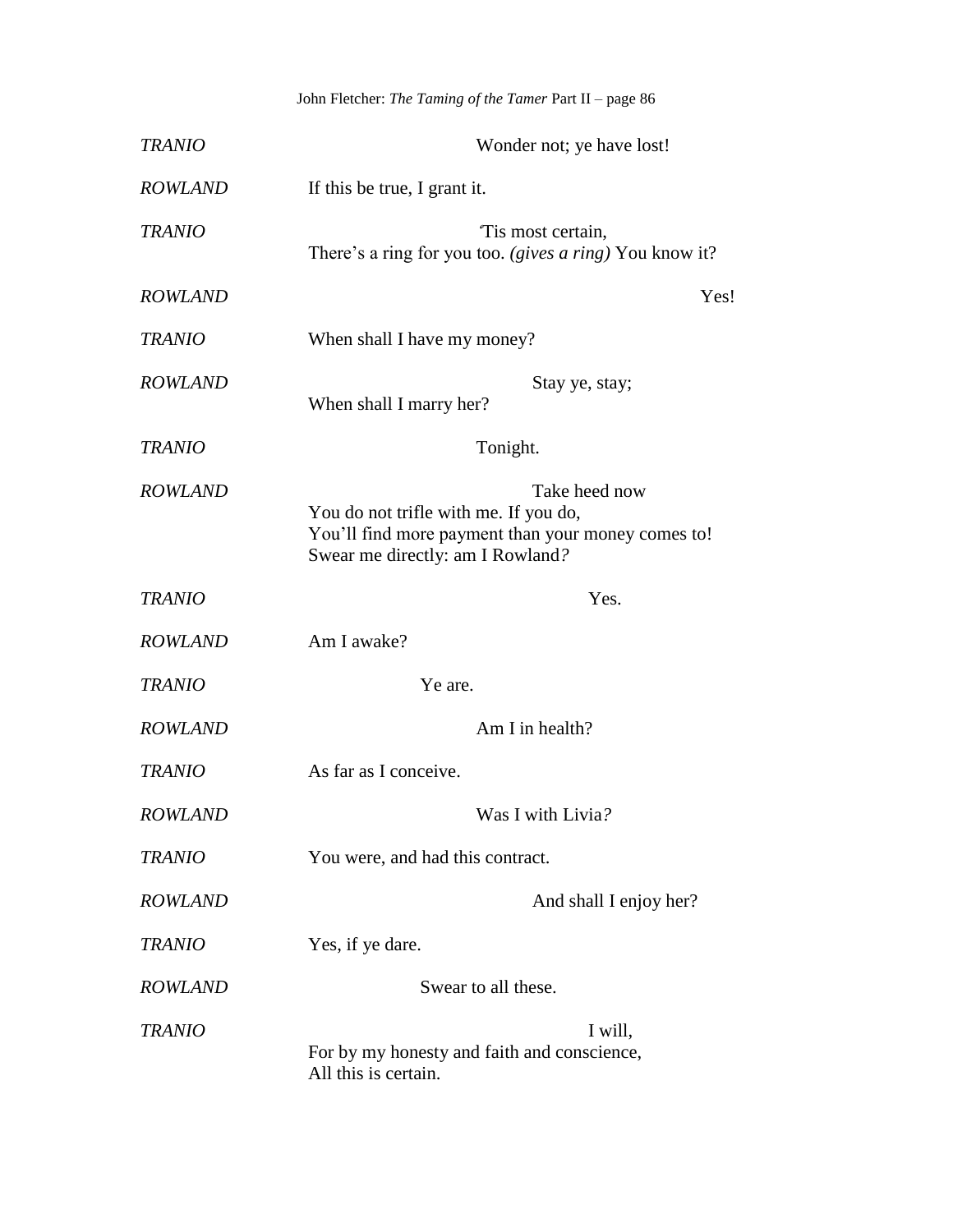*TRANIO* Wonder not; ye have lost!

*ROWLAND* If this be true, I grant it.

*TRANIO* 'Tis most certain,
There's a ring for you too. *(gives a ring)* You know it?

*ROWLAND* Yes!

*TRANIO* When shall I have my money?

*ROWLAND* Stay ye, stay;
When shall I marry her?

*TRANIO* Tonight.

*ROWLAND* Take heed now
You do not trifle with me. If you do,
You'll find more payment than your money comes to!
Swear me directly: am I Rowland*?*

*TRANIO* Yes.

*ROWLAND* Am I awake?

*TRANIO* Ye are.

*ROWLAND* Am I in health?

*TRANIO* As far as I conceive.

*ROWLAND* Was I with Livia*?*

*TRANIO* You were, and had this contract.

*ROWLAND* And shall I enjoy her?

*TRANIO* Yes, if ye dare.

*ROWLAND* Swear to all these.

*TRANIO* I will,
For by my honesty and faith and conscience,
All this is certain.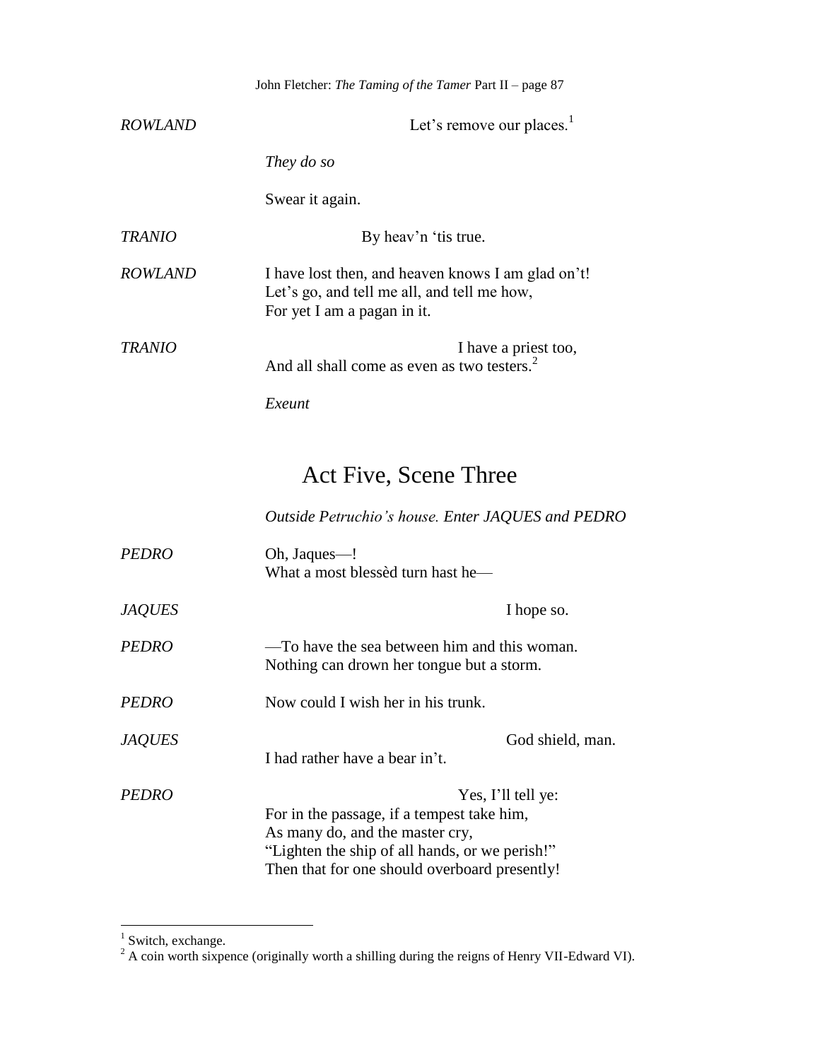ROWLAND Let's remove our places.[1]

*They do so*

Swear it again.

TRANIO By heav'n 'tis true.

ROWLAND I have lost then, and heaven knows I am glad on't!
Let's go, and tell me all, and tell me how,
For yet I am a pagan in it.

TRANIO I have a priest too,
And all shall come as even as two testers.[2]

*Exeunt*

# Act Five, Scene Three

*Outside Petruchio's house. Enter JAQUES and PEDRO*

PEDRO Oh, Jaques—!
What a most blessèd turn hast he—

JAQUES I hope so.

PEDRO —To have the sea between him and this woman.
Nothing can drown her tongue but a storm.

PEDRO Now could I wish her in his trunk.

JAQUES God shield, man.
I had rather have a bear in't.

PEDRO Yes, I'll tell ye:
For in the passage, if a tempest take him,
As many do, and the master cry,
"Lighten the ship of all hands, or we perish!"
Then that for one should overboard presently!

---

[1] Switch, exchange.

[2] A coin worth sixpence (originally worth a shilling during the reigns of Henry VII-Edward VI).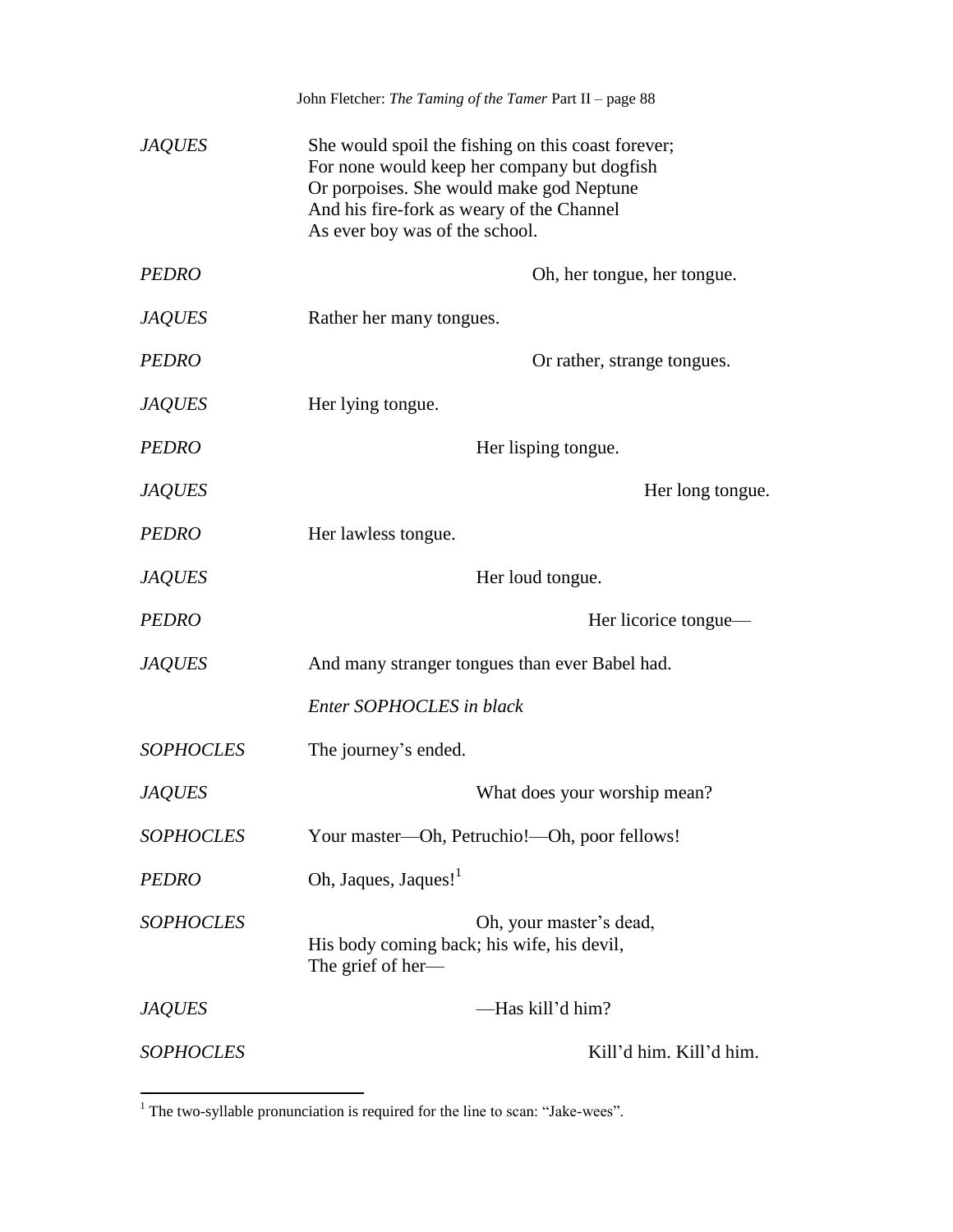*JAQUES* She would spoil the fishing on this coast forever;
For none would keep her company but dogfish
Or porpoises. She would make god Neptune
And his fire-fork as weary of the Channel
As ever boy was of the school.

*PEDRO* Oh, her tongue, her tongue.

*JAQUES* Rather her many tongues.

*PEDRO* Or rather, strange tongues.

*JAQUES* Her lying tongue.

*PEDRO* Her lisping tongue.

*JAQUES* Her long tongue.

*PEDRO* Her lawless tongue.

*JAQUES* Her loud tongue.

*PEDRO* Her licorice tongue—

*JAQUES* And many stranger tongues than ever Babel had.

*Enter SOPHOCLES in black*

*SOPHOCLES* The journey's ended.

*JAQUES* What does your worship mean?

*SOPHOCLES* Your master—Oh, Petruchio!—Oh, poor fellows!

*PEDRO* Oh, Jaques, Jaques![1]

*SOPHOCLES* Oh, your master's dead,
His body coming back; his wife, his devil,
The grief of her—

*JAQUES* —Has kill'd him?

*SOPHOCLES* Kill'd him. Kill'd him.

---

[1] The two-syllable pronunciation is required for the line to scan: "Jake-wees".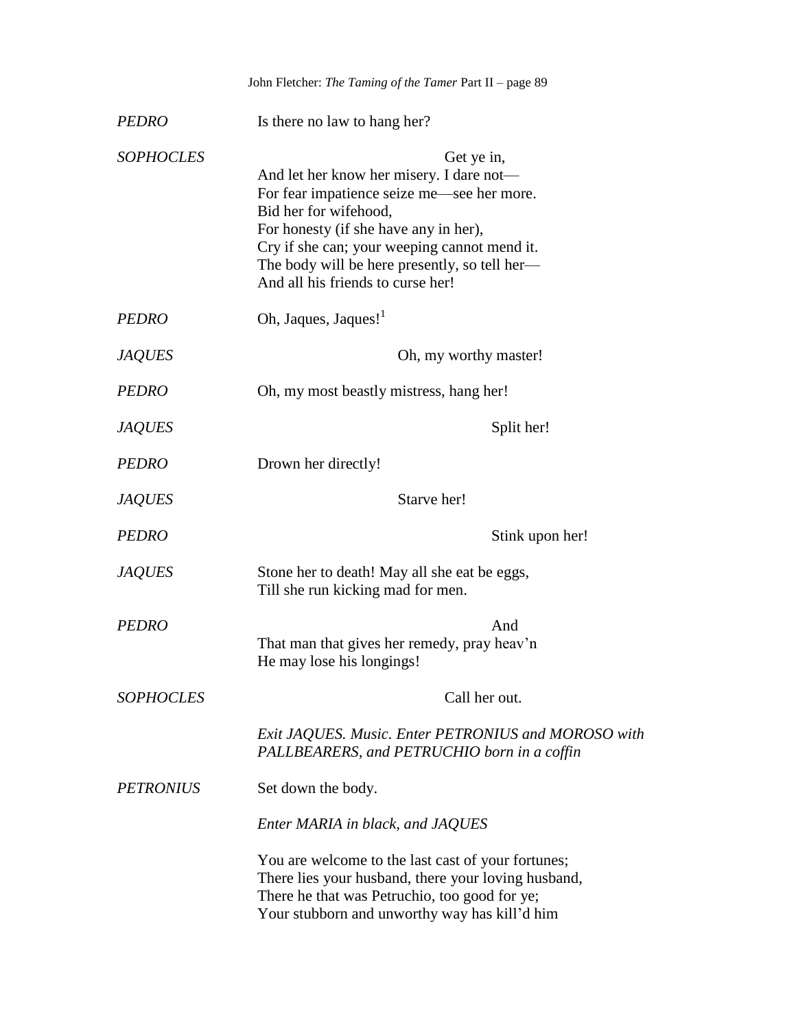*PEDRO* Is there no law to hang her?

*SOPHOCLES* Get ye in,
And let her know her misery. I dare not—
For fear impatience seize me—see her more.
Bid her for wifehood,
For honesty (if she have any in her),
Cry if she can; your weeping cannot mend it.
The body will be here presently, so tell her—
And all his friends to curse her!

*PEDRO* Oh, Jaques, Jaques![1]

*JAQUES* Oh, my worthy master!

*PEDRO* Oh, my most beastly mistress, hang her!

*JAQUES* Split her!

*PEDRO* Drown her directly!

*JAQUES* Starve her!

*PEDRO* Stink upon her!

*JAQUES* Stone her to death! May all she eat be eggs,
Till she run kicking mad for men.

*PEDRO* And
That man that gives her remedy, pray heav'n
He may lose his longings!

*SOPHOCLES* Call her out.

*Exit JAQUES. Music. Enter PETRONIUS and MOROSO with PALLBEARERS, and PETRUCHIO born in a coffin*

*PETRONIUS* Set down the body.

*Enter MARIA in black, and JAQUES*

You are welcome to the last cast of your fortunes;
There lies your husband, there your loving husband,
There he that was Petruchio, too good for ye;
Your stubborn and unworthy way has kill'd him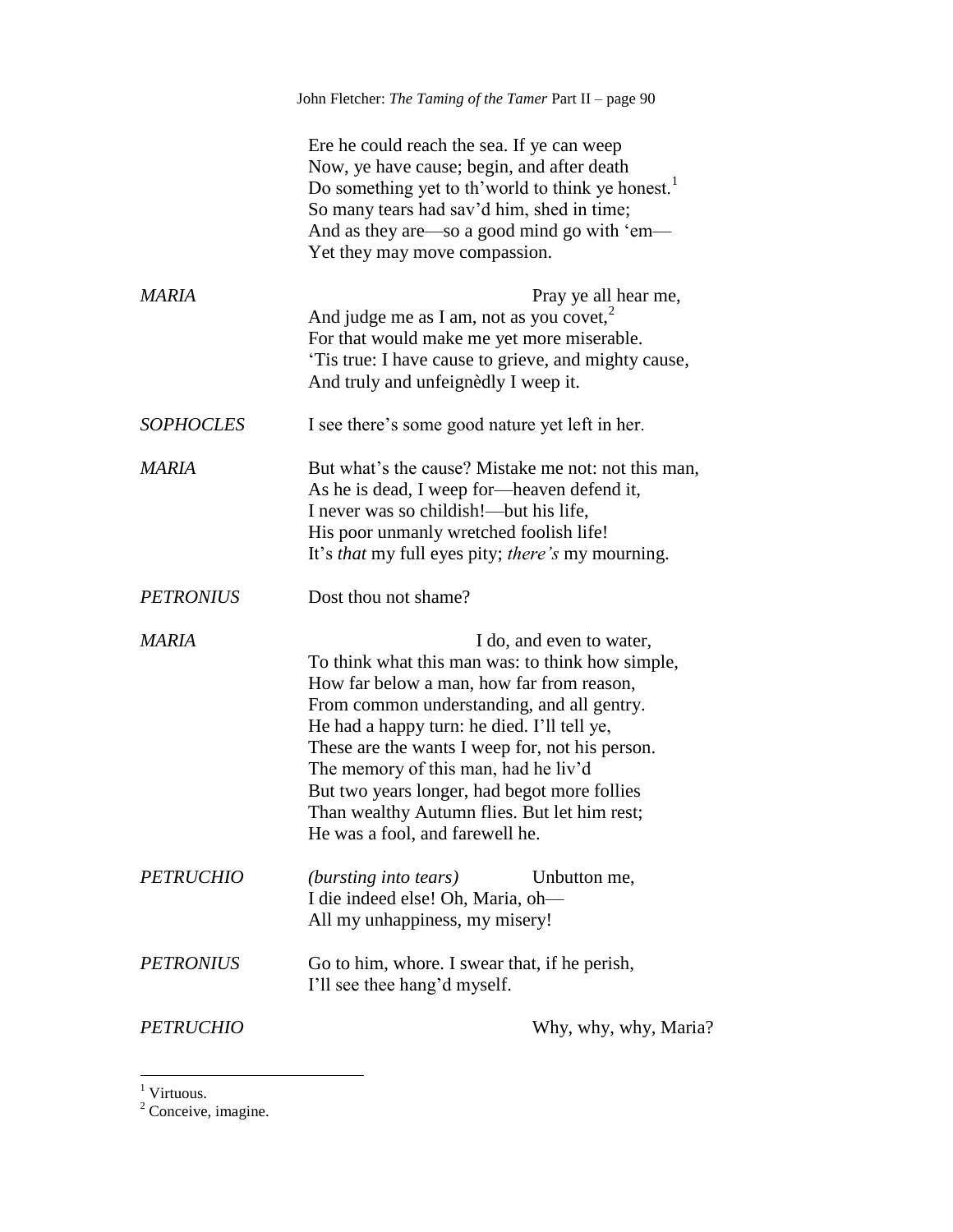Ere he could reach the sea. If ye can weep
Now, ye have cause; begin, and after death
Do something yet to th'world to think ye honest.[1]
So many tears had sav'd him, shed in time;
And as they are—so a good mind go with 'em—
Yet they may move compassion.

*MARIA* Pray ye all hear me,
And judge me as I am, not as you covet,[2]
For that would make me yet more miserable.
'Tis true: I have cause to grieve, and mighty cause,
And truly and unfeignèdly I weep it.

*SOPHOCLES* I see there's some good nature yet left in her.

*MARIA* But what's the cause? Mistake me not: not this man,
As he is dead, I weep for—heaven defend it,
I never was so childish!—but his life,
His poor unmanly wretched foolish life!
It's *that* my full eyes pity; *there's* my mourning.

*PETRONIUS* Dost thou not shame?

*MARIA* I do, and even to water,
To think what this man was: to think how simple,
How far below a man, how far from reason,
From common understanding, and all gentry.
He had a happy turn: he died. I'll tell ye,
These are the wants I weep for, not his person.
The memory of this man, had he liv'd
But two years longer, had begot more follies
Than wealthy Autumn flies. But let him rest;
He was a fool, and farewell he.

*PETRUCHIO* *(bursting into tears)* Unbutton me,
I die indeed else! Oh, Maria, oh—
All my unhappiness, my misery!

*PETRONIUS* Go to him, whore. I swear that, if he perish,
I'll see thee hang'd myself.

*PETRUCHIO* Why, why, why, Maria?

---

[1] Virtuous.

[2] Conceive, imagine.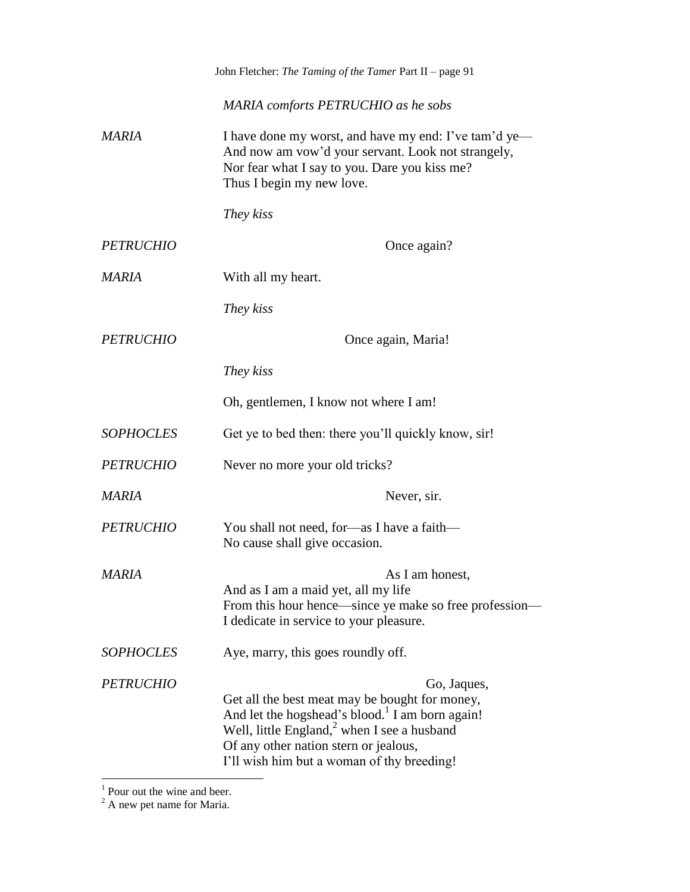*MARIA comforts PETRUCHIO as he sobs*

*MARIA* I have done my worst, and have my end: I've tam'd ye—
And now am vow'd your servant. Look not strangely,
Nor fear what I say to you. Dare you kiss me?
Thus I begin my new love.

*They kiss*

*PETRUCHIO* Once again?

*MARIA* With all my heart.

*They kiss*

*PETRUCHIO* Once again, Maria!

*They kiss*

Oh, gentlemen, I know not where I am!

*SOPHOCLES* Get ye to bed then: there you'll quickly know, sir!

*PETRUCHIO* Never no more your old tricks?

*MARIA* Never, sir.

*PETRUCHIO* You shall not need, for—as I have a faith—
No cause shall give occasion.

*MARIA* As I am honest,
And as I am a maid yet, all my life
From this hour hence—since ye make so free profession—
I dedicate in service to your pleasure.

*SOPHOCLES* Aye, marry, this goes roundly off.

*PETRUCHIO* Go, Jaques,
Get all the best meat may be bought for money,
And let the hogshead's blood.[1] I am born again!
Well, little England,[2] when I see a husband
Of any other nation stern or jealous,
I'll wish him but a woman of thy breeding!

---

[1] Pour out the wine and beer.

[2] A new pet name for Maria.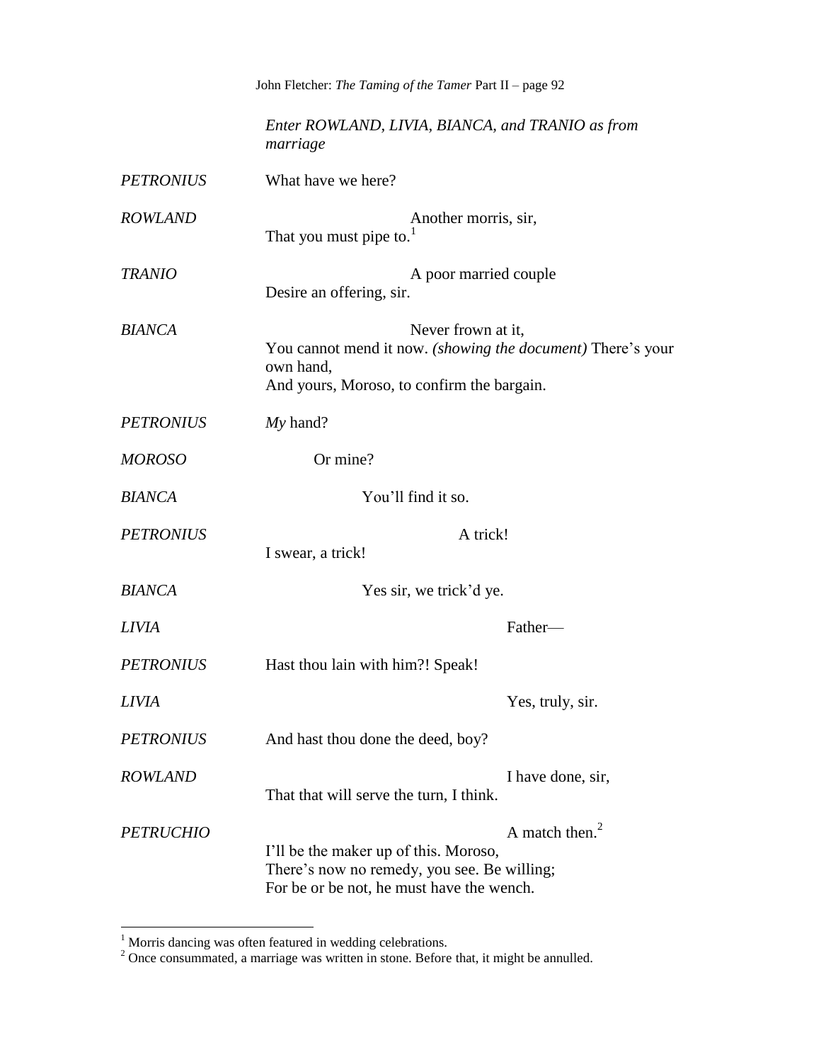*Enter ROWLAND, LIVIA, BIANCA, and TRANIO as from marriage*

*PETRONIUS* What have we here?

*ROWLAND* Another morris, sir,
That you must pipe to.[1]

*TRANIO* A poor married couple
Desire an offering, sir.

*BIANCA* Never frown at it,
You cannot mend it now. *(showing the document)* There's your own hand,
And yours, Moroso, to confirm the bargain.

*PETRONIUS* *My* hand?

*MOROSO* Or mine?

*BIANCA* You'll find it so.

*PETRONIUS* A trick!
I swear, a trick!

*BIANCA* Yes sir, we trick'd ye.

*LIVIA* Father—

*PETRONIUS* Hast thou lain with him?! Speak!

*LIVIA* Yes, truly, sir.

*PETRONIUS* And hast thou done the deed, boy?

*ROWLAND* I have done, sir,
That that will serve the turn, I think.

*PETRUCHIO* A match then.[2]
I'll be the maker up of this. Moroso,
There's now no remedy, you see. Be willing;
For be or be not, he must have the wench.

---

[1] Morris dancing was often featured in wedding celebrations.
[2] Once consummated, a marriage was written in stone. Before that, it might be annulled.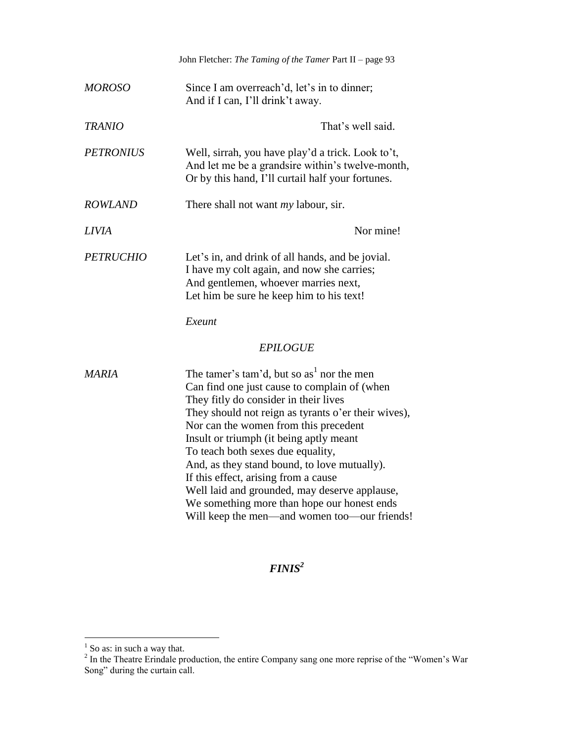*MOROSO* Since I am overreach'd, let's in to dinner;
And if I can, I'll drink't away.

*TRANIO* That's well said.

*PETRONIUS* Well, sirrah, you have play'd a trick. Look to't,
And let me be a grandsire within's twelve-month,
Or by this hand, I'll curtail half your fortunes.

*ROWLAND* There shall not want *my* labour, sir.

*LIVIA* Nor mine!

*PETRUCHIO* Let's in, and drink of all hands, and be jovial.
I have my colt again, and now she carries;
And gentlemen, whoever marries next,
Let him be sure he keep him to his text!

*Exeunt*

## *EPILOGUE*

*MARIA* The tamer's tam'd, but so as[1] nor the men
Can find one just cause to complain of (when
They fitly do consider in their lives
They should not reign as tyrants o'er their wives),
Nor can the women from this precedent
Insult or triumph (it being aptly meant
To teach both sexes due equality,
And, as they stand bound, to love mutually).
If this effect, arising from a cause
Well laid and grounded, may deserve applause,
We something more than hope our honest ends
Will keep the men—and women too—our friends!

## ***FINIS***[2]

---

[1] So as: in such a way that.

[2] In the Theatre Erindale production, the entire Company sang one more reprise of the "Women's War Song" during the curtain call.